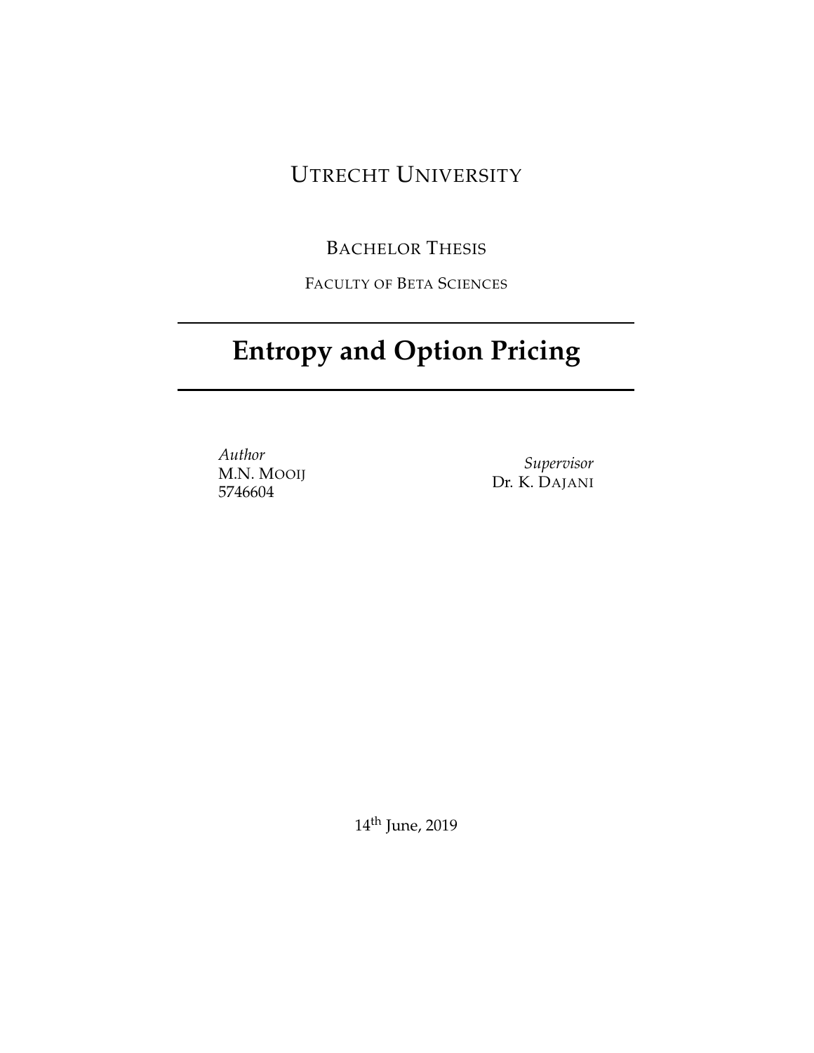UTRECHT UNIVERSITY

BACHELOR THESIS

FACULTY OF BETA SCIENCES

# Entropy and Option Pricing

*Author*
M.N. MOOIJ
5746604

*Supervisor*
Dr. K. DAJANI

14th June, 2019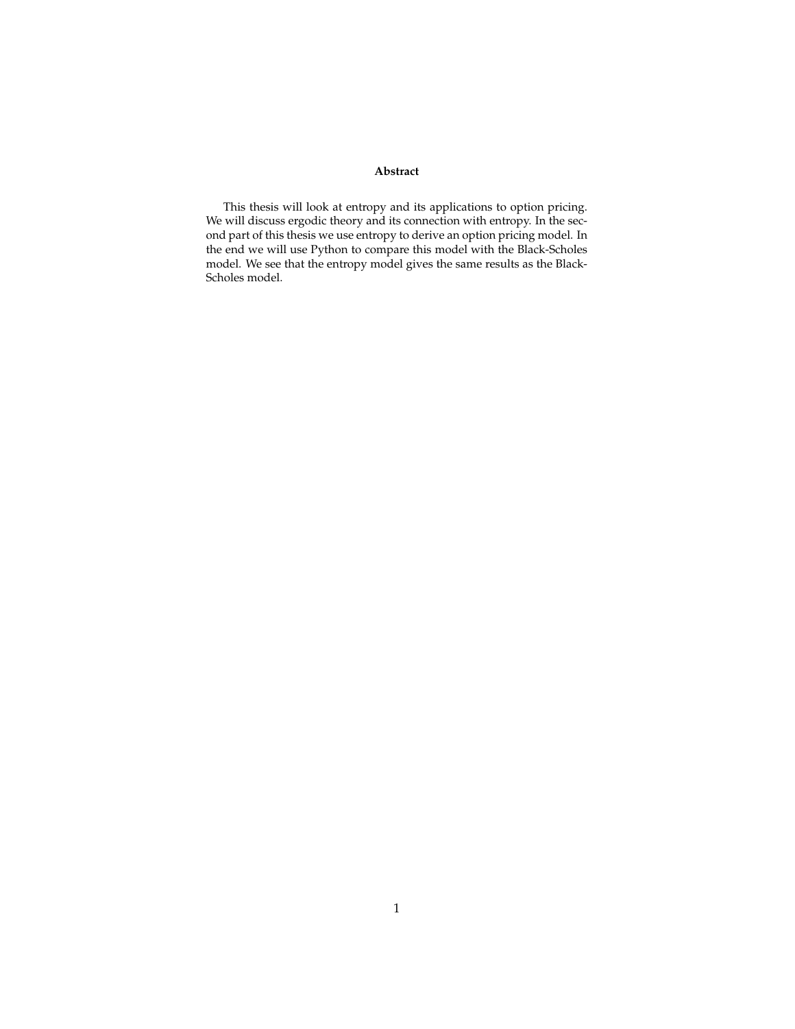**Abstract**

This thesis will look at entropy and its applications to option pricing. We will discuss ergodic theory and its connection with entropy. In the second part of this thesis we use entropy to derive an option pricing model. In the end we will use Python to compare this model with the Black-Scholes model. We see that the entropy model gives the same results as the Black-Scholes model.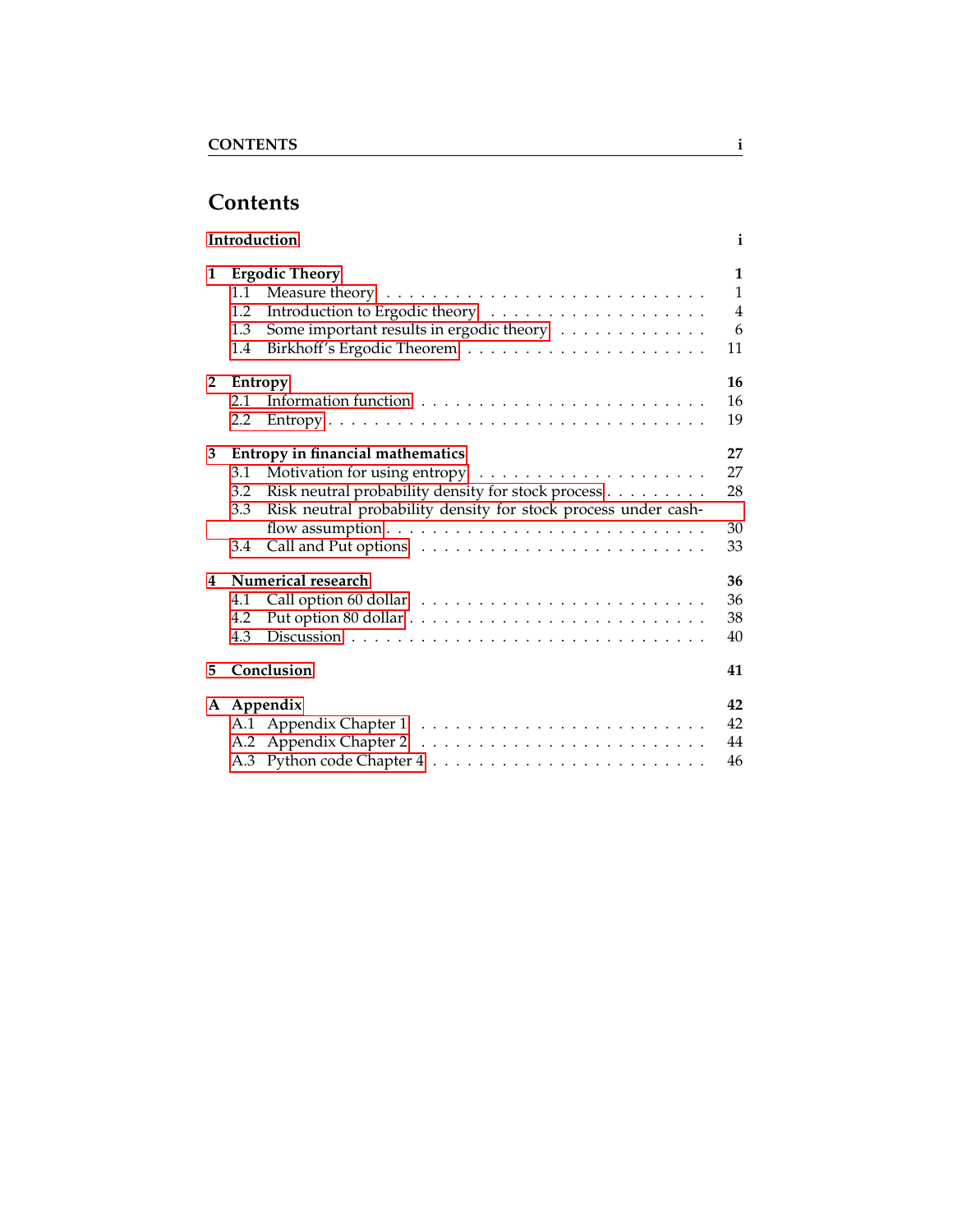# Contents

**Introduction** **i**

**1 Ergodic Theory** **1**
- 1.1 Measure theory . . . . . . . . . . . . . . . . . . . . . . . . . . . 1
- 1.2 Introduction to Ergodic theory . . . . . . . . . . . . . . . . . . . 4
- 1.3 Some important results in ergodic theory . . . . . . . . . . . . . 6
- 1.4 Birkhoff's Ergodic Theorem . . . . . . . . . . . . . . . . . . . . . 11

**2 Entropy** **16**
- 2.1 Information function . . . . . . . . . . . . . . . . . . . . . . . . 16
- 2.2 Entropy . . . . . . . . . . . . . . . . . . . . . . . . . . . . . . . 19

**3 Entropy in financial mathematics** **27**
- 3.1 Motivation for using entropy . . . . . . . . . . . . . . . . . . . . 27
- 3.2 Risk neutral probability density for stock process . . . . . . . . . 28
- 3.3 Risk neutral probability density for stock process under cash-flow assumption . . . . . . . . . . . . . . . . . . . . . . . . . . . 30
- 3.4 Call and Put options . . . . . . . . . . . . . . . . . . . . . . . . 33

**4 Numerical research** **36**
- 4.1 Call option 60 dollar . . . . . . . . . . . . . . . . . . . . . . . . 36
- 4.2 Put option 80 dollar . . . . . . . . . . . . . . . . . . . . . . . . . 38
- 4.3 Discussion . . . . . . . . . . . . . . . . . . . . . . . . . . . . . . 40

**5 Conclusion** **41**

**A Appendix** **42**
- A.1 Appendix Chapter 1 . . . . . . . . . . . . . . . . . . . . . . . . . 42
- A.2 Appendix Chapter 2 . . . . . . . . . . . . . . . . . . . . . . . . . 44
- A.3 Python code Chapter 4 . . . . . . . . . . . . . . . . . . . . . . . 46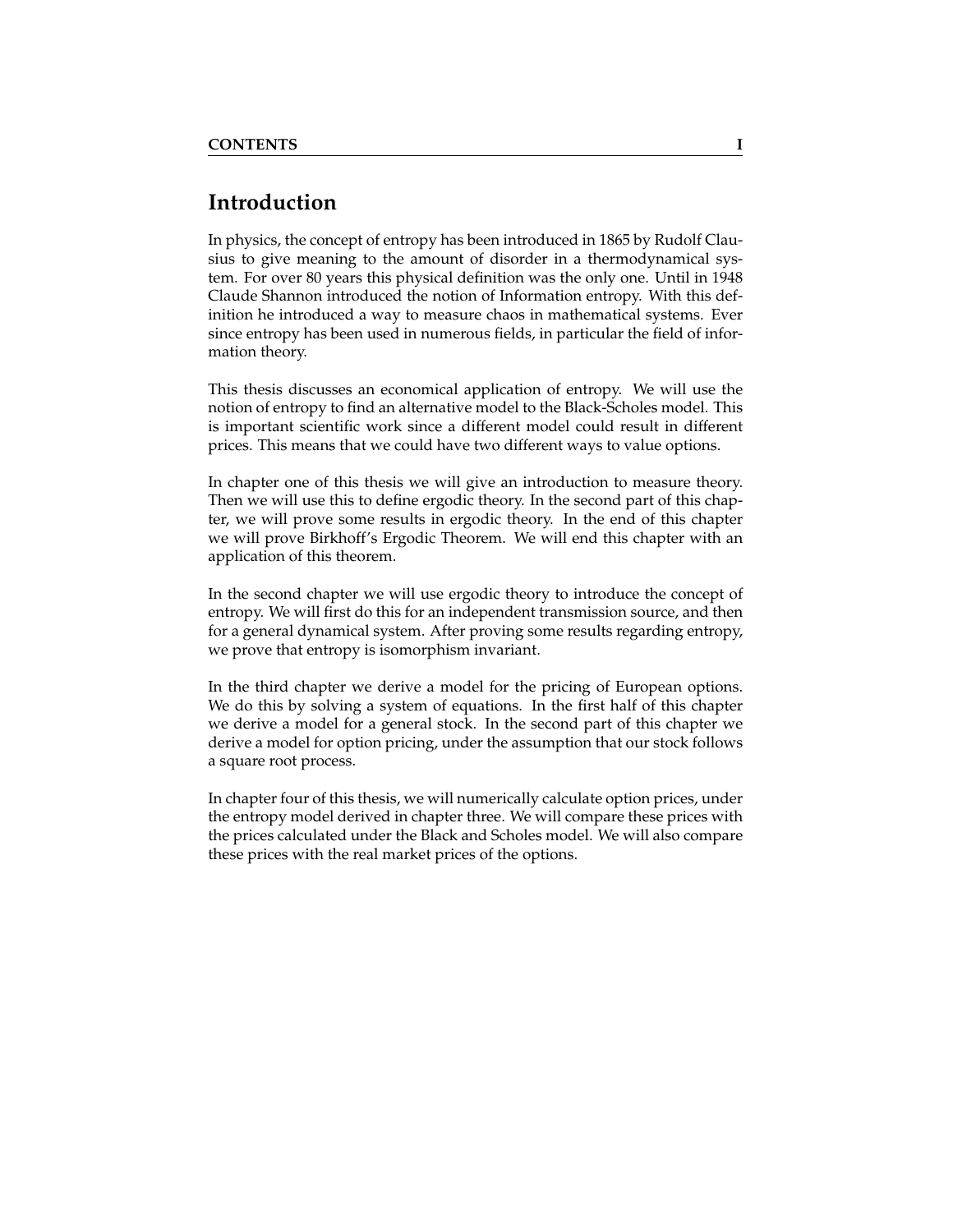# Introduction

In physics, the concept of entropy has been introduced in 1865 by Rudolf Clausius to give meaning to the amount of disorder in a thermodynamical system. For over 80 years this physical definition was the only one. Until in 1948 Claude Shannon introduced the notion of Information entropy. With this definition he introduced a way to measure chaos in mathematical systems. Ever since entropy has been used in numerous fields, in particular the field of information theory.

This thesis discusses an economical application of entropy. We will use the notion of entropy to find an alternative model to the Black-Scholes model. This is important scientific work since a different model could result in different prices. This means that we could have two different ways to value options.

In chapter one of this thesis we will give an introduction to measure theory. Then we will use this to define ergodic theory. In the second part of this chapter, we will prove some results in ergodic theory. In the end of this chapter we will prove Birkhoff's Ergodic Theorem. We will end this chapter with an application of this theorem.

In the second chapter we will use ergodic theory to introduce the concept of entropy. We will first do this for an independent transmission source, and then for a general dynamical system. After proving some results regarding entropy, we prove that entropy is isomorphism invariant.

In the third chapter we derive a model for the pricing of European options. We do this by solving a system of equations. In the first half of this chapter we derive a model for a general stock. In the second part of this chapter we derive a model for option pricing, under the assumption that our stock follows a square root process.

In chapter four of this thesis, we will numerically calculate option prices, under the entropy model derived in chapter three. We will compare these prices with the prices calculated under the Black and Scholes model. We will also compare these prices with the real market prices of the options.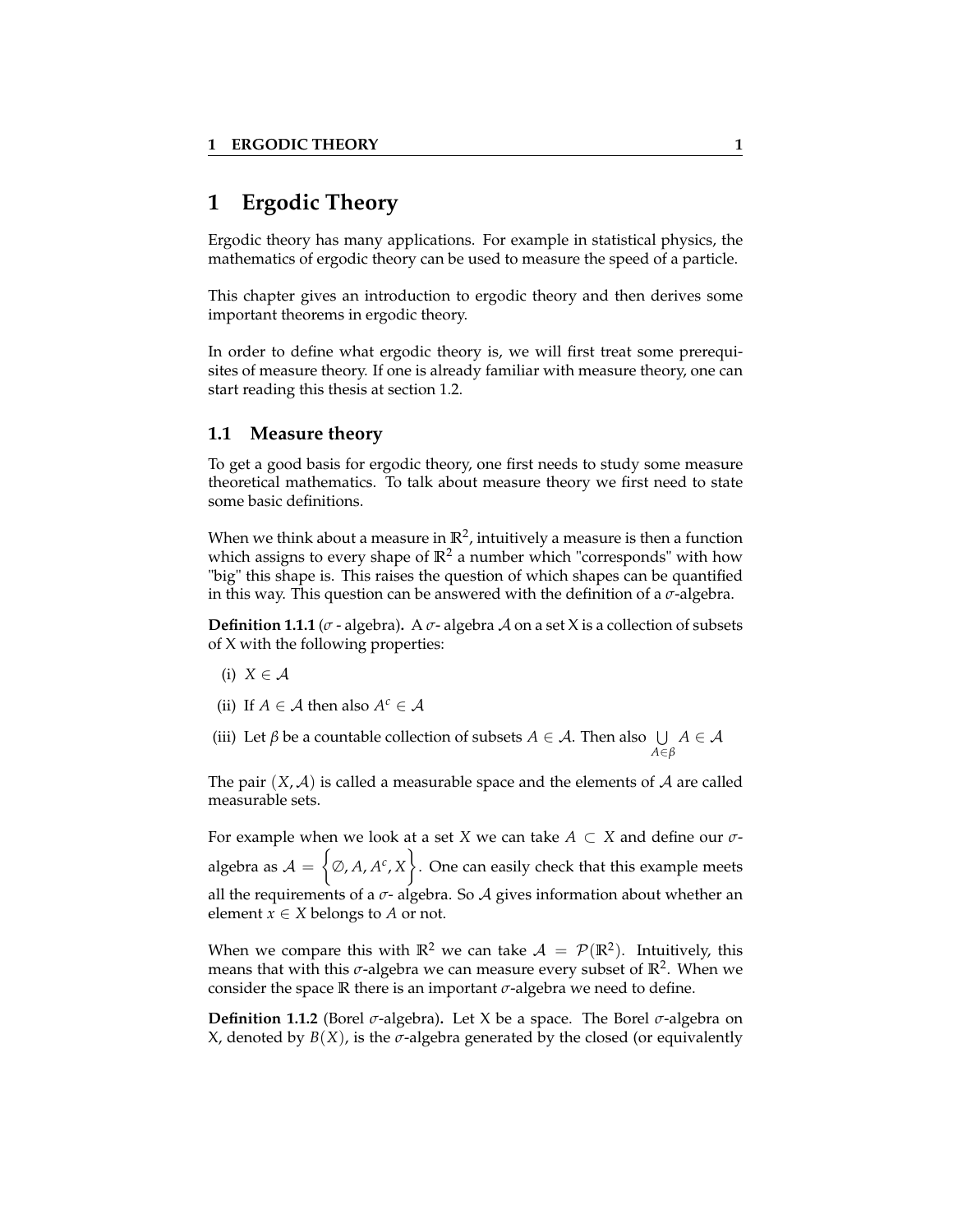# 1 Ergodic Theory

Ergodic theory has many applications. For example in statistical physics, the mathematics of ergodic theory can be used to measure the speed of a particle.

This chapter gives an introduction to ergodic theory and then derives some important theorems in ergodic theory.

In order to define what ergodic theory is, we will first treat some prerequisites of measure theory. If one is already familiar with measure theory, one can start reading this thesis at section 1.2.

## 1.1 Measure theory

To get a good basis for ergodic theory, one first needs to study some measure theoretical mathematics. To talk about measure theory we first need to state some basic definitions.

When we think about a measure in $\mathbb{R}^2$, intuitively a measure is then a function which assigns to every shape of $\mathbb{R}^2$ a number which "corresponds" with how "big" this shape is. This raises the question of which shapes can be quantified in this way. This question can be answered with the definition of a $\sigma$-algebra.

**Definition 1.1.1** ($\sigma$ - algebra)**.** A $\sigma$- algebra $\mathcal{A}$ on a set X is a collection of subsets of X with the following properties:

(i) $X \in \mathcal{A}$

(ii) If $A \in \mathcal{A}$ then also $A^c \in \mathcal{A}$

(iii) Let $\beta$ be a countable collection of subsets $A \in \mathcal{A}$. Then also $\bigcup\limits_{A \in \beta} A \in \mathcal{A}$

The pair $(X, \mathcal{A})$ is called a measurable space and the elements of $\mathcal{A}$ are called measurable sets.

For example when we look at a set $X$ we can take $A \subset X$ and define our $\sigma$-algebra as $\mathcal{A} = \left\{\emptyset, A, A^c, X\right\}$. One can easily check that this example meets all the requirements of a $\sigma$- algebra. So $\mathcal{A}$ gives information about whether an element $x \in X$ belongs to $A$ or not.

When we compare this with $\mathbb{R}^2$ we can take $\mathcal{A} = \mathcal{P}(\mathbb{R}^2)$. Intuitively, this means that with this $\sigma$-algebra we can measure every subset of $\mathbb{R}^2$. When we consider the space $\mathbb{R}$ there is an important $\sigma$-algebra we need to define.

**Definition 1.1.2** (Borel $\sigma$-algebra)**.** Let X be a space. The Borel $\sigma$-algebra on X, denoted by $B(X)$, is the $\sigma$-algebra generated by the closed (or equivalently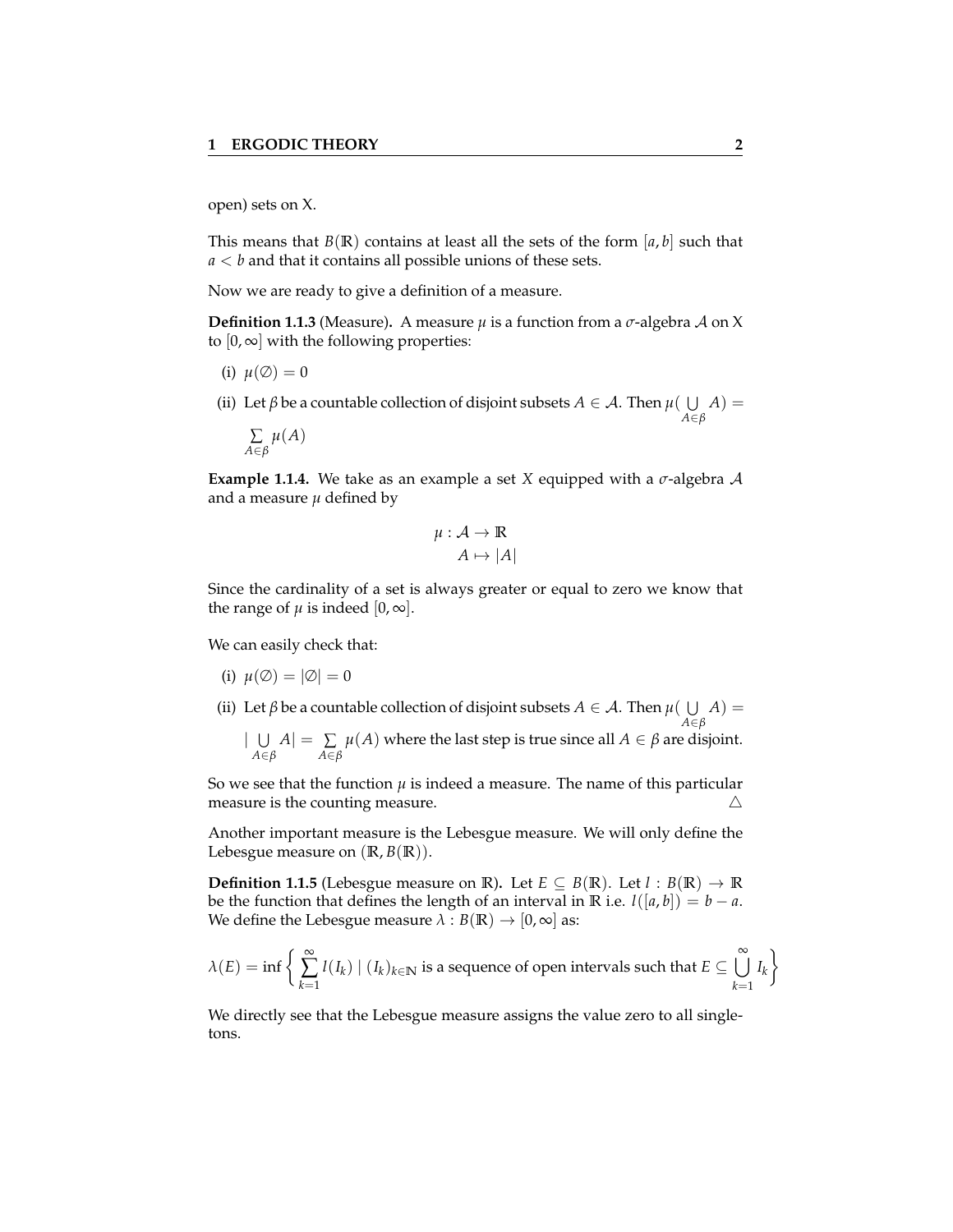open) sets on X.

This means that $B(\mathbb{R})$ contains at least all the sets of the form $[a, b]$ such that $a < b$ and that it contains all possible unions of these sets.

Now we are ready to give a definition of a measure.

**Definition 1.1.3** (Measure)**.** A measure $\mu$ is a function from a $\sigma$-algebra $\mathcal{A}$ on X to $[0, \infty]$ with the following properties:

(i) $\mu(\emptyset) = 0$

(ii) Let $\beta$ be a countable collection of disjoint subsets $A \in \mathcal{A}$. Then $\mu(\bigcup\limits_{A \in \beta} A) = \sum\limits_{A \in \beta} \mu(A)$

**Example 1.1.4.** We take as an example a set $X$ equipped with a $\sigma$-algebra $\mathcal{A}$ and a measure $\mu$ defined by

$$\begin{aligned} \mu : \mathcal{A} &\to \mathbb{R} \\ A &\mapsto |A| \end{aligned}$$

Since the cardinality of a set is always greater or equal to zero we know that the range of $\mu$ is indeed $[0, \infty]$.

We can easily check that:

(i) $\mu(\emptyset) = |\emptyset| = 0$

(ii) Let $\beta$ be a countable collection of disjoint subsets $A \in \mathcal{A}$. Then $\mu(\bigcup\limits_{A \in \beta} A) = |\bigcup\limits_{A \in \beta} A| = \sum\limits_{A \in \beta} \mu(A)$ where the last step is true since all $A \in \beta$ are disjoint.

So we see that the function $\mu$ is indeed a measure. The name of this particular measure is the counting measure. △

Another important measure is the Lebesgue measure. We will only define the Lebesgue measure on $(\mathbb{R}, B(\mathbb{R}))$.

**Definition 1.1.5** (Lebesgue measure on $\mathbb{R}$)**.** Let $E \subseteq B(\mathbb{R})$. Let $l : B(\mathbb{R}) \to \mathbb{R}$ be the function that defines the length of an interval in $\mathbb{R}$ i.e. $l([a, b]) = b - a$. We define the Lebesgue measure $\lambda : B(\mathbb{R}) \to [0, \infty]$ as:

$$\lambda(E) = \inf \left\{ \sum_{k=1}^{\infty} l(I_k) \mid (I_k)_{k \in \mathbb{N}} \text{ is a sequence of open intervals such that } E \subseteq \bigcup_{k=1}^{\infty} I_k \right\}$$

We directly see that the Lebesgue measure assigns the value zero to all singletons.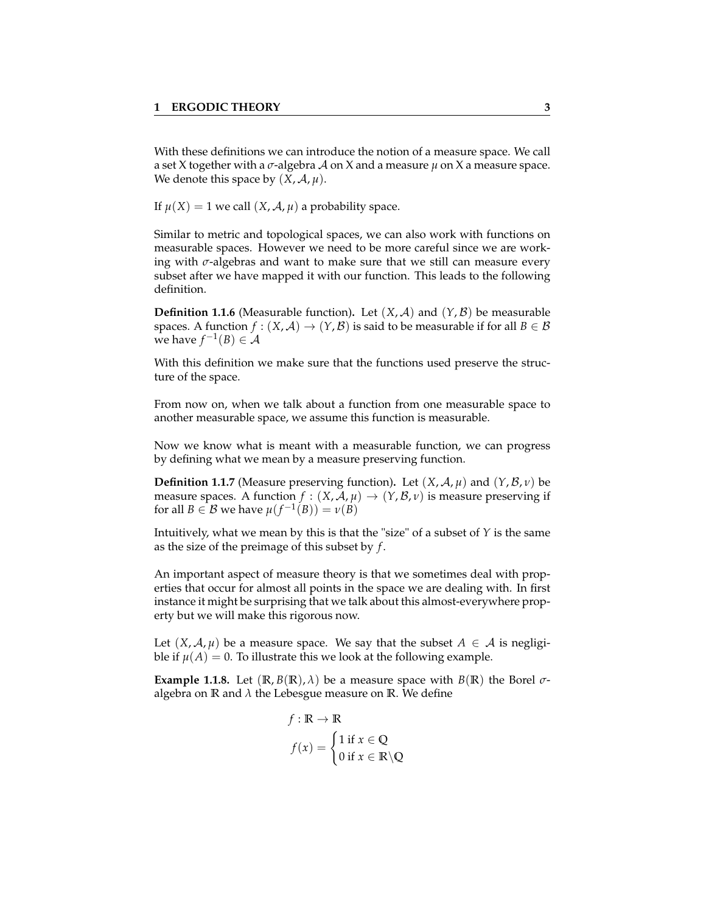With these definitions we can introduce the notion of a measure space. We call a set X together with a $\sigma$-algebra $\mathcal{A}$ on X and a measure $\mu$ on X a measure space. We denote this space by $(X, \mathcal{A}, \mu)$.

If $\mu(X) = 1$ we call $(X, \mathcal{A}, \mu)$ a probability space.

Similar to metric and topological spaces, we can also work with functions on measurable spaces. However we need to be more careful since we are working with $\sigma$-algebras and want to make sure that we still can measure every subset after we have mapped it with our function. This leads to the following definition.

**Definition 1.1.6** (Measurable function)**.** Let $(X, \mathcal{A})$ and $(Y, \mathcal{B})$ be measurable spaces. A function $f : (X, \mathcal{A}) \to (Y, \mathcal{B})$ is said to be measurable if for all $B \in \mathcal{B}$ we have $f^{-1}(B) \in \mathcal{A}$

With this definition we make sure that the functions used preserve the structure of the space.

From now on, when we talk about a function from one measurable space to another measurable space, we assume this function is measurable.

Now we know what is meant with a measurable function, we can progress by defining what we mean by a measure preserving function.

**Definition 1.1.7** (Measure preserving function)**.** Let $(X, \mathcal{A}, \mu)$ and $(Y, \mathcal{B}, \nu)$ be measure spaces. A function $f : (X, \mathcal{A}, \mu) \to (Y, \mathcal{B}, \nu)$ is measure preserving if for all $B \in \mathcal{B}$ we have $\mu(f^{-1}(B)) = \nu(B)$

Intuitively, what we mean by this is that the "size" of a subset of $Y$ is the same as the size of the preimage of this subset by $f$.

An important aspect of measure theory is that we sometimes deal with properties that occur for almost all points in the space we are dealing with. In first instance it might be surprising that we talk about this almost-everywhere property but we will make this rigorous now.

Let $(X, \mathcal{A}, \mu)$ be a measure space. We say that the subset $A \in \mathcal{A}$ is negligible if $\mu(A) = 0$. To illustrate this we look at the following example.

**Example 1.1.8.** Let $(\mathbb{R}, B(\mathbb{R}), \lambda)$ be a measure space with $B(\mathbb{R})$ the Borel $\sigma$-algebra on $\mathbb{R}$ and $\lambda$ the Lebesgue measure on $\mathbb{R}$. We define

$$f : \mathbb{R} \to \mathbb{R}$$

$$f(x) = \begin{cases} 1 \text{ if } x \in \mathbb{Q} \\ 0 \text{ if } x \in \mathbb{R} \backslash \mathbb{Q} \end{cases}$$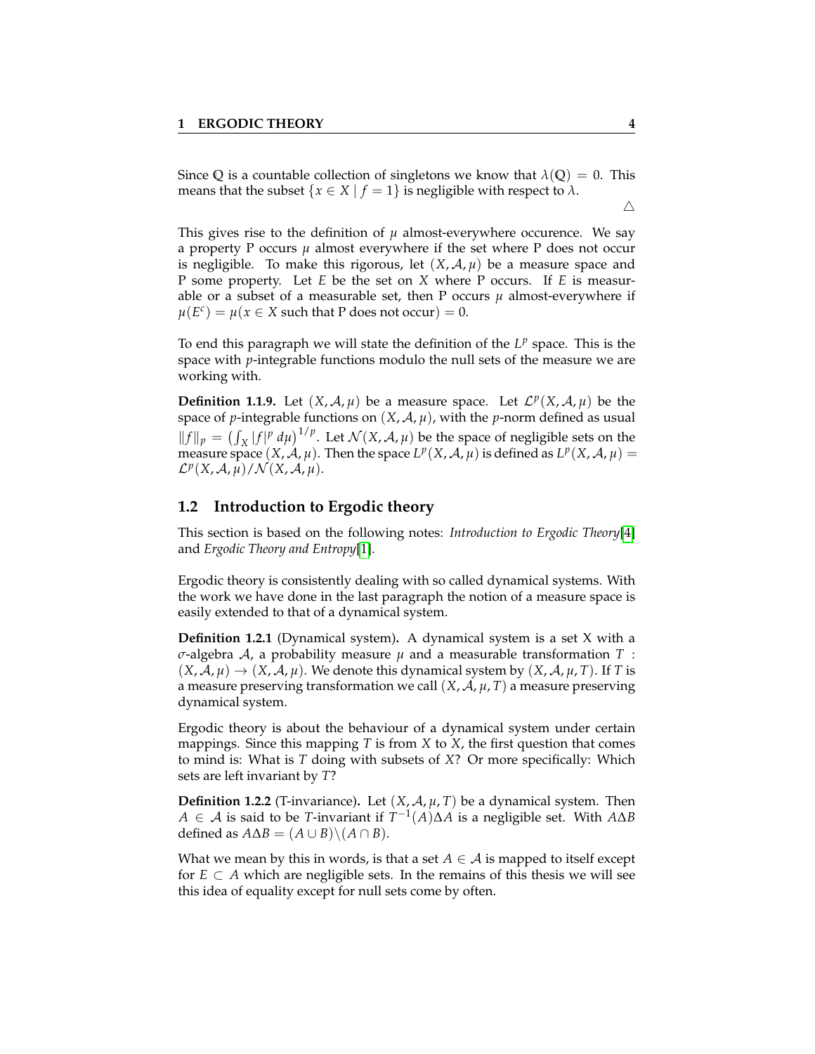Since $\mathbb{Q}$ is a countable collection of singletons we know that $\lambda(\mathbb{Q}) = 0$. This means that the subset $\{x \in X \mid f = 1\}$ is negligible with respect to $\lambda$.

$\triangle$

This gives rise to the definition of $\mu$ almost-everywhere occurence. We say a property P occurs $\mu$ almost everywhere if the set where P does not occur is negligible. To make this rigorous, let $(X, \mathcal{A}, \mu)$ be a measure space and P some property. Let $E$ be the set on $X$ where P occurs. If $E$ is measurable or a subset of a measurable set, then P occurs $\mu$ almost-everywhere if $\mu(E^c) = \mu(x \in X \text{ such that P does not occur}) = 0$.

To end this paragraph we will state the definition of the $L^p$ space. This is the space with $p$-integrable functions modulo the null sets of the measure we are working with.

**Definition 1.1.9.** Let $(X, \mathcal{A}, \mu)$ be a measure space. Let $\mathcal{L}^p(X, \mathcal{A}, \mu)$ be the space of $p$-integrable functions on $(X, \mathcal{A}, \mu)$, with the $p$-norm defined as usual $\|f\|_p = \left(\int_X |f|^p \, d\mu\right)^{1/p}$. Let $\mathcal{N}(X, \mathcal{A}, \mu)$ be the space of negligible sets on the measure space $(X, \mathcal{A}, \mu)$. Then the space $L^p(X, \mathcal{A}, \mu)$ is defined as $L^p(X, \mathcal{A}, \mu) = \mathcal{L}^p(X, \mathcal{A}, \mu)/\mathcal{N}(X, \mathcal{A}, \mu)$.

## 1.2 Introduction to Ergodic theory

This section is based on the following notes: *Introduction to Ergodic Theory*[4] and *Ergodic Theory and Entropy*[1].

Ergodic theory is consistently dealing with so called dynamical systems. With the work we have done in the last paragraph the notion of a measure space is easily extended to that of a dynamical system.

**Definition 1.2.1** (Dynamical system)**.** A dynamical system is a set X with a $\sigma$-algebra $\mathcal{A}$, a probability measure $\mu$ and a measurable transformation $T : (X, \mathcal{A}, \mu) \to (X, \mathcal{A}, \mu)$. We denote this dynamical system by $(X, \mathcal{A}, \mu, T)$. If $T$ is a measure preserving transformation we call $(X, \mathcal{A}, \mu, T)$ a measure preserving dynamical system.

Ergodic theory is about the behaviour of a dynamical system under certain mappings. Since this mapping $T$ is from $X$ to $X$, the first question that comes to mind is: What is $T$ doing with subsets of $X$? Or more specifically: Which sets are left invariant by $T$?

**Definition 1.2.2** (T-invariance)**.** Let $(X, \mathcal{A}, \mu, T)$ be a dynamical system. Then $A \in \mathcal{A}$ is said to be $T$-invariant if $T^{-1}(A) \Delta A$ is a negligible set. With $A \Delta B$ defined as $A \Delta B = (A \cup B) \backslash (A \cap B)$.

What we mean by this in words, is that a set $A \in \mathcal{A}$ is mapped to itself except for $E \subset A$ which are negligible sets. In the remains of this thesis we will see this idea of equality except for null sets come by often.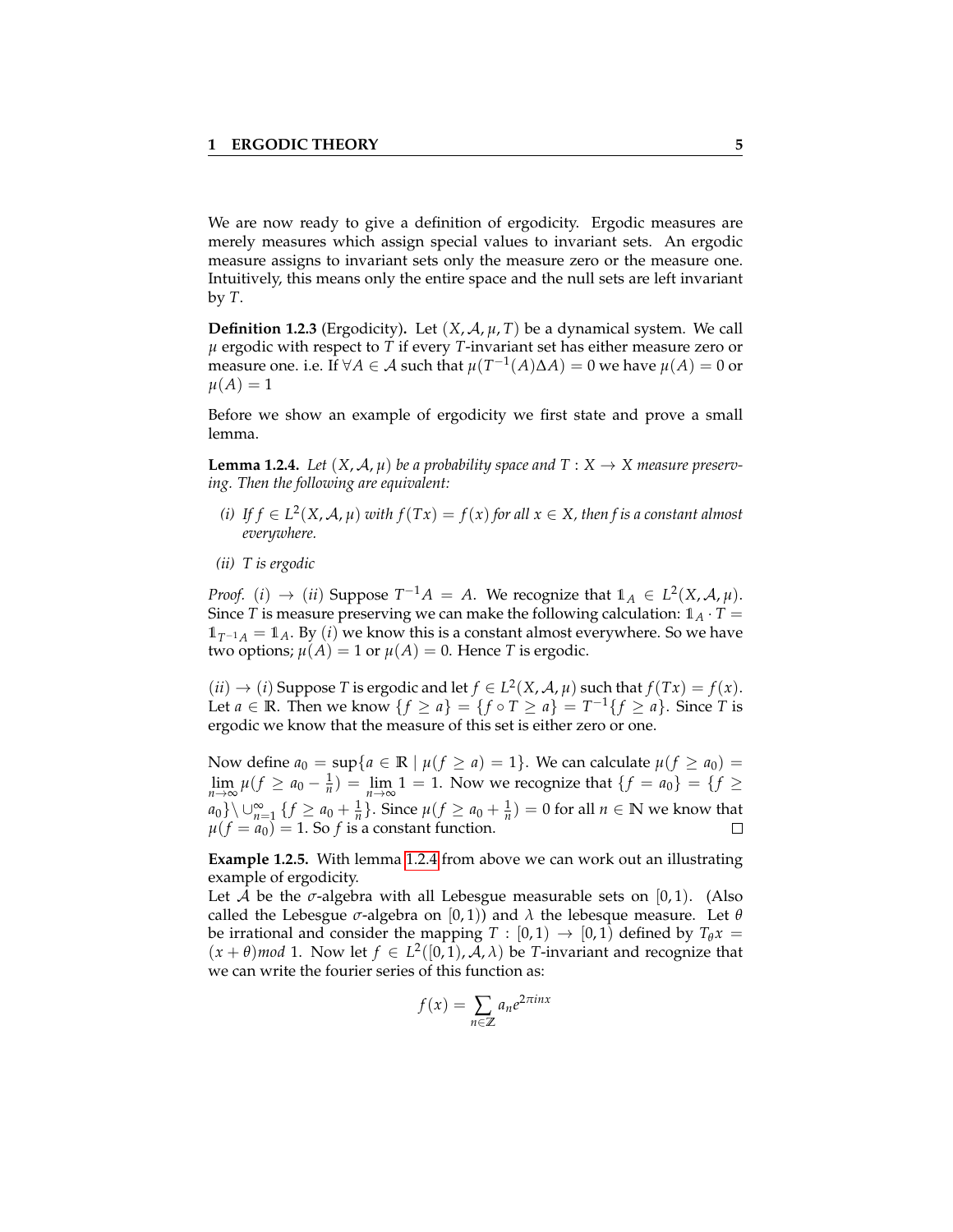We are now ready to give a definition of ergodicity. Ergodic measures are merely measures which assign special values to invariant sets. An ergodic measure assigns to invariant sets only the measure zero or the measure one. Intuitively, this means only the entire space and the null sets are left invariant by $T$.

**Definition 1.2.3** (Ergodicity)**.** Let $(X, \mathcal{A}, \mu, T)$ be a dynamical system. We call $\mu$ ergodic with respect to $T$ if every $T$-invariant set has either measure zero or measure one. i.e. If $\forall A \in \mathcal{A}$ such that $\mu(T^{-1}(A)\Delta A) = 0$ we have $\mu(A) = 0$ or $\mu(A) = 1$

Before we show an example of ergodicity we first state and prove a small lemma.

**Lemma 1.2.4.** *Let $(X, \mathcal{A}, \mu)$ be a probability space and $T : X \to X$ measure preserving. Then the following are equivalent:*

*(i) If $f \in L^2(X, \mathcal{A}, \mu)$ with $f(Tx) = f(x)$ for all $x \in X$, then $f$ is a constant almost everywhere.*

*(ii) $T$ is ergodic*

*Proof.* $(i) \to (ii)$ Suppose $T^{-1}A = A$. We recognize that $\mathbb{1}_A \in L^2(X, \mathcal{A}, \mu)$. Since $T$ is measure preserving we can make the following calculation: $\mathbb{1}_A \cdot T = \mathbb{1}_{T^{-1}A} = \mathbb{1}_A$. By $(i)$ we know this is a constant almost everywhere. So we have two options; $\mu(A) = 1$ or $\mu(A) = 0$. Hence $T$ is ergodic.

$(ii) \to (i)$ Suppose $T$ is ergodic and let $f \in L^2(X, \mathcal{A}, \mu)$ such that $f(Tx) = f(x)$. Let $a \in \mathbb{R}$. Then we know $\{f \geq a\} = \{f \circ T \geq a\} = T^{-1}\{f \geq a\}$. Since $T$ is ergodic we know that the measure of this set is either zero or one.

Now define $a_0 = \sup\{a \in \mathbb{R} \mid \mu(f \geq a) = 1\}$. We can calculate $\mu(f \geq a_0) = \lim_{n\to\infty} \mu(f \geq a_0 - \frac{1}{n}) = \lim_{n\to\infty} 1 = 1$. Now we recognize that $\{f = a_0\} = \{f \geq a_0\} \setminus \cup_{n=1}^{\infty} \{f \geq a_0 + \frac{1}{n}\}$. Since $\mu(f \geq a_0 + \frac{1}{n}) = 0$ for all $n \in \mathbb{N}$ we know that $\mu(f = a_0) = 1$. So $f$ is a constant function. $\square$

**Example 1.2.5.** With lemma 1.2.4 from above we can work out an illustrating example of ergodicity.
Let $\mathcal{A}$ be the $\sigma$-algebra with all Lebesgue measurable sets on $[0, 1)$. (Also called the Lebesgue $\sigma$-algebra on $[0, 1)$) and $\lambda$ the lebesque measure. Let $\theta$ be irrational and consider the mapping $T : [0, 1) \to [0, 1)$ defined by $T_\theta x = (x + \theta) mod\ 1$. Now let $f \in L^2([0, 1), \mathcal{A}, \lambda)$ be $T$-invariant and recognize that we can write the fourier series of this function as:

$$f(x) = \sum_{n \in \mathbb{Z}} a_n e^{2\pi i n x}$$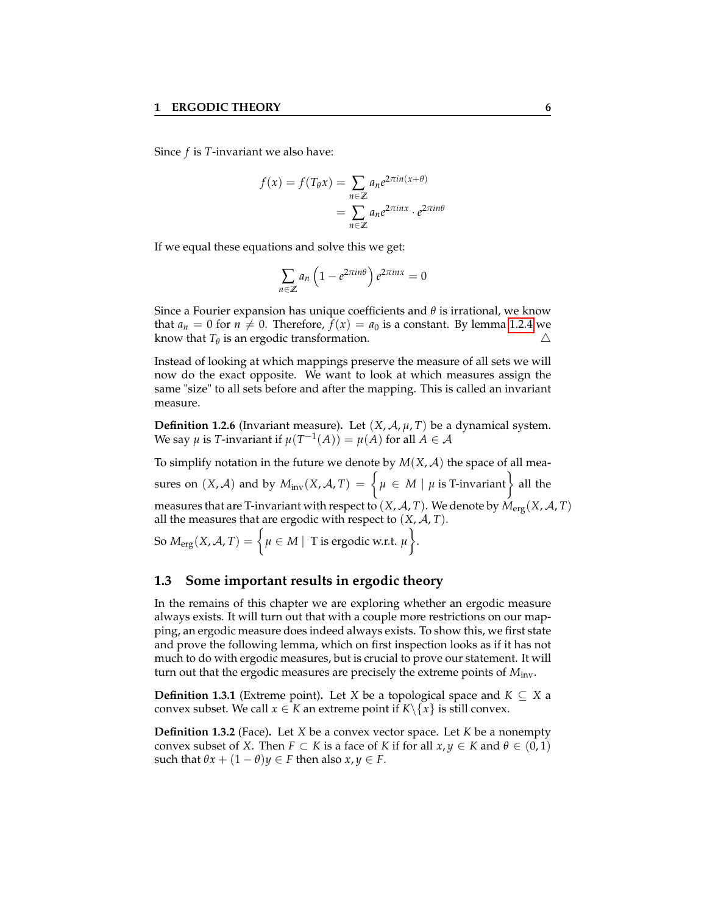Since $f$ is $T$-invariant we also have:

$$
\begin{aligned}
f(x) = f(T_\theta x) &= \sum_{n \in \mathbb{Z}} a_n e^{2\pi i n (x+\theta)} \\
&= \sum_{n \in \mathbb{Z}} a_n e^{2\pi i n x} \cdot e^{2\pi i n \theta}
\end{aligned}
$$

If we equal these equations and solve this we get:

$$
\sum_{n \in \mathbb{Z}} a_n \left(1 - e^{2\pi i n \theta}\right) e^{2\pi i n x} = 0
$$

Since a Fourier expansion has unique coefficients and $\theta$ is irrational, we know that $a_n = 0$ for $n \neq 0$. Therefore, $f(x) = a_0$ is a constant. By lemma 1.2.4 we know that $T_\theta$ is an ergodic transformation. △

Instead of looking at which mappings preserve the measure of all sets we will now do the exact opposite. We want to look at which measures assign the same "size" to all sets before and after the mapping. This is called an invariant measure.

**Definition 1.2.6** (Invariant measure)**.** Let $(X, \mathcal{A}, \mu, T)$ be a dynamical system. We say $\mu$ is $T$-invariant if $\mu(T^{-1}(A)) = \mu(A)$ for all $A \in \mathcal{A}$

To simplify notation in the future we denote by $M(X, \mathcal{A})$ the space of all measures on $(X, \mathcal{A})$ and by $M_{\text{inv}}(X, \mathcal{A}, T) = \left\{\mu \in M \mid \mu \text{ is T-invariant}\right\}$ all the measures that are T-invariant with respect to $(X, \mathcal{A}, T)$. We denote by $M_{\text{erg}}(X, \mathcal{A}, T)$ all the measures that are ergodic with respect to $(X, \mathcal{A}, T)$.

So $M_{\text{erg}}(X, \mathcal{A}, T) = \left\{\mu \in M \mid \text{ T is ergodic w.r.t. } \mu\right\}$.

## 1.3 Some important results in ergodic theory

In the remains of this chapter we are exploring whether an ergodic measure always exists. It will turn out that with a couple more restrictions on our mapping, an ergodic measure does indeed always exists. To show this, we first state and prove the following lemma, which on first inspection looks as if it has not much to do with ergodic measures, but is crucial to prove our statement. It will turn out that the ergodic measures are precisely the extreme points of $M_{\text{inv}}$.

**Definition 1.3.1** (Extreme point)**.** Let $X$ be a topological space and $K \subseteq X$ a convex subset. We call $x \in K$ an extreme point if $K \backslash \{x\}$ is still convex.

**Definition 1.3.2** (Face)**.** Let $X$ be a convex vector space. Let $K$ be a nonempty convex subset of $X$. Then $F \subset K$ is a face of $K$ if for all $x, y \in K$ and $\theta \in (0, 1)$ such that $\theta x + (1 - \theta)y \in F$ then also $x, y \in F$.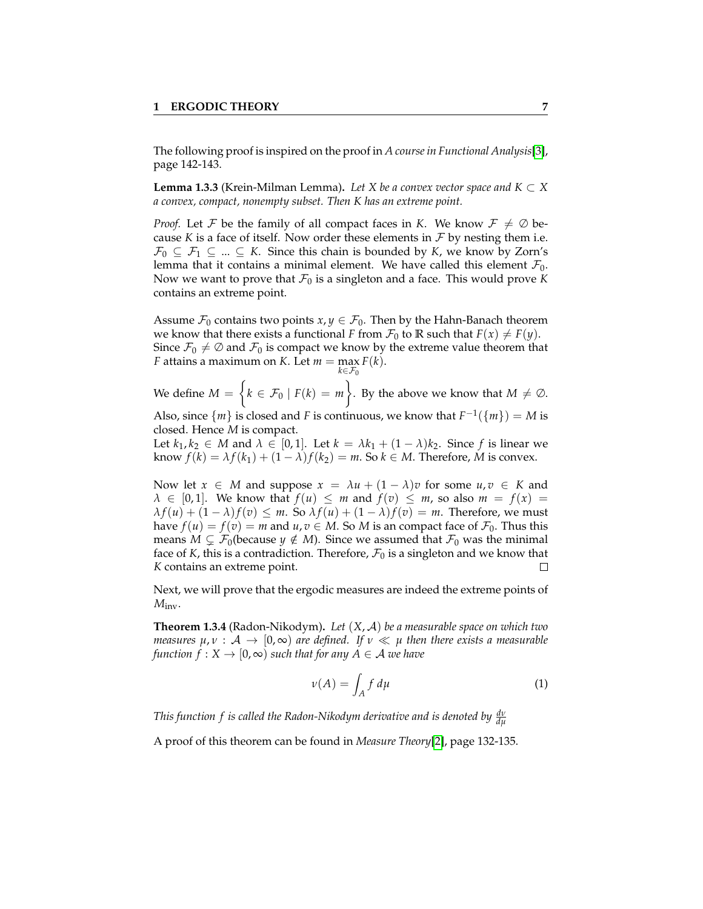The following proof is inspired on the proof in *A course in Functional Analysis*[3], page 142-143.

**Lemma 1.3.3** (Krein-Milman Lemma)**.** *Let $X$ be a convex vector space and $K \subset X$ a convex, compact, nonempty subset. Then $K$ has an extreme point.*

*Proof.* Let $\mathcal{F}$ be the family of all compact faces in $K$. We know $\mathcal{F} \neq \emptyset$ because $K$ is a face of itself. Now order these elements in $\mathcal{F}$ by nesting them i.e. $\mathcal{F}_0 \subseteq \mathcal{F}_1 \subseteq ... \subseteq K$. Since this chain is bounded by $K$, we know by Zorn's lemma that it contains a minimal element. We have called this element $\mathcal{F}_0$. Now we want to prove that $\mathcal{F}_0$ is a singleton and a face. This would prove $K$ contains an extreme point.

Assume $\mathcal{F}_0$ contains two points $x, y \in \mathcal{F}_0$. Then by the Hahn-Banach theorem we know that there exists a functional $F$ from $\mathcal{F}_0$ to $\mathbb{R}$ such that $F(x) \neq F(y)$. Since $\mathcal{F}_0 \neq \emptyset$ and $\mathcal{F}_0$ is compact we know by the extreme value theorem that $F$ attains a maximum on $K$. Let $m = \max\limits_{k \in \mathcal{F}_0} F(k)$.

We define $M = \left\{ k \in \mathcal{F}_0 \mid F(k) = m \right\}$. By the above we know that $M \neq \emptyset$. Also, since $\{m\}$ is closed and $F$ is continuous, we know that $F^{-1}(\{m\}) = M$ is closed. Hence $M$ is compact.
Let $k_1, k_2 \in M$ and $\lambda \in [0, 1]$. Let $k = \lambda k_1 + (1 - \lambda) k_2$. Since $f$ is linear we know $f(k) = \lambda f(k_1) + (1 - \lambda) f(k_2) = m$. So $k \in M$. Therefore, $M$ is convex.

Now let $x \in M$ and suppose $x = \lambda u + (1 - \lambda) v$ for some $u, v \in K$ and $\lambda \in [0, 1]$. We know that $f(u) \leq m$ and $f(v) \leq m$, so also $m = f(x) = \lambda f(u) + (1 - \lambda) f(v) \leq m$. So $\lambda f(u) + (1 - \lambda) f(v) = m$. Therefore, we must have $f(u) = f(v) = m$ and $u, v \in M$. So $M$ is an compact face of $\mathcal{F}_0$. Thus this means $M \subsetneq \mathcal{F}_0$(because $y \notin M$). Since we assumed that $\mathcal{F}_0$ was the minimal face of $K$, this is a contradiction. Therefore, $\mathcal{F}_0$ is a singleton and we know that $K$ contains an extreme point. □

Next, we will prove that the ergodic measures are indeed the extreme points of $M_{\text{inv}}$.

**Theorem 1.3.4** (Radon-Nikodym)**.** *Let $(X, \mathcal{A})$ be a measurable space on which two measures $\mu, \nu : \mathcal{A} \to [0, \infty)$ are defined. If $\nu \ll \mu$ then there exists a measurable function $f : X \to [0, \infty)$ such that for any $A \in \mathcal{A}$ we have*

$$\nu(A) = \int_A f \, d\mu \tag{1}$$

*This function $f$ is called the Radon-Nikodym derivative and is denoted by $\frac{d\nu}{d\mu}$*

A proof of this theorem can be found in *Measure Theory*[2], page 132-135.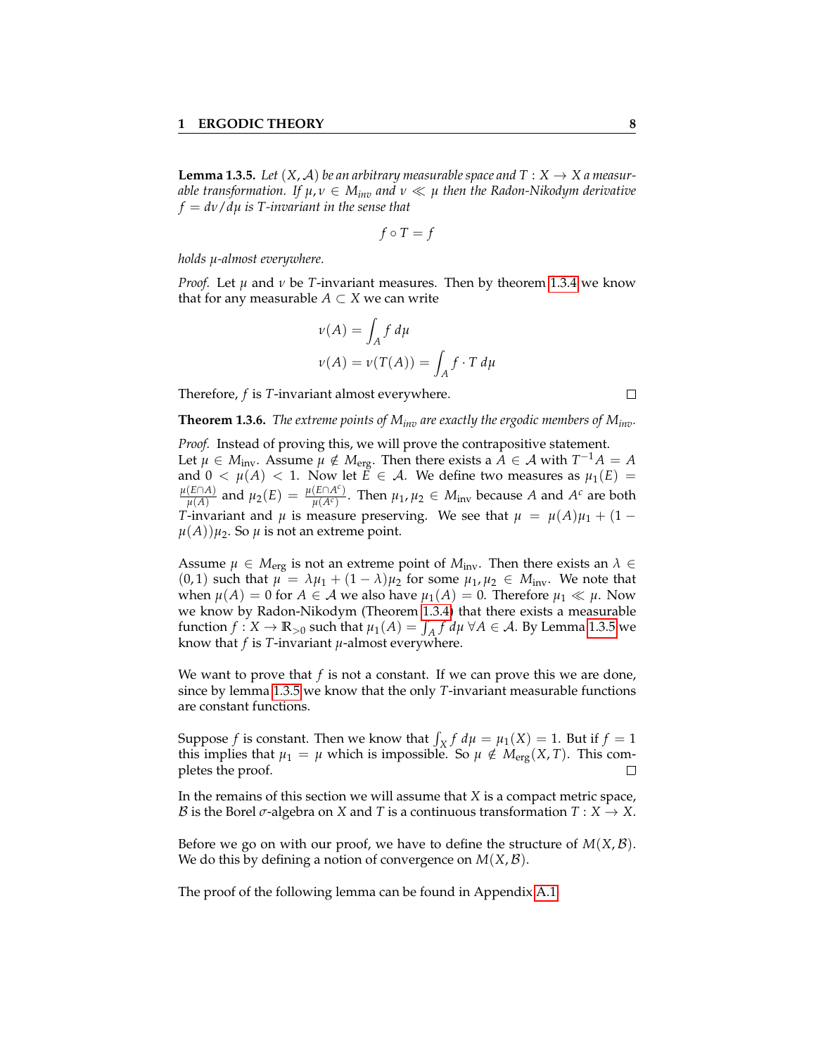**Lemma 1.3.5.** *Let $(X, \mathcal{A})$ be an arbitrary measurable space and $T : X \to X$ a measurable transformation. If $\mu, \nu \in M_{inv}$ and $\nu \ll \mu$ then the Radon-Nikodym derivative $f = d\nu/d\mu$ is $T$-invariant in the sense that*

$$f \circ T = f$$

*holds $\mu$-almost everywhere.*

*Proof.* Let $\mu$ and $\nu$ be $T$-invariant measures. Then by theorem 1.3.4 we know that for any measurable $A \subset X$ we can write

$$\nu(A) = \int_A f \, d\mu$$
$$\nu(A) = \nu(T(A)) = \int_A f \cdot T \, d\mu$$

Therefore, $f$ is $T$-invariant almost everywhere. □

**Theorem 1.3.6.** *The extreme points of $M_{inv}$ are exactly the ergodic members of $M_{inv}$.*

*Proof.* Instead of proving this, we will prove the contrapositive statement.
Let $\mu \in M_{\text{inv}}$. Assume $\mu \notin M_{\text{erg}}$. Then there exists a $A \in \mathcal{A}$ with $T^{-1}A = A$ and $0 < \mu(A) < 1$. Now let $E \in \mathcal{A}$. We define two measures as $\mu_1(E) = \frac{\mu(E \cap A)}{\mu(A)}$ and $\mu_2(E) = \frac{\mu(E \cap A^c)}{\mu(A^c)}$. Then $\mu_1, \mu_2 \in M_{\text{inv}}$ because $A$ and $A^c$ are both $T$-invariant and $\mu$ is measure preserving. We see that $\mu = \mu(A)\mu_1 + (1 - \mu(A))\mu_2$. So $\mu$ is not an extreme point.

Assume $\mu \in M_{\text{erg}}$ is not an extreme point of $M_{\text{inv}}$. Then there exists an $\lambda \in (0, 1)$ such that $\mu = \lambda\mu_1 + (1 - \lambda)\mu_2$ for some $\mu_1, \mu_2 \in M_{\text{inv}}$. We note that when $\mu(A) = 0$ for $A \in \mathcal{A}$ we also have $\mu_1(A) = 0$. Therefore $\mu_1 \ll \mu$. Now we know by Radon-Nikodym (Theorem 1.3.4) that there exists a measurable function $f : X \to \mathbb{R}_{>0}$ such that $\mu_1(A) = \int_A f \, d\mu \; \forall A \in \mathcal{A}$. By Lemma 1.3.5 we know that $f$ is $T$-invariant $\mu$-almost everywhere.

We want to prove that $f$ is not a constant. If we can prove this we are done, since by lemma 1.3.5 we know that the only $T$-invariant measurable functions are constant functions.

Suppose $f$ is constant. Then we know that $\int_X f \, d\mu = \mu_1(X) = 1$. But if $f = 1$ this implies that $\mu_1 = \mu$ which is impossible. So $\mu \notin M_{\text{erg}}(X, T)$. This completes the proof. □

In the remains of this section we will assume that $X$ is a compact metric space, $\mathcal{B}$ is the Borel $\sigma$-algebra on $X$ and $T$ is a continuous transformation $T : X \to X$.

Before we go on with our proof, we have to define the structure of $M(X, \mathcal{B})$. We do this by defining a notion of convergence on $M(X, \mathcal{B})$.

The proof of the following lemma can be found in Appendix A.1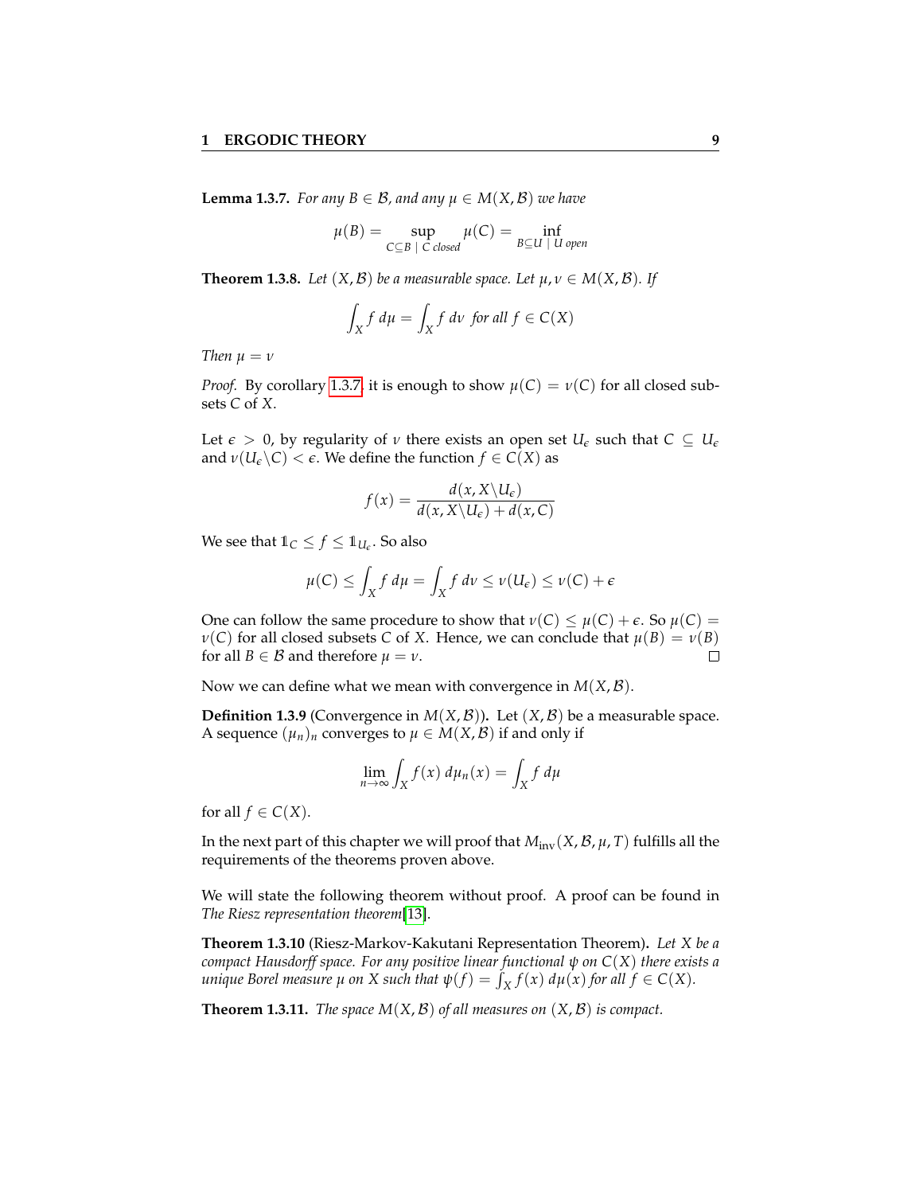**Lemma 1.3.7.** *For any $B \in \mathcal{B}$, and any $\mu \in M(X, \mathcal{B})$ we have*

$$\mu(B) = \sup_{C \subseteq B \mid C \text{ closed}} \mu(C) = \inf_{B \subseteq U \mid U \text{ open}}$$

**Theorem 1.3.8.** *Let $(X, \mathcal{B})$ be a measurable space. Let $\mu, \nu \in M(X, \mathcal{B})$. If*

$$\int_X f \, d\mu = \int_X f \, d\nu \text{ for all } f \in C(X)$$

*Then $\mu = \nu$*

*Proof.* By corollary 1.3.7, it is enough to show $\mu(C) = \nu(C)$ for all closed subsets $C$ of $X$.

Let $\epsilon > 0$, by regularity of $\nu$ there exists an open set $U_\epsilon$ such that $C \subseteq U_\epsilon$ and $\nu(U_\epsilon \backslash C) < \epsilon$. We define the function $f \in C(X)$ as

$$f(x) = \frac{d(x, X \backslash U_\epsilon)}{d(x, X \backslash U_\epsilon) + d(x, C)}$$

We see that $\mathbb{1}_C \leq f \leq \mathbb{1}_{U_\epsilon}$. So also

$$\mu(C) \leq \int_X f \, d\mu = \int_X f \, d\nu \leq \nu(U_\epsilon) \leq \nu(C) + \epsilon$$

One can follow the same procedure to show that $\nu(C) \leq \mu(C) + \epsilon$. So $\mu(C) = \nu(C)$ for all closed subsets $C$ of $X$. Hence, we can conclude that $\mu(B) = \nu(B)$ for all $B \in \mathcal{B}$ and therefore $\mu = \nu$. $\square$

Now we can define what we mean with convergence in $M(X, \mathcal{B})$.

**Definition 1.3.9** (Convergence in $M(X, \mathcal{B})$)**.** Let $(X, \mathcal{B})$ be a measurable space. A sequence $(\mu_n)_n$ converges to $\mu \in M(X, \mathcal{B})$ if and only if

$$\lim_{n \to \infty} \int_X f(x) \, d\mu_n(x) = \int_X f \, d\mu$$

for all $f \in C(X)$.

In the next part of this chapter we will proof that $M_{\text{inv}}(X, \mathcal{B}, \mu, T)$ fulfills all the requirements of the theorems proven above.

We will state the following theorem without proof. A proof can be found in *The Riesz representation theorem*[13].

**Theorem 1.3.10** (Riesz-Markov-Kakutani Representation Theorem)**.** *Let $X$ be a compact Hausdorff space. For any positive linear functional $\psi$ on $C(X)$ there exists a unique Borel measure $\mu$ on $X$ such that $\psi(f) = \int_X f(x) \, d\mu(x)$ for all $f \in C(X)$.*

**Theorem 1.3.11.** *The space $M(X, \mathcal{B})$ of all measures on $(X, \mathcal{B})$ is compact.*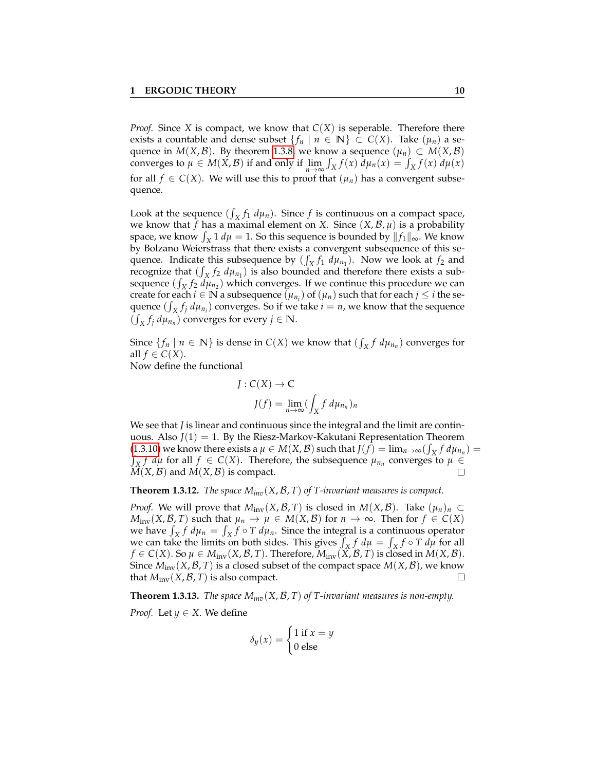*Proof.* Since $X$ is compact, we know that $C(X)$ is seperable. Therefore there exists a countable and dense subset $\{f_n \mid n \in \mathbb{N}\} \subset C(X)$. Take $(\mu_n)$ a sequence in $M(X, \mathcal{B})$. By theorem 1.3.8, we know a sequence $(\mu_n) \subset M(X, \mathcal{B})$ converges to $\mu \in M(X, \mathcal{B})$ if and only if $\lim_{n\to\infty} \int_X f(x)\, d\mu_n(x) = \int_X f(x)\, d\mu(x)$ for all $f \in C(X)$. We will use this to proof that $(\mu_n)$ has a convergent subsequence.

Look at the sequence $(\int_X f_1\, d\mu_n)$. Since $f$ is continuous on a compact space, we know that $f$ has a maximal element on $X$. Since $(X, \mathcal{B}, \mu)$ is a probability space, we know $\int_X 1\, d\mu = 1$. So this sequence is bounded by $\|f_1\|_\infty$. We know by Bolzano Weierstrass that there exists a convergent subsequence of this sequence. Indicate this subsequence by $(\int_X f_1\, d\mu_{n_1})$. Now we look at $f_2$ and recognize that $(\int_X f_2\, d\mu_{n_1})$ is also bounded and therefore there exists a subsequence $(\int_X f_2\, d\mu_{n_2})$ which converges. If we continue this procedure we can create for each $i \in \mathbb{N}$ a subsequence $(\mu_{n_i})$ of $(\mu_n)$ such that for each $j \leq i$ the sequence $(\int_X f_j\, d\mu_{n_i})$ converges. So if we take $i = n$, we know that the sequence $(\int_X f_j\, d\mu_{n_n})$ converges for every $j \in \mathbb{N}$.

Since $\{f_n \mid n \in \mathbb{N}\}$ is dense in $C(X)$ we know that $(\int_X f\, d\mu_{n_n})$ converges for all $f \in C(X)$.
Now define the functional

$$J : C(X) \to \mathbb{C}$$
$$J(f) = \lim_{n\to\infty} (\int_X f\, d\mu_{n_n})_n$$

We see that $J$ is linear and continuous since the integral and the limit are continuous. Also $J(1) = 1$. By the Riesz-Markov-Kakutani Representation Theorem (1.3.10) we know there exists a $\mu \in M(X, \mathcal{B})$ such that $J(f) = \lim_{n\to\infty}(\int_X f\, d\mu_{n_n}) = \int_X f\, d\mu$ for all $f \in C(X)$. Therefore, the subsequence $\mu_{n_n}$ converges to $\mu \in M(X, \mathcal{B})$ and $M(X, \mathcal{B})$ is compact. ◻

**Theorem 1.3.12.** *The space $M_{inv}(X, \mathcal{B}, T)$ of $T$-invariant measures is compact.*

*Proof.* We will prove that $M_{\text{inv}}(X, \mathcal{B}, T)$ is closed in $M(X, \mathcal{B})$. Take $(\mu_n)_n \subset M_{\text{inv}}(X, \mathcal{B}, T)$ such that $\mu_n \to \mu \in M(X, \mathcal{B})$ for $n \to \infty$. Then for $f \in C(X)$ we have $\int_X f\, d\mu_n = \int_X f \circ T\, d\mu_n$. Since the integral is a continuous operator we can take the limits on both sides. This gives $\int_X f\, d\mu = \int_X f \circ T\, d\mu$ for all $f \in C(X)$. So $\mu \in M_{\text{inv}}(X, \mathcal{B}, T)$. Therefore, $M_{\text{inv}}(X, \mathcal{B}, T)$ is closed in $M(X, \mathcal{B})$. Since $M_{\text{inv}}(X, \mathcal{B}, T)$ is a closed subset of the compact space $M(X, \mathcal{B})$, we know that $M_{\text{inv}}(X, \mathcal{B}, T)$ is also compact. ◻

**Theorem 1.3.13.** *The space $M_{inv}(X, \mathcal{B}, T)$ of $T$-invariant measures is non-empty.*

*Proof.* Let $y \in X$. We define

$$\delta_y(x) = \begin{cases} 1 \text{ if } x = y \\ 0 \text{ else} \end{cases}$$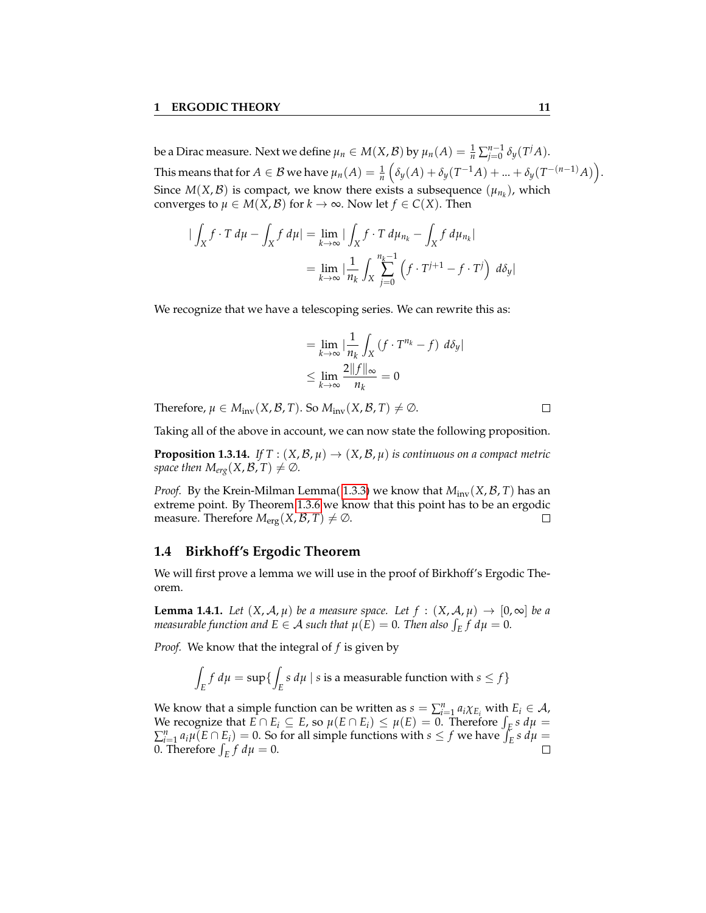be a Dirac measure. Next we define $\mu_n \in M(X, \mathcal{B})$ by $\mu_n(A) = \frac{1}{n}\sum_{j=0}^{n-1} \delta_y(T^j A)$. This means that for $A \in \mathcal{B}$ we have $\mu_n(A) = \frac{1}{n}\left(\delta_y(A) + \delta_y(T^{-1}A) + ... + \delta_y(T^{-(n-1)}A)\right)$. Since $M(X, \mathcal{B})$ is compact, we know there exists a subsequence $(\mu_{n_k})$, which converges to $\mu \in M(X, \mathcal{B})$ for $k \to \infty$. Now let $f \in C(X)$. Then

$$
\begin{aligned}
|\int_X f \cdot T \, d\mu - \int_X f \, d\mu| &= \lim_{k\to\infty} |\int_X f \cdot T \, d\mu_{n_k} - \int_X f \, d\mu_{n_k}| \\
&= \lim_{k\to\infty} |\frac{1}{n_k} \int_X \sum_{j=0}^{n_k - 1} \left( f \cdot T^{j+1} - f \cdot T^j \right) \, d\delta_y|
\end{aligned}
$$

We recognize that we have a telescoping series. We can rewrite this as:

$$
\begin{aligned}
&= \lim_{k\to\infty} |\frac{1}{n_k} \int_X (f \cdot T^{n_k} - f) \, d\delta_y| \\
&\leq \lim_{k\to\infty} \frac{2\|f\|_\infty}{n_k} = 0
\end{aligned}
$$

Therefore, $\mu \in M_{\text{inv}}(X, \mathcal{B}, T)$. So $M_{\text{inv}}(X, \mathcal{B}, T) \neq \emptyset$. □

Taking all of the above in account, we can now state the following proposition.

**Proposition 1.3.14.** *If $T : (X, \mathcal{B}, \mu) \to (X, \mathcal{B}, \mu)$ is continuous on a compact metric space then $M_{erg}(X, \mathcal{B}, T) \neq \emptyset$.*

*Proof.* By the Krein-Milman Lemma(1.3.3) we know that $M_{\text{inv}}(X, \mathcal{B}, T)$ has an extreme point. By Theorem 1.3.6 we know that this point has to be an ergodic measure. Therefore $M_{\text{erg}}(X, \mathcal{B}, T) \neq \emptyset$. □

## 1.4 Birkhoff's Ergodic Theorem

We will first prove a lemma we will use in the proof of Birkhoff's Ergodic Theorem.

**Lemma 1.4.1.** *Let $(X, \mathcal{A}, \mu)$ be a measure space. Let $f : (X, \mathcal{A}, \mu) \to [0, \infty]$ be a measurable function and $E \in \mathcal{A}$ such that $\mu(E) = 0$. Then also $\int_E f \, d\mu = 0$.*

*Proof.* We know that the integral of $f$ is given by

$$
\int_E f \, d\mu = \sup\{\int_E s \, d\mu \mid s \text{ is a measurable function with } s \leq f\}
$$

We know that a simple function can be written as $s = \sum_{i=1}^n a_i \chi_{E_i}$ with $E_i \in \mathcal{A}$, We recognize that $E \cap E_i \subseteq E$, so $\mu(E \cap E_i) \leq \mu(E) = 0$. Therefore $\int_E s \, d\mu = \sum_{i=1}^n a_i \mu(E \cap E_i) = 0$. So for all simple functions with $s \leq f$ we have $\int_E s \, d\mu = 0$. Therefore $\int_E f \, d\mu = 0$. □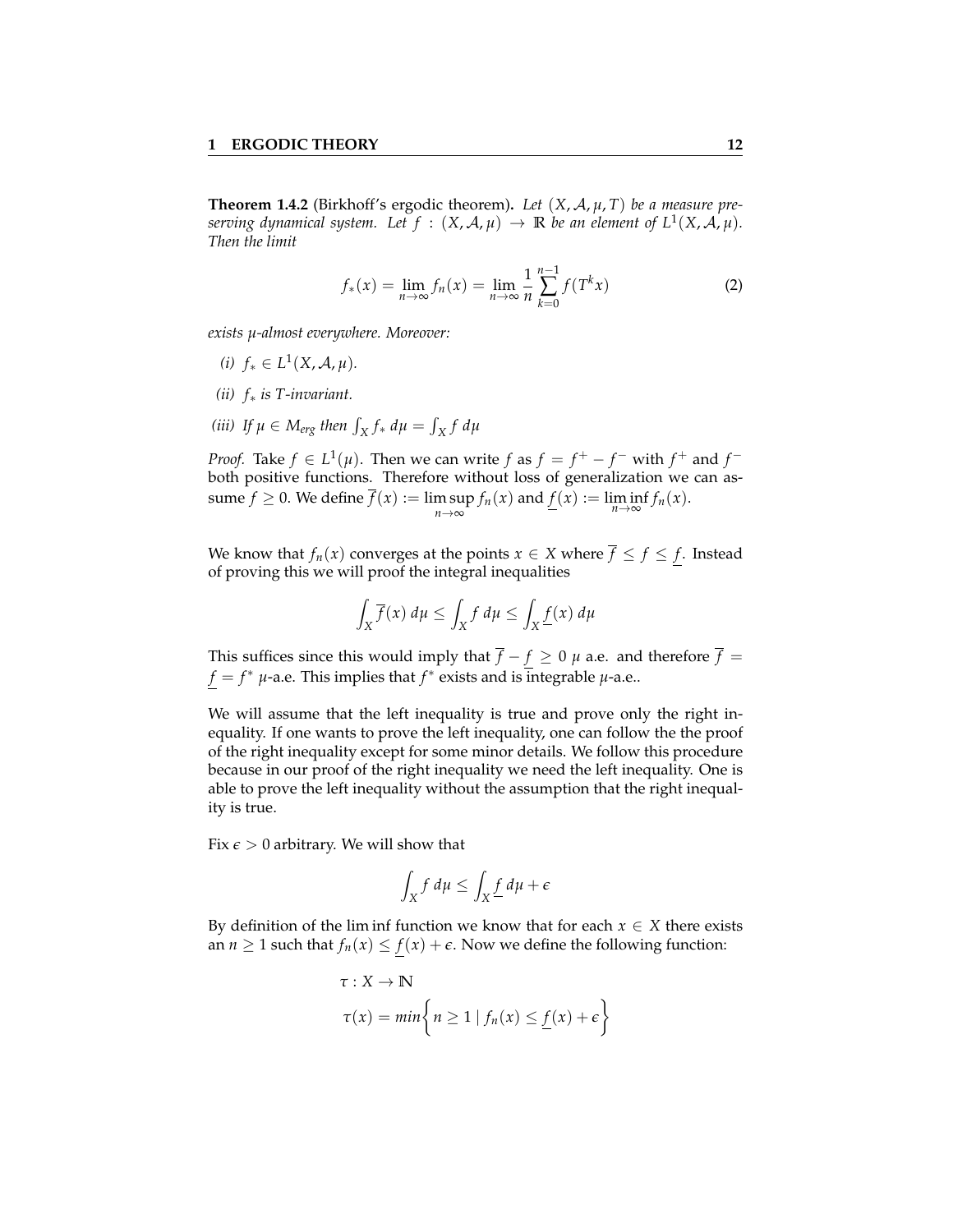**Theorem 1.4.2** (Birkhoff's ergodic theorem)**.** *Let $(X, \mathcal{A}, \mu, T)$ be a measure preserving dynamical system. Let $f : (X, \mathcal{A}, \mu) \to \mathbb{R}$ be an element of $L^1(X, \mathcal{A}, \mu)$. Then the limit*

$$f_*(x) = \lim_{n\to\infty} f_n(x) = \lim_{n\to\infty} \frac{1}{n} \sum_{k=0}^{n-1} f(T^k x) \tag{2}$$

*exists $\mu$-almost everywhere. Moreover:*

*(i) $f_* \in L^1(X, \mathcal{A}, \mu)$.*

*(ii) $f_*$ is $T$-invariant.*

*(iii) If $\mu \in M_{erg}$ then $\int_X f_* \, d\mu = \int_X f \, d\mu$*

*Proof.* Take $f \in L^1(\mu)$. Then we can write $f$ as $f = f^+ - f^-$ with $f^+$ and $f^-$ both positive functions. Therefore without loss of generalization we can assume $f \geq 0$. We define $\overline{f}(x) := \limsup_{n\to\infty} f_n(x)$ and $\underline{f}(x) := \liminf_{n\to\infty} f_n(x)$.

We know that $f_n(x)$ converges at the points $x \in X$ where $\overline{f} \leq f \leq \underline{f}$. Instead of proving this we will proof the integral inequalities

$$\int_X \overline{f}(x) \, d\mu \leq \int_X f \, d\mu \leq \int_X \underline{f}(x) \, d\mu$$

This suffices since this would imply that $\overline{f} - \underline{f} \geq 0$ $\mu$ a.e. and therefore $\overline{f} = \underline{f} = f^*$ $\mu$-a.e. This implies that $f^*$ exists and is integrable $\mu$-a.e..

We will assume that the left inequality is true and prove only the right inequality. If one wants to prove the left inequality, one can follow the the proof of the right inequality except for some minor details. We follow this procedure because in our proof of the right inequality we need the left inequality. One is able to prove the left inequality without the assumption that the right inequality is true.

Fix $\epsilon > 0$ arbitrary. We will show that

$$\int_X f \, d\mu \leq \int_X \underline{f} \, d\mu + \epsilon$$

By definition of the lim inf function we know that for each $x \in X$ there exists an $n \geq 1$ such that $f_n(x) \leq \underline{f}(x) + \epsilon$. Now we define the following function:

$$\tau : X \to \mathbb{N}$$

$$\tau(x) = min\left\{ n \geq 1 \mid f_n(x) \leq \underline{f}(x) + \epsilon \right\}$$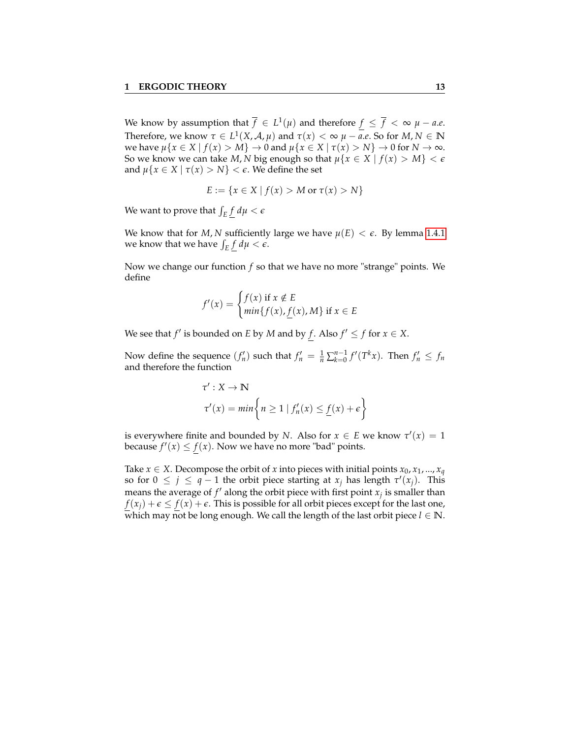We know by assumption that $\overline{f} \in L^1(\mu)$ and therefore $\underline{f} \leq \overline{f} < \infty$ $\mu - a.e.$ Therefore, we know $\tau \in L^1(X, \mathcal{A}, \mu)$ and $\tau(x) < \infty$ $\mu - a.e.$ So for $M, N \in \mathbb{N}$ we have $\mu\{x \in X \mid f(x) > M\} \to 0$ and $\mu\{x \in X \mid \tau(x) > N\} \to 0$ for $N \to \infty$. So we know we can take $M, N$ big enough so that $\mu\{x \in X \mid f(x) > M\} < \epsilon$ and $\mu\{x \in X \mid \tau(x) > N\} < \epsilon$. We define the set

$$E := \{x \in X \mid f(x) > M \text{ or } \tau(x) > N\}$$

We want to prove that $\int_E \underline{f}\, d\mu < \epsilon$

We know that for $M, N$ sufficiently large we have $\mu(E) < \epsilon$. By lemma 1.4.1 we know that we have $\int_E \underline{f}\, d\mu < \epsilon$.

Now we change our function $f$ so that we have no more "strange" points. We define

$$f'(x) = \begin{cases} f(x) \text{ if } x \notin E \\ min\{f(x), \underline{f}(x), M\} \text{ if } x \in E \end{cases}$$

We see that $f'$ is bounded on $E$ by $M$ and by $\underline{f}$. Also $f' \leq f$ for $x \in X$.

Now define the sequence $(f'_n)$ such that $f'_n = \frac{1}{n}\sum_{k=0}^{n-1} f'(T^k x)$. Then $f'_n \leq f_n$ and therefore the function

$$\tau' : X \to \mathbb{N}$$
$$\tau'(x) = min\left\{ n \geq 1 \mid f'_n(x) \leq \underline{f}(x) + \epsilon \right\}$$

is everywhere finite and bounded by $N$. Also for $x \in E$ we know $\tau'(x) = 1$ because $f'(x) \leq \underline{f}(x)$. Now we have no more "bad" points.

Take $x \in X$. Decompose the orbit of $x$ into pieces with initial points $x_0, x_1, ..., x_q$ so for $0 \leq j \leq q-1$ the orbit piece starting at $x_j$ has length $\tau'(x_j)$. This means the average of $f'$ along the orbit piece with first point $x_j$ is smaller than $\underline{f}(x_j) + \epsilon \leq \underline{f}(x) + \epsilon$. This is possible for all orbit pieces except for the last one, which may not be long enough. We call the length of the last orbit piece $l \in \mathbb{N}$.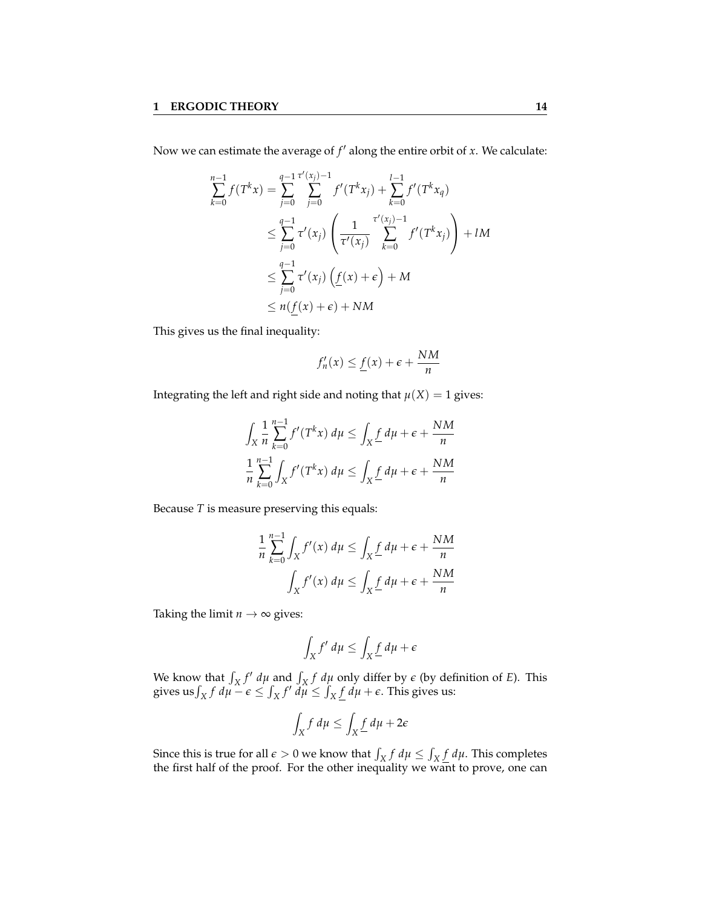Now we can estimate the average of $f'$ along the entire orbit of $x$. We calculate:

$$\begin{aligned}
\sum_{k=0}^{n-1} f(T^k x) &= \sum_{j=0}^{q-1} \sum_{j=0}^{\tau'(x_j)-1} f'(T^k x_j) + \sum_{k=0}^{l-1} f'(T^k x_q) \\
&\leq \sum_{j=0}^{q-1} \tau'(x_j) \left( \frac{1}{\tau'(x_j)} \sum_{k=0}^{\tau'(x_j)-1} f'(T^k x_j) \right) + lM \\
&\leq \sum_{j=0}^{q-1} \tau'(x_j) \left( \underline{f}(x) + \epsilon \right) + M \\
&\leq n(\underline{f}(x) + \epsilon) + NM
\end{aligned}$$

This gives us the final inequality:

$$f'_n(x) \leq \underline{f}(x) + \epsilon + \frac{NM}{n}$$

Integrating the left and right side and noting that $\mu(X) = 1$ gives:

$$\int_X \frac{1}{n} \sum_{k=0}^{n-1} f'(T^k x)\, d\mu \leq \int_X \underline{f}\, d\mu + \epsilon + \frac{NM}{n}$$

$$\frac{1}{n} \sum_{k=0}^{n-1} \int_X f'(T^k x)\, d\mu \leq \int_X \underline{f}\, d\mu + \epsilon + \frac{NM}{n}$$

Because $T$ is measure preserving this equals:

$$\frac{1}{n} \sum_{k=0}^{n-1} \int_X f'(x)\, d\mu \leq \int_X \underline{f}\, d\mu + \epsilon + \frac{NM}{n}$$

$$\int_X f'(x)\, d\mu \leq \int_X \underline{f}\, d\mu + \epsilon + \frac{NM}{n}$$

Taking the limit $n \to \infty$ gives:

$$\int_X f'\, d\mu \leq \int_X \underline{f}\, d\mu + \epsilon$$

We know that $\int_X f'\, d\mu$ and $\int_X f\, d\mu$ only differ by $\epsilon$ (by definition of $E$). This gives us$\int_X f\, d\mu - \epsilon \leq \int_X f'\, d\mu \leq \int_X \underline{f}\, d\mu + \epsilon$. This gives us:

$$\int_X f\, d\mu \leq \int_X \underline{f}\, d\mu + 2\epsilon$$

Since this is true for all $\epsilon > 0$ we know that $\int_X f\, d\mu \leq \int_X \underline{f}\, d\mu$. This completes the first half of the proof. For the other inequality we want to prove, one can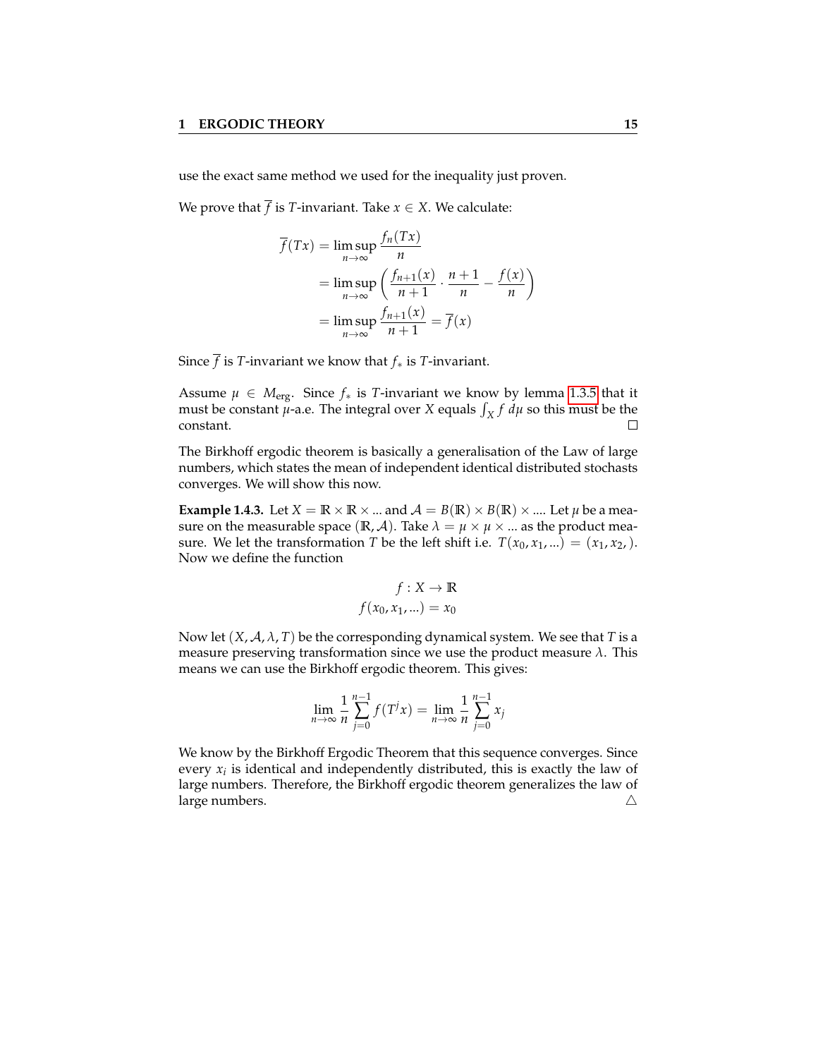use the exact same method we used for the inequality just proven.

We prove that $\overline{f}$ is $T$-invariant. Take $x \in X$. We calculate:

$$
\begin{aligned}
\overline{f}(Tx) &= \limsup_{n\to\infty} \frac{f_n(Tx)}{n} \\
&= \limsup_{n\to\infty} \left( \frac{f_{n+1}(x)}{n+1} \cdot \frac{n+1}{n} - \frac{f(x)}{n} \right) \\
&= \limsup_{n\to\infty} \frac{f_{n+1}(x)}{n+1} = \overline{f}(x)
\end{aligned}
$$

Since $\overline{f}$ is $T$-invariant we know that $f_*$ is $T$-invariant.

Assume $\mu \in M_{\text{erg}}$. Since $f_*$ is $T$-invariant we know by lemma 1.3.5 that it must be constant $\mu$-a.e. The integral over $X$ equals $\int_X f \, d\mu$ so this must be the constant. □

The Birkhoff ergodic theorem is basically a generalisation of the Law of large numbers, which states the mean of independent identical distributed stochasts converges. We will show this now.

**Example 1.4.3.** Let $X = \mathbb{R} \times \mathbb{R} \times ...$ and $\mathcal{A} = B(\mathbb{R}) \times B(\mathbb{R}) \times ....$ Let $\mu$ be a measure on the measurable space $(\mathbb{R}, \mathcal{A})$. Take $\lambda = \mu \times \mu \times ...$ as the product measure. We let the transformation $T$ be the left shift i.e. $T(x_0, x_1, ...) = (x_1, x_2, )$. Now we define the function

$$
\begin{aligned}
f &: X \to \mathbb{R} \\
f(x_0, x_1, ...) &= x_0
\end{aligned}
$$

Now let $(X, \mathcal{A}, \lambda, T)$ be the corresponding dynamical system. We see that $T$ is a measure preserving transformation since we use the product measure $\lambda$. This means we can use the Birkhoff ergodic theorem. This gives:

$$
\lim_{n\to\infty} \frac{1}{n} \sum_{j=0}^{n-1} f(T^j x) = \lim_{n\to\infty} \frac{1}{n} \sum_{j=0}^{n-1} x_j
$$

We know by the Birkhoff Ergodic Theorem that this sequence converges. Since every $x_i$ is identical and independently distributed, this is exactly the law of large numbers. Therefore, the Birkhoff ergodic theorem generalizes the law of large numbers. △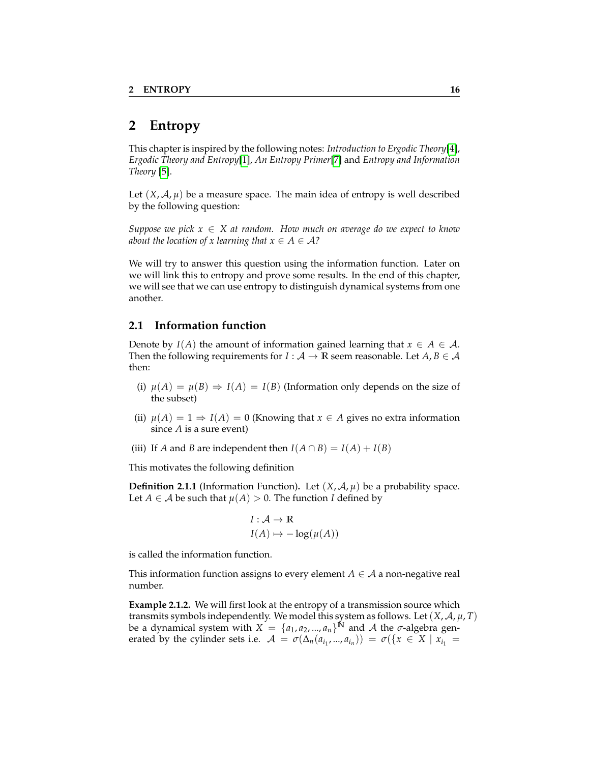# 2 Entropy

This chapter is inspired by the following notes: *Introduction to Ergodic Theory*[4], *Ergodic Theory and Entropy*[1], *An Entropy Primer*[7] and *Entropy and Information Theory* [5].

Let $(X, \mathcal{A}, \mu)$ be a measure space. The main idea of entropy is well described by the following question:

*Suppose we pick $x \in X$ at random. How much on average do we expect to know about the location of $x$ learning that $x \in A \in \mathcal{A}$?*

We will try to answer this question using the information function. Later on we will link this to entropy and prove some results. In the end of this chapter, we will see that we can use entropy to distinguish dynamical systems from one another.

## 2.1 Information function

Denote by $I(A)$ the amount of information gained learning that $x \in A \in \mathcal{A}$. Then the following requirements for $I : \mathcal{A} \to \mathbb{R}$ seem reasonable. Let $A, B \in \mathcal{A}$ then:

(i) $\mu(A) = \mu(B) \Rightarrow I(A) = I(B)$ (Information only depends on the size of the subset)

(ii) $\mu(A) = 1 \Rightarrow I(A) = 0$ (Knowing that $x \in A$ gives no extra information since $A$ is a sure event)

(iii) If $A$ and $B$ are independent then $I(A \cap B) = I(A) + I(B)$

This motivates the following definition

**Definition 2.1.1** (Information Function)**.** Let $(X, \mathcal{A}, \mu)$ be a probability space. Let $A \in \mathcal{A}$ be such that $\mu(A) > 0$. The function $I$ defined by

$$
\begin{aligned}
&I : \mathcal{A} \to \mathbb{R} \\
&I(A) \mapsto -\log(\mu(A))
\end{aligned}
$$

is called the information function.

This information function assigns to every element $A \in \mathcal{A}$ a non-negative real number.

**Example 2.1.2.** We will first look at the entropy of a transmission source which transmits symbols independently. We model this system as follows. Let $(X, \mathcal{A}, \mu, T)$ be a dynamical system with $X = \{a_1, a_2, ..., a_n\}^{\mathbb{N}}$ and $\mathcal{A}$ the $\sigma$-algebra generated by the cylinder sets i.e. $\mathcal{A} = \sigma(\Delta_n(a_{i_1}, ..., a_{i_n})) = \sigma(\{x \in X \mid x_{i_1} =$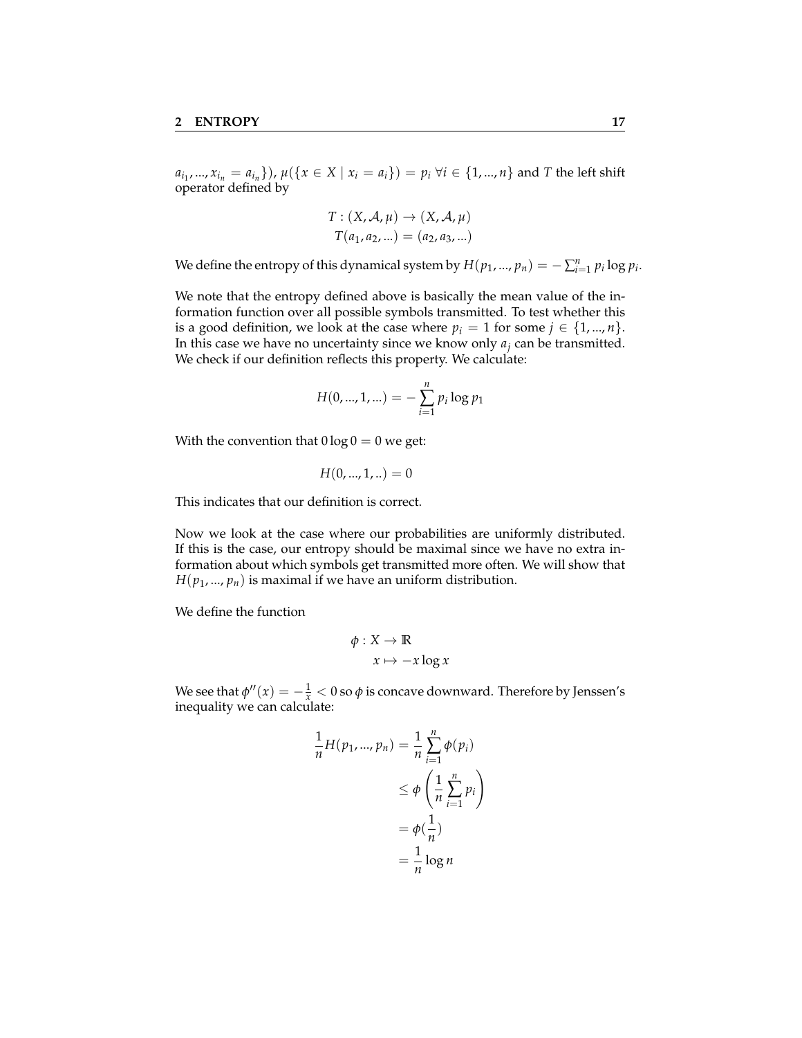$a_{i_1}, ..., x_{i_n} = a_{i_n}\})$, $\mu(\{x \in X \mid x_i = a_i\}) = p_i \; \forall i \in \{1, ..., n\}$ and $T$ the left shift operator defined by

$$T : (X, \mathcal{A}, \mu) \to (X, \mathcal{A}, \mu)$$
$$T(a_1, a_2, ...) = (a_2, a_3, ...)$$

We define the entropy of this dynamical system by $H(p_1, ..., p_n) = -\sum_{i=1}^{n} p_i \log p_i$.

We note that the entropy defined above is basically the mean value of the information function over all possible symbols transmitted. To test whether this is a good definition, we look at the case where $p_i = 1$ for some $j \in \{1, ..., n\}$. In this case we have no uncertainty since we know only $a_j$ can be transmitted. We check if our definition reflects this property. We calculate:

$$H(0, ..., 1, ...) = -\sum_{i=1}^{n} p_i \log p_1$$

With the convention that $0 \log 0 = 0$ we get:

$$H(0, ..., 1, ..) = 0$$

This indicates that our definition is correct.

Now we look at the case where our probabilities are uniformly distributed. If this is the case, our entropy should be maximal since we have no extra information about which symbols get transmitted more often. We will show that $H(p_1, ..., p_n)$ is maximal if we have an uniform distribution.

We define the function

$$\phi : X \to \mathbb{R}$$
$$x \mapsto -x \log x$$

We see that $\phi''(x) = -\frac{1}{x} < 0$ so $\phi$ is concave downward. Therefore by Jenssen's inequality we can calculate:

$$\begin{aligned}
\frac{1}{n} H(p_1, ..., p_n) &= \frac{1}{n} \sum_{i=1}^{n} \phi(p_i) \\
&\leq \phi\left(\frac{1}{n} \sum_{i=1}^{n} p_i\right) \\
&= \phi(\frac{1}{n}) \\
&= \frac{1}{n} \log n
\end{aligned}$$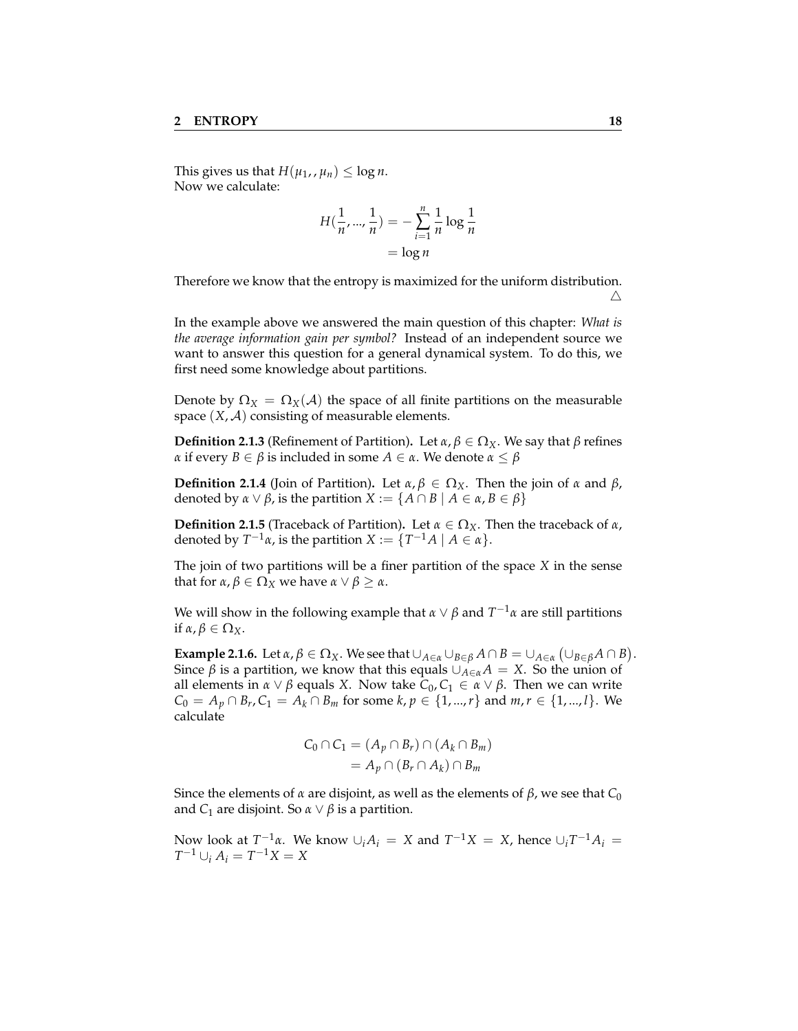This gives us that $H(\mu_1, , \mu_n) \leq \log n$.
Now we calculate:

$$H(\frac{1}{n}, ..., \frac{1}{n}) = -\sum_{i=1}^{n} \frac{1}{n} \log \frac{1}{n}$$
$$= \log n$$

Therefore we know that the entropy is maximized for the uniform distribution.
$\triangle$

In the example above we answered the main question of this chapter: *What is the average information gain per symbol?* Instead of an independent source we want to answer this question for a general dynamical system. To do this, we first need some knowledge about partitions.

Denote by $\Omega_X = \Omega_X(\mathcal{A})$ the space of all finite partitions on the measurable space $(X, \mathcal{A})$ consisting of measurable elements.

**Definition 2.1.3** (Refinement of Partition)**.** Let $\alpha, \beta \in \Omega_X$. We say that $\beta$ refines $\alpha$ if every $B \in \beta$ is included in some $A \in \alpha$. We denote $\alpha \leq \beta$

**Definition 2.1.4** (Join of Partition)**.** Let $\alpha, \beta \in \Omega_X$. Then the join of $\alpha$ and $\beta$, denoted by $\alpha \vee \beta$, is the partition $X := \{A \cap B \mid A \in \alpha, B \in \beta\}$

**Definition 2.1.5** (Traceback of Partition)**.** Let $\alpha \in \Omega_X$. Then the traceback of $\alpha$, denoted by $T^{-1}\alpha$, is the partition $X := \{T^{-1}A \mid A \in \alpha\}$.

The join of two partitions will be a finer partition of the space $X$ in the sense that for $\alpha, \beta \in \Omega_X$ we have $\alpha \vee \beta \geq \alpha$.

We will show in the following example that $\alpha \vee \beta$ and $T^{-1}\alpha$ are still partitions if $\alpha, \beta \in \Omega_X$.

**Example 2.1.6.** Let $\alpha, \beta \in \Omega_X$. We see that $\cup_{A\in\alpha} \cup_{B\in\beta} A \cap B = \cup_{A\in\alpha} \left(\cup_{B\in\beta} A \cap B\right)$. Since $\beta$ is a partition, we know that this equals $\cup_{A\in\alpha} A = X$. So the union of all elements in $\alpha \vee \beta$ equals $X$. Now take $C_0, C_1 \in \alpha \vee \beta$. Then we can write $C_0 = A_p \cap B_r, C_1 = A_k \cap B_m$ for some $k, p \in \{1, ..., r\}$ and $m, r \in \{1, ..., l\}$. We calculate

$$C_0 \cap C_1 = (A_p \cap B_r) \cap (A_k \cap B_m)$$
$$= A_p \cap (B_r \cap A_k) \cap B_m$$

Since the elements of $\alpha$ are disjoint, as well as the elements of $\beta$, we see that $C_0$ and $C_1$ are disjoint. So $\alpha \vee \beta$ is a partition.

Now look at $T^{-1}\alpha$. We know $\cup_i A_i = X$ and $T^{-1}X = X$, hence $\cup_i T^{-1}A_i = T^{-1} \cup_i A_i = T^{-1}X = X$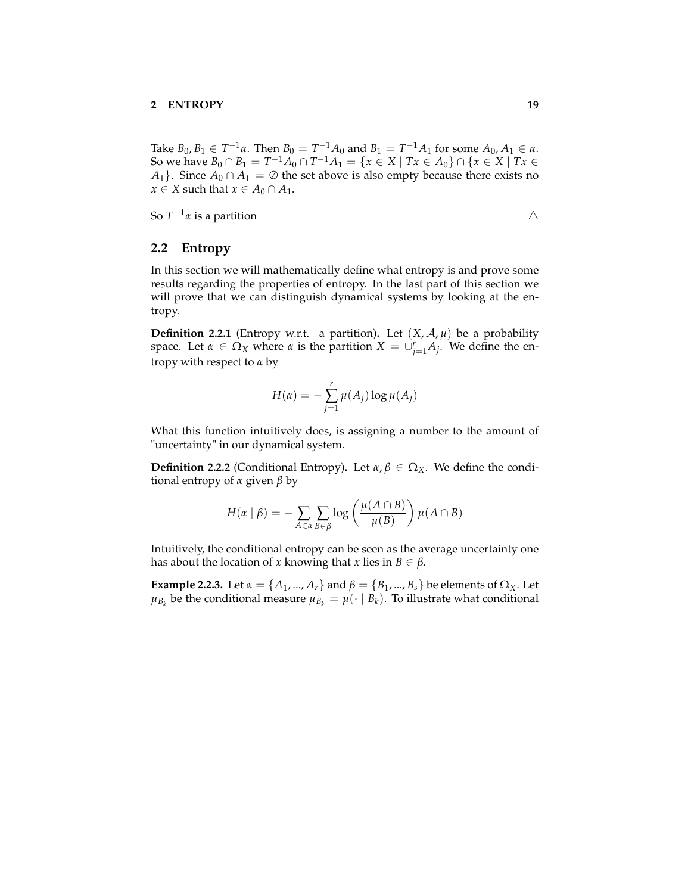Take $B_0, B_1 \in T^{-1}\alpha$. Then $B_0 = T^{-1}A_0$ and $B_1 = T^{-1}A_1$ for some $A_0, A_1 \in \alpha$. So we have $B_0 \cap B_1 = T^{-1}A_0 \cap T^{-1}A_1 = \{x \in X \mid Tx \in A_0\} \cap \{x \in X \mid Tx \in A_1\}$. Since $A_0 \cap A_1 = \emptyset$ the set above is also empty because there exists no $x \in X$ such that $x \in A_0 \cap A_1$.

So $T^{-1}\alpha$ is a partition $\triangle$

## 2.2 Entropy

In this section we will mathematically define what entropy is and prove some results regarding the properties of entropy. In the last part of this section we will prove that we can distinguish dynamical systems by looking at the entropy.

**Definition 2.2.1** (Entropy w.r.t. a partition)**.** Let $(X, \mathcal{A}, \mu)$ be a probability space. Let $\alpha \in \Omega_X$ where $\alpha$ is the partition $X = \cup_{j=1}^{r} A_j$. We define the entropy with respect to $\alpha$ by

$$H(\alpha) = -\sum_{j=1}^{r} \mu(A_j) \log \mu(A_j)$$

What this function intuitively does, is assigning a number to the amount of "uncertainty" in our dynamical system.

**Definition 2.2.2** (Conditional Entropy)**.** Let $\alpha, \beta \in \Omega_X$. We define the conditional entropy of $\alpha$ given $\beta$ by

$$H(\alpha \mid \beta) = -\sum_{A \in \alpha} \sum_{B \in \beta} \log\left(\frac{\mu(A \cap B)}{\mu(B)}\right) \mu(A \cap B)$$

Intuitively, the conditional entropy can be seen as the average uncertainty one has about the location of $x$ knowing that $x$ lies in $B \in \beta$.

**Example 2.2.3.** Let $\alpha = \{A_1, ..., A_r\}$ and $\beta = \{B_1, ..., B_s\}$ be elements of $\Omega_X$. Let $\mu_{B_k}$ be the conditional measure $\mu_{B_k} = \mu(\cdot \mid B_k)$. To illustrate what conditional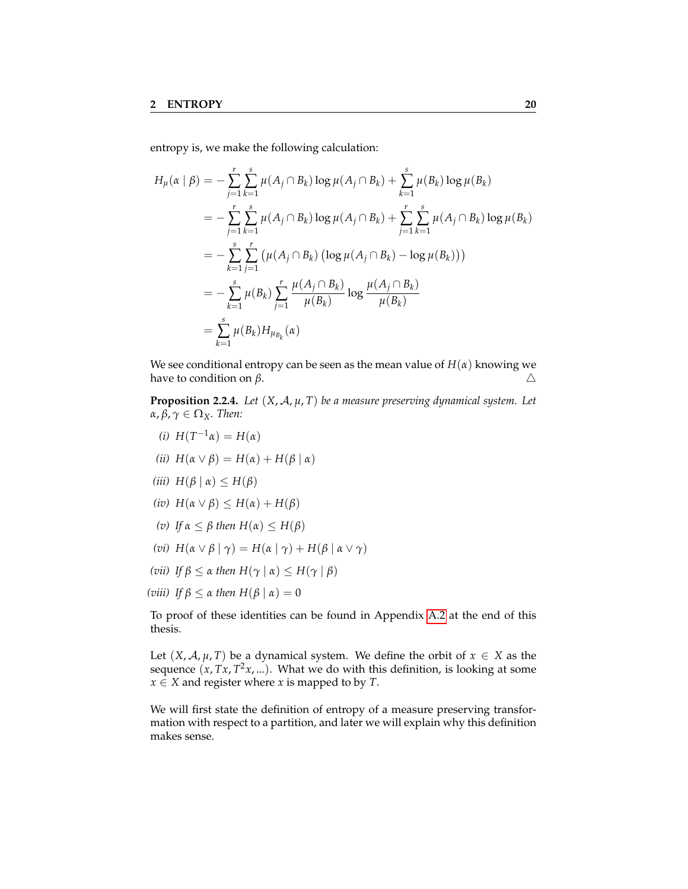entropy is, we make the following calculation:

$$
\begin{aligned}
H_\mu(\alpha \mid \beta) &= -\sum_{j=1}^{r}\sum_{k=1}^{s} \mu(A_j \cap B_k) \log \mu(A_j \cap B_k) + \sum_{k=1}^{s} \mu(B_k) \log \mu(B_k) \\
&= -\sum_{j=1}^{r}\sum_{k=1}^{s} \mu(A_j \cap B_k) \log \mu(A_j \cap B_k) + \sum_{j=1}^{r}\sum_{k=1}^{s} \mu(A_j \cap B_k) \log \mu(B_k) \\
&= -\sum_{k=1}^{s}\sum_{j=1}^{r} \left(\mu(A_j \cap B_k)\left(\log \mu(A_j \cap B_k) - \log \mu(B_k)\right)\right) \\
&= -\sum_{k=1}^{s} \mu(B_k) \sum_{j=1}^{r} \frac{\mu(A_j \cap B_k)}{\mu(B_k)} \log \frac{\mu(A_j \cap B_k)}{\mu(B_k)} \\
&= \sum_{k=1}^{s} \mu(B_k) H_{\mu_{B_k}}(\alpha)
\end{aligned}
$$

We see conditional entropy can be seen as the mean value of $H(\alpha)$ knowing we have to condition on $\beta$. △

**Proposition 2.2.4.** *Let $(X, \mathcal{A}, \mu, T)$ be a measure preserving dynamical system. Let $\alpha, \beta, \gamma \in \Omega_X$. Then:*

*(i)* $H(T^{-1}\alpha) = H(\alpha)$

*(ii)* $H(\alpha \vee \beta) = H(\alpha) + H(\beta \mid \alpha)$

*(iii)* $H(\beta \mid \alpha) \leq H(\beta)$

*(iv)* $H(\alpha \vee \beta) \leq H(\alpha) + H(\beta)$

*(v)* *If $\alpha \leq \beta$ then* $H(\alpha) \leq H(\beta)$

*(vi)* $H(\alpha \vee \beta \mid \gamma) = H(\alpha \mid \gamma) + H(\beta \mid \alpha \vee \gamma)$

*(vii)* *If $\beta \leq \alpha$ then* $H(\gamma \mid \alpha) \leq H(\gamma \mid \beta)$

*(viii)* *If $\beta \leq \alpha$ then* $H(\beta \mid \alpha) = 0$

To proof of these identities can be found in Appendix A.2 at the end of this thesis.

Let $(X, \mathcal{A}, \mu, T)$ be a dynamical system. We define the orbit of $x \in X$ as the sequence $(x, Tx, T^2x, \ldots)$. What we do with this definition, is looking at some $x \in X$ and register where $x$ is mapped to by $T$.

We will first state the definition of entropy of a measure preserving transformation with respect to a partition, and later we will explain why this definition makes sense.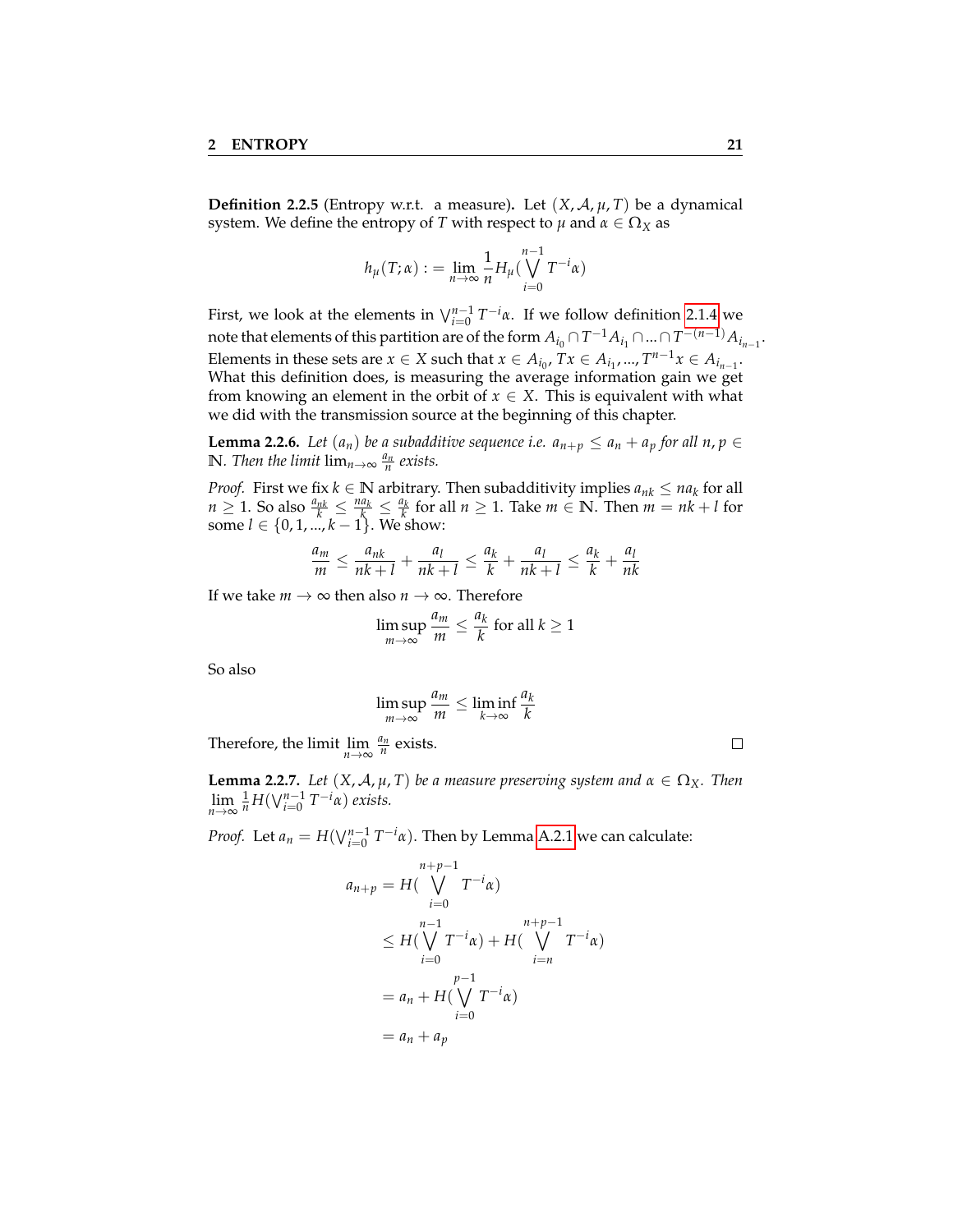**Definition 2.2.5** (Entropy w.r.t. a measure)**.** Let $(X, \mathcal{A}, \mu, T)$ be a dynamical system. We define the entropy of $T$ with respect to $\mu$ and $\alpha \in \Omega_X$ as

$$h_\mu(T; \alpha) := \lim_{n\to\infty} \frac{1}{n} H_\mu(\bigvee_{i=0}^{n-1} T^{-i}\alpha)$$

First, we look at the elements in $\bigvee_{i=0}^{n-1} T^{-i}\alpha$. If we follow definition 2.1.4 we note that elements of this partition are of the form $A_{i_0} \cap T^{-1}A_{i_1} \cap ... \cap T^{-(n-1)}A_{i_{n-1}}$. Elements in these sets are $x \in X$ such that $x \in A_{i_0}, Tx \in A_{i_1}, ..., T^{n-1}x \in A_{i_{n-1}}$. What this definition does, is measuring the average information gain we get from knowing an element in the orbit of $x \in X$. This is equivalent with what we did with the transmission source at the beginning of this chapter.

**Lemma 2.2.6.** *Let $(a_n)$ be a subadditive sequence i.e. $a_{n+p} \leq a_n + a_p$ for all $n, p \in \mathbb{N}$. Then the limit $\lim_{n\to\infty} \frac{a_n}{n}$ exists.*

*Proof.* First we fix $k \in \mathbb{N}$ arbitrary. Then subadditivity implies $a_{nk} \leq na_k$ for all $n \geq 1$. So also $\frac{a_{nk}}{k} \leq \frac{na_k}{k} \leq \frac{a_k}{k}$ for all $n \geq 1$. Take $m \in \mathbb{N}$. Then $m = nk + l$ for some $l \in \{0, 1, ..., k-1\}$. We show:

$$\frac{a_m}{m} \leq \frac{a_{nk}}{nk+l} + \frac{a_l}{nk+l} \leq \frac{a_k}{k} + \frac{a_l}{nk+l} \leq \frac{a_k}{k} + \frac{a_l}{nk}$$

If we take $m \to \infty$ then also $n \to \infty$. Therefore

$$\limsup_{m\to\infty} \frac{a_m}{m} \leq \frac{a_k}{k} \text{ for all } k \geq 1$$

So also

$$\limsup_{m\to\infty} \frac{a_m}{m} \leq \liminf_{k\to\infty} \frac{a_k}{k}$$

Therefore, the limit $\lim\limits_{n\to\infty} \frac{a_n}{n}$ exists. $\square$

**Lemma 2.2.7.** *Let $(X, \mathcal{A}, \mu, T)$ be a measure preserving system and $\alpha \in \Omega_X$. Then $\lim\limits_{n\to\infty} \frac{1}{n} H(\bigvee_{i=0}^{n-1} T^{-i}\alpha)$ exists.*

*Proof.* Let $a_n = H(\bigvee_{i=0}^{n-1} T^{-i}\alpha)$. Then by Lemma A.2.1 we can calculate:

$$\begin{aligned}
a_{n+p} &= H(\bigvee_{i=0}^{n+p-1} T^{-i}\alpha) \\
&\leq H(\bigvee_{i=0}^{n-1} T^{-i}\alpha) + H(\bigvee_{i=n}^{n+p-1} T^{-i}\alpha) \\
&= a_n + H(\bigvee_{i=0}^{p-1} T^{-i}\alpha) \\
&= a_n + a_p
\end{aligned}$$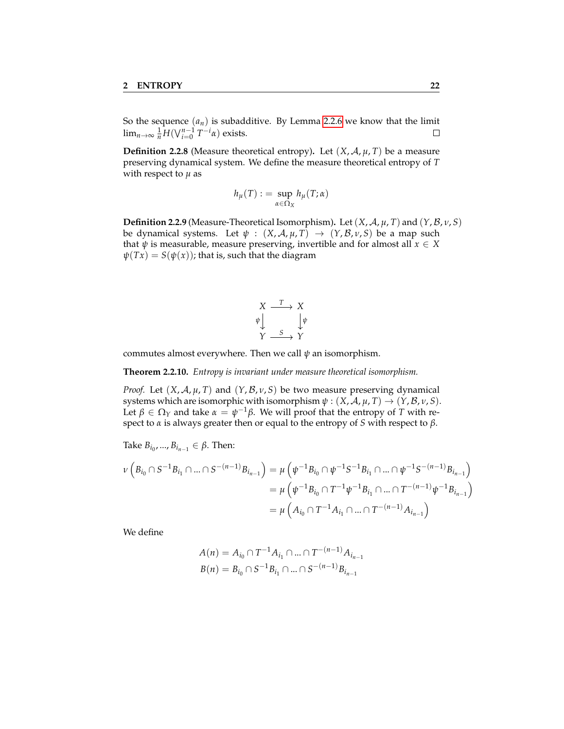So the sequence $(a_n)$ is subadditive. By Lemma 2.2.6 we know that the limit $\lim_{n\to\infty} \frac{1}{n} H(\bigvee_{i=0}^{n-1} T^{-i}\alpha)$ exists. □

**Definition 2.2.8** (Measure theoretical entropy)**.** Let $(X, \mathcal{A}, \mu, T)$ be a measure preserving dynamical system. We define the measure theoretical entropy of $T$ with respect to $\mu$ as

$$h_\mu(T) := \sup_{\alpha \in \Omega_X} h_\mu(T; \alpha)$$

**Definition 2.2.9** (Measure-Theoretical Isomorphism)**.** Let $(X, \mathcal{A}, \mu, T)$ and $(Y, \mathcal{B}, \nu, S)$ be dynamical systems. Let $\psi : (X, \mathcal{A}, \mu, T) \to (Y, \mathcal{B}, \nu, S)$ be a map such that $\psi$ is measurable, measure preserving, invertible and for almost all $x \in X$ $\psi(Tx) = S(\psi(x))$; that is, such that the diagram

$$\begin{array}{ccc} X & \xrightarrow{T} & X \\ \psi\downarrow & & \downarrow\psi \\ Y & \xrightarrow{S} & Y \end{array}$$

commutes almost everywhere. Then we call $\psi$ an isomorphism.

**Theorem 2.2.10.** *Entropy is invariant under measure theoretical isomorphism.*

*Proof.* Let $(X, \mathcal{A}, \mu, T)$ and $(Y, \mathcal{B}, \nu, S)$ be two measure preserving dynamical systems which are isomorphic with isomorphism $\psi : (X, \mathcal{A}, \mu, T) \to (Y, \mathcal{B}, \nu, S)$. Let $\beta \in \Omega_Y$ and take $\alpha = \psi^{-1}\beta$. We will proof that the entropy of $T$ with respect to $\alpha$ is always greater then or equal to the entropy of $S$ with respect to $\beta$.

Take $B_{i_0}, ..., B_{i_{n-1}} \in \beta$. Then:

$$\begin{aligned}
\nu\left(B_{i_0} \cap S^{-1}B_{i_1} \cap ... \cap S^{-(n-1)}B_{i_{n-1}}\right) &= \mu\left(\psi^{-1}B_{i_0} \cap \psi^{-1}S^{-1}B_{i_1} \cap ... \cap \psi^{-1}S^{-(n-1)}B_{i_{n-1}}\right) \\
&= \mu\left(\psi^{-1}B_{i_0} \cap T^{-1}\psi^{-1}B_{i_1} \cap ... \cap T^{-(n-1)}\psi^{-1}B_{i_{n-1}}\right) \\
&= \mu\left(A_{i_0} \cap T^{-1}A_{i_1} \cap ... \cap T^{-(n-1)}A_{i_{n-1}}\right)
\end{aligned}$$

We define

$$\begin{aligned}
A(n) &= A_{i_0} \cap T^{-1}A_{i_1} \cap ... \cap T^{-(n-1)}A_{i_{n-1}} \\
B(n) &= B_{i_0} \cap S^{-1}B_{i_1} \cap ... \cap S^{-(n-1)}B_{i_{n-1}}
\end{aligned}$$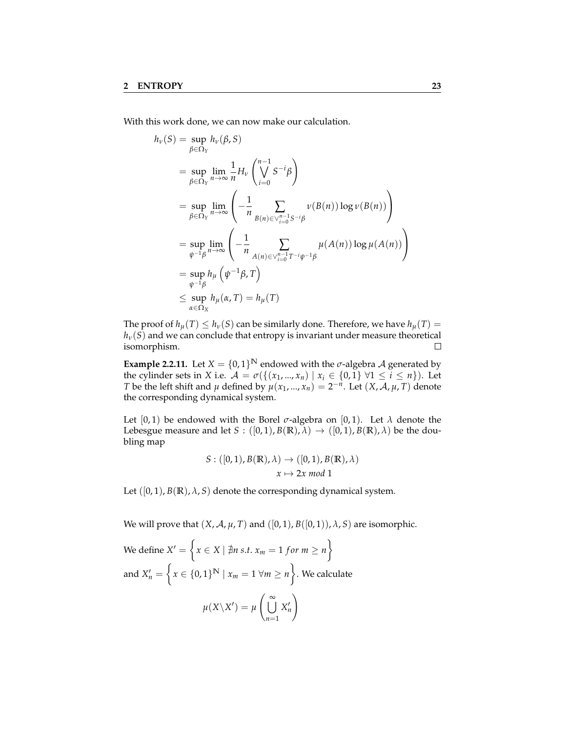With this work done, we can now make our calculation.

$$
\begin{aligned}
h_\nu(S) &= \sup_{\beta \in \Omega_Y} h_\nu(\beta, S) \\
&= \sup_{\beta \in \Omega_Y} \lim_{n\to\infty} \frac{1}{n} H_\nu \left( \bigvee_{i=0}^{n-1} S^{-i}\beta \right) \\
&= \sup_{\beta \in \Omega_Y} \lim_{n\to\infty} \left( -\frac{1}{n} \sum_{B(n) \in \vee_{i=0}^{n-1} S^{-i}\beta} \nu(B(n)) \log \nu(B(n)) \right) \\
&= \sup_{\psi^{-1}\beta} \lim_{n\to\infty} \left( -\frac{1}{n} \sum_{A(n) \in \vee_{i=0}^{n-1} T^{-i}\psi^{-1}\beta} \mu(A(n)) \log \mu(A(n)) \right) \\
&= \sup_{\psi^{-1}\beta} h_\mu \left( \psi^{-1}\beta, T \right) \\
&\leq \sup_{\alpha \in \Omega_X} h_\mu(\alpha, T) = h_\mu(T)
\end{aligned}
$$

The proof of $h_\mu(T) \leq h_\nu(S)$ can be similarly done. Therefore, we have $h_\mu(T) = h_\nu(S)$ and we can conclude that entropy is invariant under measure theoretical isomorphism. □

**Example 2.2.11.** Let $X = \{0,1\}^{\mathbb{N}}$ endowed with the $\sigma$-algebra $\mathcal{A}$ generated by the cylinder sets in $X$ i.e. $\mathcal{A} = \sigma(\{(x_1, ..., x_n) \mid x_i \in \{0,1\}\ \forall 1 \leq i \leq n\})$. Let $T$ be the left shift and $\mu$ defined by $\mu(x_1, ..., x_n) = 2^{-n}$. Let $(X, \mathcal{A}, \mu, T)$ denote the corresponding dynamical system.

Let $[0,1)$ be endowed with the Borel $\sigma$-algebra on $[0,1)$. Let $\lambda$ denote the Lebesgue measure and let $S : ([0,1), B(\mathbb{R}), \lambda) \to ([0,1), B(\mathbb{R}), \lambda)$ be the doubling map

$$
\begin{aligned}
S : ([0,1), B(\mathbb{R}), \lambda) &\to ([0,1), B(\mathbb{R}), \lambda) \\
x &\mapsto 2x \ mod\ 1
\end{aligned}
$$

Let $([0,1), B(\mathbb{R}), \lambda, S)$ denote the corresponding dynamical system.

We will prove that $(X, \mathcal{A}, \mu, T)$ and $([0,1), B([0,1)), \lambda, S)$ are isomorphic.

We define $X' = \left\{ x \in X \mid \nexists n \ s.t.\ x_m = 1 \ for \ m \geq n \right\}$ and $X'_n = \left\{ x \in \{0,1\}^{\mathbb{N}} \mid x_m = 1 \ \forall m \geq n \right\}$. We calculate

$$
\mu(X \backslash X') = \mu \left( \bigcup_{n=1}^{\infty} X'_n \right)
$$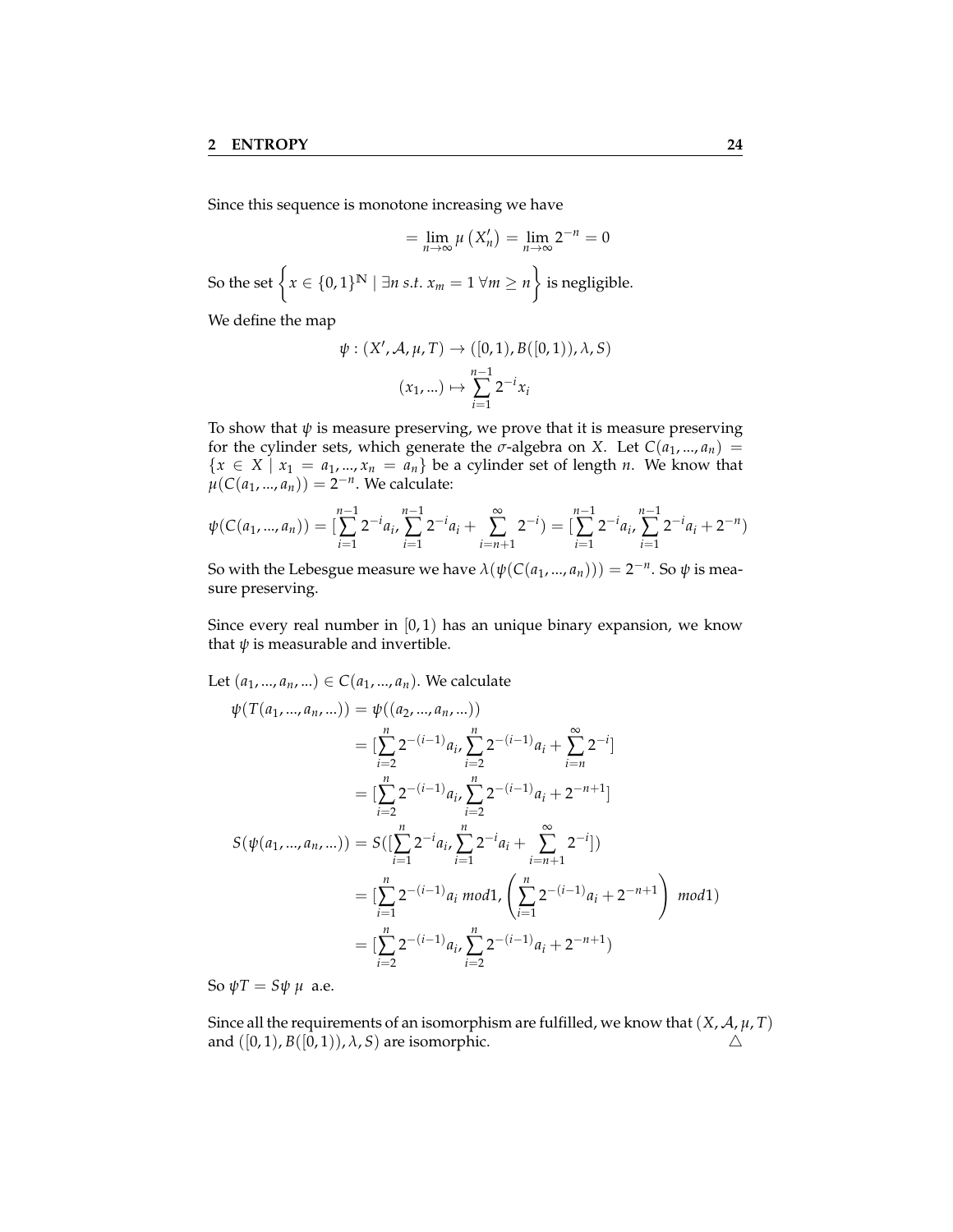Since this sequence is monotone increasing we have

$$= \lim_{n\to\infty} \mu\left(X_n'\right) = \lim_{n\to\infty} 2^{-n} = 0$$

So the set $\left\{ x \in \{0,1\}^{\mathbb{N}} \mid \exists n \ s.t. \ x_m = 1 \ \forall m \geq n \right\}$ is negligible.

We define the map

$$\psi : (X', \mathcal{A}, \mu, T) \to ([0,1), B([0,1)), \lambda, S)$$
$$(x_1, ...) \mapsto \sum_{i=1}^{n-1} 2^{-i} x_i$$

To show that $\psi$ is measure preserving, we prove that it is measure preserving for the cylinder sets, which generate the $\sigma$-algebra on $X$. Let $C(a_1, ..., a_n) = \{x \in X \mid x_1 = a_1, ..., x_n = a_n\}$ be a cylinder set of length $n$. We know that $\mu(C(a_1, ..., a_n)) = 2^{-n}$. We calculate:

$$\psi(C(a_1,...,a_n)) = [\sum_{i=1}^{n-1} 2^{-i} a_i, \sum_{i=1}^{n-1} 2^{-i} a_i + \sum_{i=n+1}^{\infty} 2^{-i}) = [\sum_{i=1}^{n-1} 2^{-i} a_i, \sum_{i=1}^{n-1} 2^{-i} a_i + 2^{-n})$$

So with the Lebesgue measure we have $\lambda(\psi(C(a_1, ..., a_n))) = 2^{-n}$. So $\psi$ is measure preserving.

Since every real number in $[0, 1)$ has an unique binary expansion, we know that $\psi$ is measurable and invertible.

Let $(a_1, ..., a_n, ...) \in C(a_1, ..., a_n)$. We calculate

$$\begin{aligned}
\psi(T(a_1,...,a_n,...)) &= \psi((a_2,...,a_n,...)) \\
&= [\sum_{i=2}^{n} 2^{-(i-1)} a_i, \sum_{i=2}^{n} 2^{-(i-1)} a_i + \sum_{i=n}^{\infty} 2^{-i}] \\
&= [\sum_{i=2}^{n} 2^{-(i-1)} a_i, \sum_{i=2}^{n} 2^{-(i-1)} a_i + 2^{-n+1}] \\
S(\psi(a_1,...,a_n,...)) &= S([\sum_{i=1}^{n} 2^{-i} a_i, \sum_{i=1}^{n} 2^{-i} a_i + \sum_{i=n+1}^{\infty} 2^{-i}]) \\
&= [\sum_{i=1}^{n} 2^{-(i-1)} a_i \ mod 1, \left( \sum_{i=1}^{n} 2^{-(i-1)} a_i + 2^{-n+1} \right) \ mod 1) \\
&= [\sum_{i=2}^{n} 2^{-(i-1)} a_i, \sum_{i=2}^{n} 2^{-(i-1)} a_i + 2^{-n+1})
\end{aligned}$$

So $\psi T = S\psi \ \mu$ a.e.

Since all the requirements of an isomorphism are fulfilled, we know that $(X, \mathcal{A}, \mu, T)$ and $([0, 1), B([0, 1)), \lambda, S)$ are isomorphic. △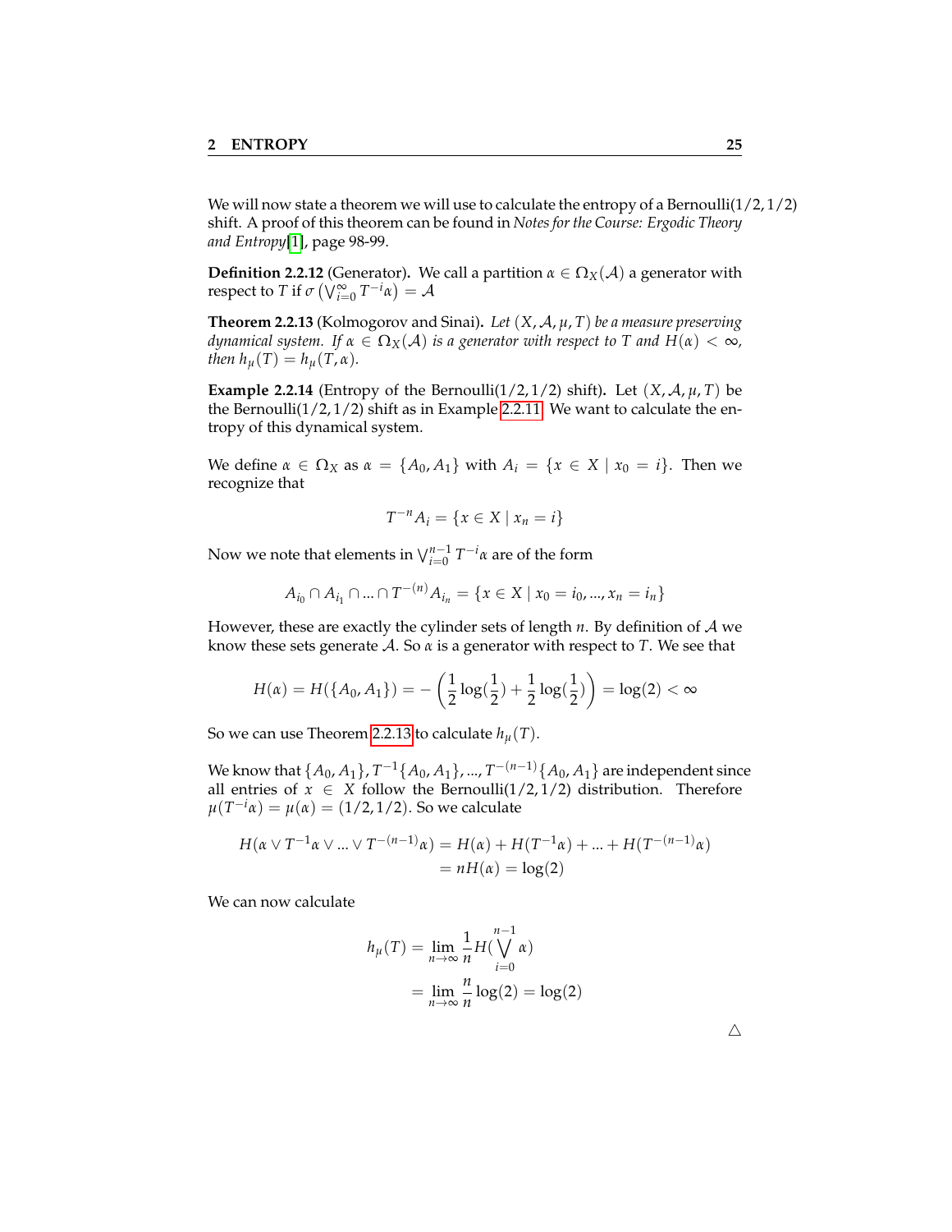We will now state a theorem we will use to calculate the entropy of a Bernoulli$(1/2, 1/2)$ shift. A proof of this theorem can be found in *Notes for the Course: Ergodic Theory and Entropy*[1], page 98-99.

**Definition 2.2.12** (Generator)**.** We call a partition $\alpha \in \Omega_X(\mathcal{A})$ a generator with respect to $T$ if $\sigma\left(\bigvee_{i=0}^{\infty} T^{-i}\alpha\right) = \mathcal{A}$

**Theorem 2.2.13** (Kolmogorov and Sinai)**.** *Let $(X, \mathcal{A}, \mu, T)$ be a measure preserving dynamical system. If $\alpha \in \Omega_X(\mathcal{A})$ is a generator with respect to $T$ and $H(\alpha) < \infty$, then $h_\mu(T) = h_\mu(T, \alpha)$.*

**Example 2.2.14** (Entropy of the Bernoulli$(1/2, 1/2)$ shift)**.** Let $(X, \mathcal{A}, \mu, T)$ be the Bernoulli$(1/2, 1/2)$ shift as in Example 2.2.11. We want to calculate the entropy of this dynamical system.

We define $\alpha \in \Omega_X$ as $\alpha = \{A_0, A_1\}$ with $A_i = \{x \in X \mid x_0 = i\}$. Then we recognize that

$$T^{-n}A_i = \{x \in X \mid x_n = i\}$$

Now we note that elements in $\bigvee_{i=0}^{n-1} T^{-i}\alpha$ are of the form

$$A_{i_0} \cap A_{i_1} \cap ... \cap T^{-(n)}A_{i_n} = \{x \in X \mid x_0 = i_0, ..., x_n = i_n\}$$

However, these are exactly the cylinder sets of length $n$. By definition of $\mathcal{A}$ we know these sets generate $\mathcal{A}$. So $\alpha$ is a generator with respect to $T$. We see that

$$H(\alpha) = H(\{A_0, A_1\}) = -\left(\frac{1}{2}\log(\frac{1}{2}) + \frac{1}{2}\log(\frac{1}{2})\right) = \log(2) < \infty$$

So we can use Theorem 2.2.13 to calculate $h_\mu(T)$.

We know that $\{A_0, A_1\}, T^{-1}\{A_0, A_1\}, ..., T^{-(n-1)}\{A_0, A_1\}$ are independent since all entries of $x \in X$ follow the Bernoulli$(1/2, 1/2)$ distribution. Therefore $\mu(T^{-i}\alpha) = \mu(\alpha) = (1/2, 1/2)$. So we calculate

$$\begin{aligned} H(\alpha \vee T^{-1}\alpha \vee ... \vee T^{-(n-1)}\alpha) &= H(\alpha) + H(T^{-1}\alpha) + ... + H(T^{-(n-1)}\alpha) \\ &= nH(\alpha) = \log(2) \end{aligned}$$

We can now calculate

$$\begin{aligned} h_\mu(T) &= \lim_{n\to\infty} \frac{1}{n} H(\bigvee_{i=0}^{n-1} \alpha) \\ &= \lim_{n\to\infty} \frac{n}{n}\log(2) = \log(2) \end{aligned}$$

△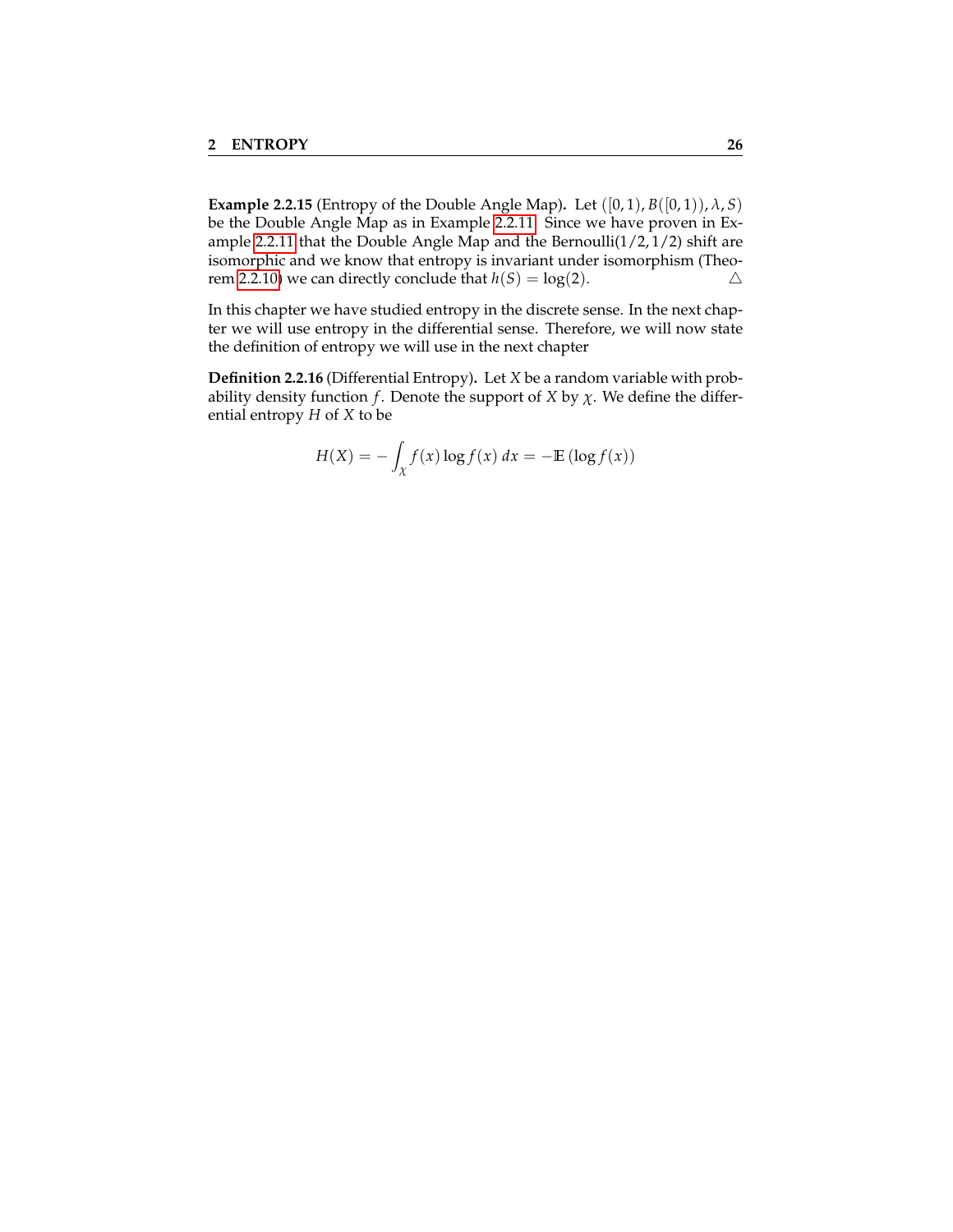**Example 2.2.15** (Entropy of the Double Angle Map)**.** Let $([0,1), B([0,1)), \lambda, S)$ be the Double Angle Map as in Example 2.2.11. Since we have proven in Example 2.2.11 that the Double Angle Map and the Bernoulli(1/2, 1/2) shift are isomorphic and we know that entropy is invariant under isomorphism (Theorem 2.2.10) we can directly conclude that $h(S) = \log(2)$. $\triangle$

In this chapter we have studied entropy in the discrete sense. In the next chapter we will use entropy in the differential sense. Therefore, we will now state the definition of entropy we will use in the next chapter

**Definition 2.2.16** (Differential Entropy)**.** Let $X$ be a random variable with probability density function $f$. Denote the support of $X$ by $\chi$. We define the differential entropy $H$ of $X$ to be

$$H(X) = -\int_{\chi} f(x) \log f(x)\, dx = -\mathbb{E}\left(\log f(x)\right)$$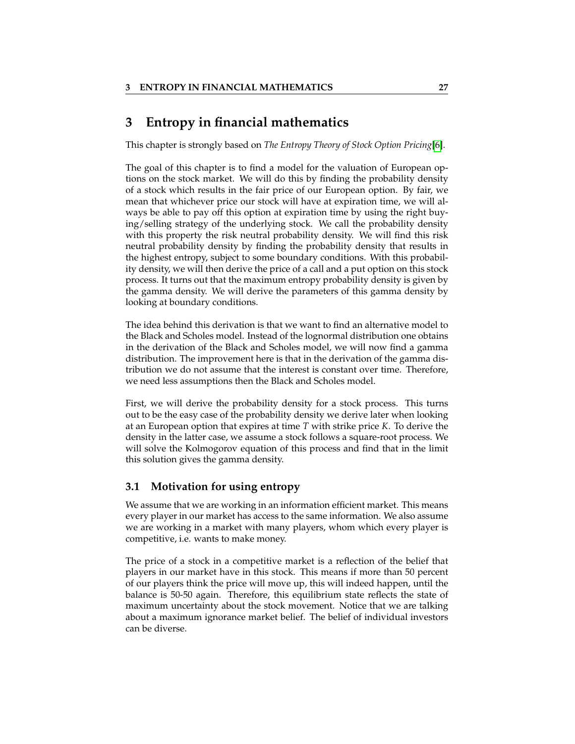# 3 Entropy in financial mathematics

This chapter is strongly based on *The Entropy Theory of Stock Option Pricing*[6].

The goal of this chapter is to find a model for the valuation of European options on the stock market. We will do this by finding the probability density of a stock which results in the fair price of our European option. By fair, we mean that whichever price our stock will have at expiration time, we will always be able to pay off this option at expiration time by using the right buying/selling strategy of the underlying stock. We call the probability density with this property the risk neutral probability density. We will find this risk neutral probability density by finding the probability density that results in the highest entropy, subject to some boundary conditions. With this probability density, we will then derive the price of a call and a put option on this stock process. It turns out that the maximum entropy probability density is given by the gamma density. We will derive the parameters of this gamma density by looking at boundary conditions.

The idea behind this derivation is that we want to find an alternative model to the Black and Scholes model. Instead of the lognormal distribution one obtains in the derivation of the Black and Scholes model, we will now find a gamma distribution. The improvement here is that in the derivation of the gamma distribution we do not assume that the interest is constant over time. Therefore, we need less assumptions then the Black and Scholes model.

First, we will derive the probability density for a stock process. This turns out to be the easy case of the probability density we derive later when looking at an European option that expires at time $T$ with strike price $K$. To derive the density in the latter case, we assume a stock follows a square-root process. We will solve the Kolmogorov equation of this process and find that in the limit this solution gives the gamma density.

## 3.1 Motivation for using entropy

We assume that we are working in an information efficient market. This means every player in our market has access to the same information. We also assume we are working in a market with many players, whom which every player is competitive, i.e. wants to make money.

The price of a stock in a competitive market is a reflection of the belief that players in our market have in this stock. This means if more than 50 percent of our players think the price will move up, this will indeed happen, until the balance is 50-50 again. Therefore, this equilibrium state reflects the state of maximum uncertainty about the stock movement. Notice that we are talking about a maximum ignorance market belief. The belief of individual investors can be diverse.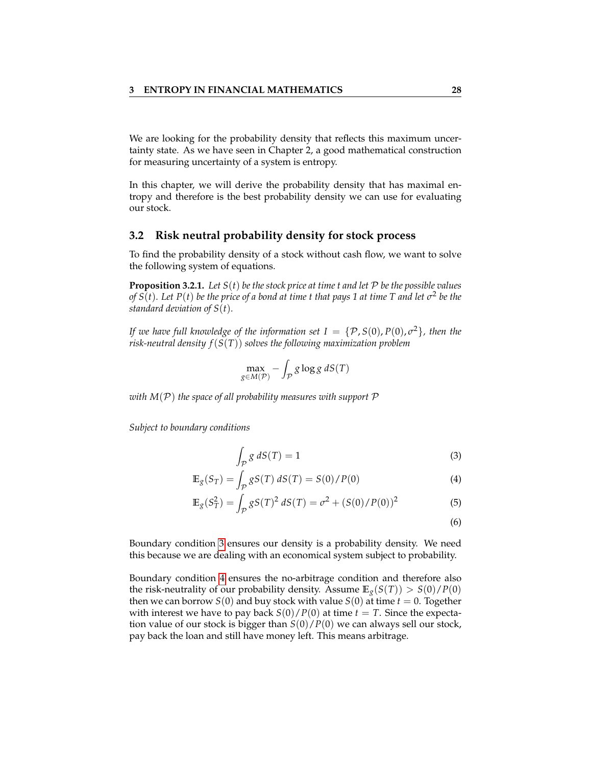We are looking for the probability density that reflects this maximum uncertainty state. As we have seen in Chapter 2, a good mathematical construction for measuring uncertainty of a system is entropy.

In this chapter, we will derive the probability density that has maximal entropy and therefore is the best probability density we can use for evaluating our stock.

## 3.2 Risk neutral probability density for stock process

To find the probability density of a stock without cash flow, we want to solve the following system of equations.

**Proposition 3.2.1.** *Let $S(t)$ be the stock price at time t and let $\mathcal{P}$ be the possible values of $S(t)$. Let $P(t)$ be the price of a bond at time t that pays 1 at time T and let $\sigma^2$ be the standard deviation of $S(t)$.*

*If we have full knowledge of the information set $I = \{\mathcal{P}, S(0), P(0), \sigma^2\}$, then the risk-neutral density $f(S(T))$ solves the following maximization problem*

$$\max_{g \in M(\mathcal{P})} - \int_{\mathcal{P}} g \log g \, dS(T)$$

*with $M(\mathcal{P})$ the space of all probability measures with support $\mathcal{P}$*

*Subject to boundary conditions*

$$\int_{\mathcal{P}} g \, dS(T) = 1 \tag{3}$$

$$\mathbb{E}_g(S_T) = \int_{\mathcal{P}} g S(T) \, dS(T) = S(0)/P(0) \tag{4}$$

$$\mathbb{E}_g(S_T^2) = \int_{\mathcal{P}} g S(T)^2 \, dS(T) = \sigma^2 + (S(0)/P(0))^2 \tag{5}$$

$$\tag{6}$$

Boundary condition 3 ensures our density is a probability density. We need this because we are dealing with an economical system subject to probability.

Boundary condition 4 ensures the no-arbitrage condition and therefore also the risk-neutrality of our probability density. Assume $\mathbb{E}_g(S(T)) > S(0)/P(0)$ then we can borrow $S(0)$ and buy stock with value $S(0)$ at time $t = 0$. Together with interest we have to pay back $S(0)/P(0)$ at time $t = T$. Since the expectation value of our stock is bigger than $S(0)/P(0)$ we can always sell our stock, pay back the loan and still have money left. This means arbitrage.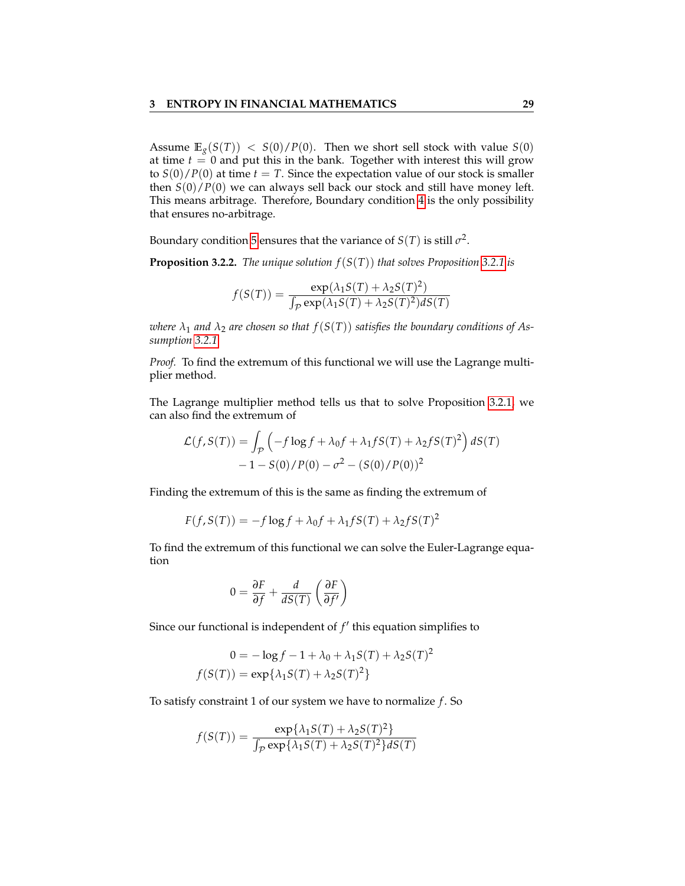Assume $\mathbb{E}_g(S(T)) < S(0)/P(0)$. Then we short sell stock with value $S(0)$ at time $t = 0$ and put this in the bank. Together with interest this will grow to $S(0)/P(0)$ at time $t = T$. Since the expectation value of our stock is smaller then $S(0)/P(0)$ we can always sell back our stock and still have money left. This means arbitrage. Therefore, Boundary condition 4 is the only possibility that ensures no-arbitrage.

Boundary condition 5 ensures that the variance of $S(T)$ is still $\sigma^2$.

**Proposition 3.2.2.** *The unique solution $f(S(T))$ that solves Proposition 3.2.1 is*

$$f(S(T)) = \frac{\exp(\lambda_1 S(T) + \lambda_2 S(T)^2)}{\int_{\mathcal{P}} \exp(\lambda_1 S(T) + \lambda_2 S(T)^2) dS(T)}$$

*where $\lambda_1$ and $\lambda_2$ are chosen so that $f(S(T))$ satisfies the boundary conditions of Assumption 3.2.1.*

*Proof.* To find the extremum of this functional we will use the Lagrange multiplier method.

The Lagrange multiplier method tells us that to solve Proposition 3.2.1, we can also find the extremum of

$$\begin{aligned}\mathcal{L}(f, S(T)) = &\int_{\mathcal{P}} \left( -f \log f + \lambda_0 f + \lambda_1 f S(T) + \lambda_2 f S(T)^2 \right) dS(T) \\ &- 1 - S(0)/P(0) - \sigma^2 - (S(0)/P(0))^2\end{aligned}$$

Finding the extremum of this is the same as finding the extremum of

$$F(f, S(T)) = -f \log f + \lambda_0 f + \lambda_1 f S(T) + \lambda_2 f S(T)^2$$

To find the extremum of this functional we can solve the Euler-Lagrange equation

$$0 = \frac{\partial F}{\partial f} + \frac{d}{dS(T)} \left( \frac{\partial F}{\partial f'} \right)$$

Since our functional is independent of $f'$ this equation simplifies to

$$\begin{aligned}0 &= -\log f - 1 + \lambda_0 + \lambda_1 S(T) + \lambda_2 S(T)^2 \\ f(S(T)) &= \exp\{\lambda_1 S(T) + \lambda_2 S(T)^2\}\end{aligned}$$

To satisfy constraint 1 of our system we have to normalize $f$. So

$$f(S(T)) = \frac{\exp\{\lambda_1 S(T) + \lambda_2 S(T)^2\}}{\int_{\mathcal{P}} \exp\{\lambda_1 S(T) + \lambda_2 S(T)^2\} dS(T)}$$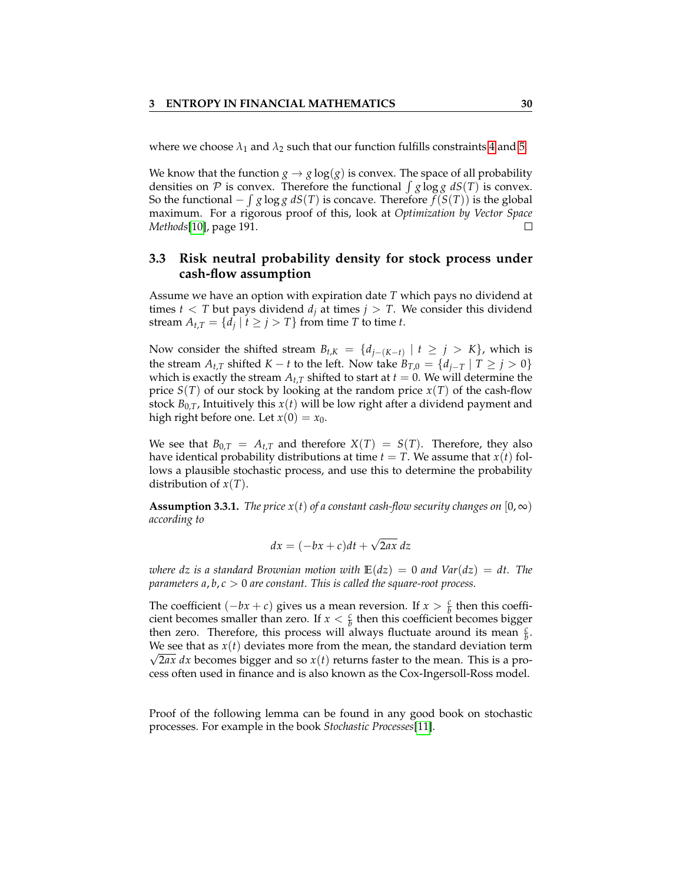where we choose $\lambda_1$ and $\lambda_2$ such that our function fulfills constraints 4 and 5.

We know that the function $g \to g\log(g)$ is convex. The space of all probability densities on $\mathcal{P}$ is convex. Therefore the functional $\int g \log g \; dS(T)$ is convex. So the functional $-\int g \log g \; dS(T)$ is concave. Therefore $f(S(T))$ is the global maximum. For a rigorous proof of this, look at *Optimization by Vector Space Methods*[10], page 191. □

## 3.3 Risk neutral probability density for stock process under cash-flow assumption

Assume we have an option with expiration date $T$ which pays no dividend at times $t < T$ but pays dividend $d_j$ at times $j > T$. We consider this dividend stream $A_{t,T} = \{d_j \mid t \geq j > T\}$ from time $T$ to time $t$.

Now consider the shifted stream $B_{t,K} = \{d_{j-(K-t)} \mid t \geq j > K\}$, which is the stream $A_{t,T}$ shifted $K - t$ to the left. Now take $B_{T,0} = \{d_{j-T} \mid T \geq j > 0\}$ which is exactly the stream $A_{t,T}$ shifted to start at $t = 0$. We will determine the price $S(T)$ of our stock by looking at the random price $x(T)$ of the cash-flow stock $B_{0,T}$, Intuitively this $x(t)$ will be low right after a dividend payment and high right before one. Let $x(0) = x_0$.

We see that $B_{0,T} = A_{t,T}$ and therefore $X(T) = S(T)$. Therefore, they also have identical probability distributions at time $t = T$. We assume that $x(t)$ follows a plausible stochastic process, and use this to determine the probability distribution of $x(T)$.

**Assumption 3.3.1.** *The price $x(t)$ of a constant cash-flow security changes on $[0, \infty)$ according to*

$$dx = (-bx + c)dt + \sqrt{2ax}\, dz$$

*where $dz$ is a standard Brownian motion with $\mathbb{E}(dz) = 0$ and $Var(dz) = dt$. The parameters $a, b, c > 0$ are constant. This is called the square-root process.*

The coefficient $(-bx + c)$ gives us a mean reversion. If $x > \frac{c}{b}$ then this coefficient becomes smaller than zero. If $x < \frac{c}{b}$ then this coefficient becomes bigger then zero. Therefore, this process will always fluctuate around its mean $\frac{c}{b}$. We see that as $x(t)$ deviates more from the mean, the standard deviation term $\sqrt{2ax}\, dx$ becomes bigger and so $x(t)$ returns faster to the mean. This is a process often used in finance and is also known as the Cox-Ingersoll-Ross model.

Proof of the following lemma can be found in any good book on stochastic processes. For example in the book *Stochastic Processes*[11].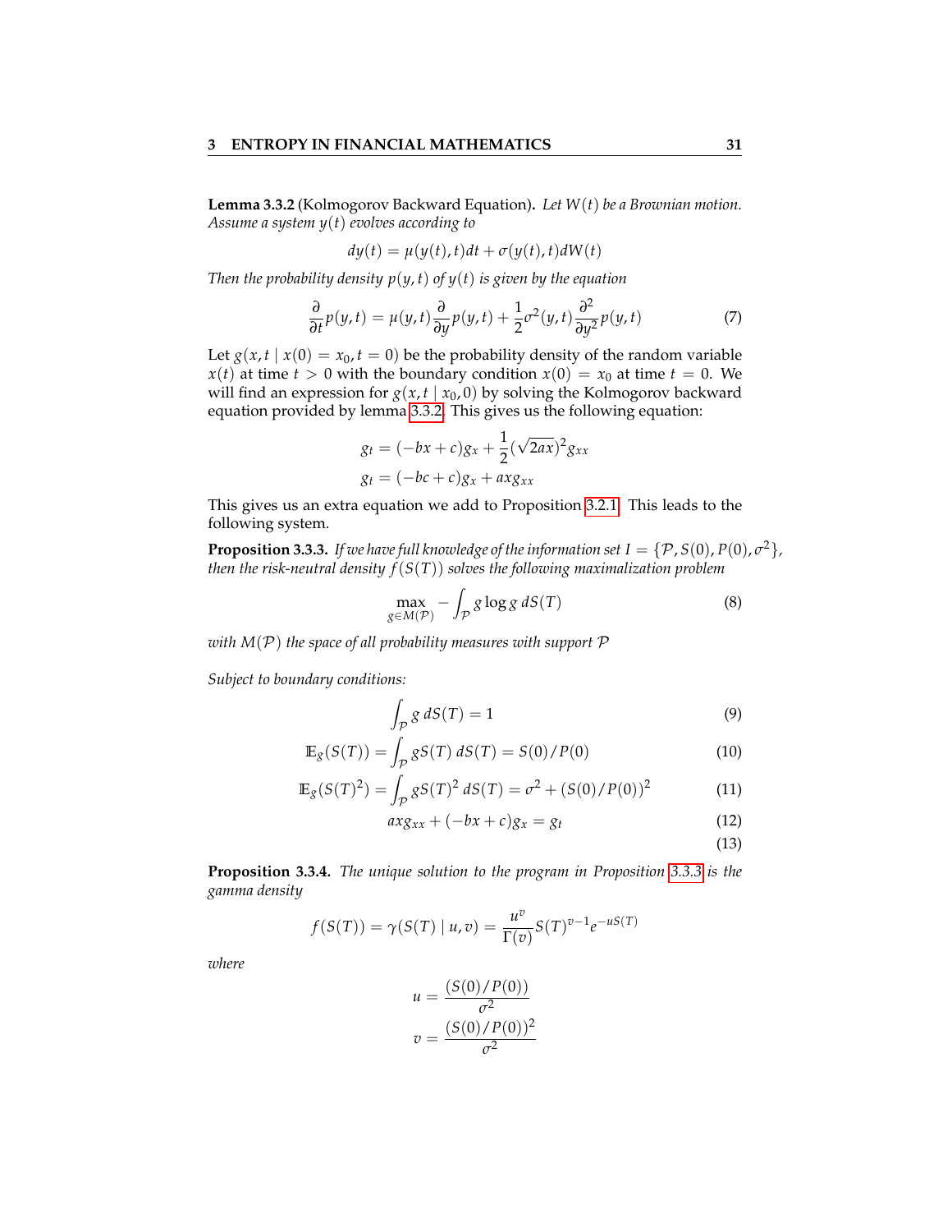**Lemma 3.3.2** (Kolmogorov Backward Equation)**.** *Let $W(t)$ be a Brownian motion. Assume a system $y(t)$ evolves according to*

$$dy(t) = \mu(y(t), t)dt + \sigma(y(t), t)dW(t)$$

*Then the probability density $p(y, t)$ of $y(t)$ is given by the equation*

$$\frac{\partial}{\partial t} p(y, t) = \mu(y, t) \frac{\partial}{\partial y} p(y, t) + \frac{1}{2} \sigma^2(y, t) \frac{\partial^2}{\partial y^2} p(y, t) \tag{7}$$

Let $g(x, t \mid x(0) = x_0, t = 0)$ be the probability density of the random variable $x(t)$ at time $t > 0$ with the boundary condition $x(0) = x_0$ at time $t = 0$. We will find an expression for $g(x, t \mid x_0, 0)$ by solving the Kolmogorov backward equation provided by lemma 3.3.2. This gives us the following equation:

$$\begin{aligned}
g_t &= (-bx + c)g_x + \frac{1}{2}(\sqrt{2ax})^2 g_{xx} \\
g_t &= (-bc + c)g_x + axg_{xx}
\end{aligned}$$

This gives us an extra equation we add to Proposition 3.2.1. This leads to the following system.

**Proposition 3.3.3.** *If we have full knowledge of the information set $I = \{\mathcal{P}, S(0), P(0), \sigma^2\}$, then the risk-neutral density $f(S(T))$ solves the following maximalization problem*

$$\max_{g \in M(\mathcal{P})} -\int_{\mathcal{P}} g \log g \; dS(T) \tag{8}$$

*with $M(\mathcal{P})$ the space of all probability measures with support $\mathcal{P}$*

*Subject to boundary conditions:*

$$\int_{\mathcal{P}} g \; dS(T) = 1 \tag{9}$$

$$\mathbb{E}_g(S(T)) = \int_{\mathcal{P}} gS(T) \; dS(T) = S(0)/P(0) \tag{10}$$

$$\mathbb{E}_g(S(T)^2) = \int_{\mathcal{P}} gS(T)^2 \; dS(T) = \sigma^2 + (S(0)/P(0))^2 \tag{11}$$

$$axg_{xx} + (-bx + c)g_x = g_t \tag{12}$$

$$\tag{13}$$

**Proposition 3.3.4.** *The unique solution to the program in Proposition 3.3.3 is the gamma density*

$$f(S(T)) = \gamma(S(T) \mid u, v) = \frac{u^v}{\Gamma(v)} S(T)^{v-1} e^{-uS(T)}$$

*where*

$$\begin{aligned}
u &= \frac{(S(0)/P(0))}{\sigma^2} \\
v &= \frac{(S(0)/P(0))^2}{\sigma^2}
\end{aligned}$$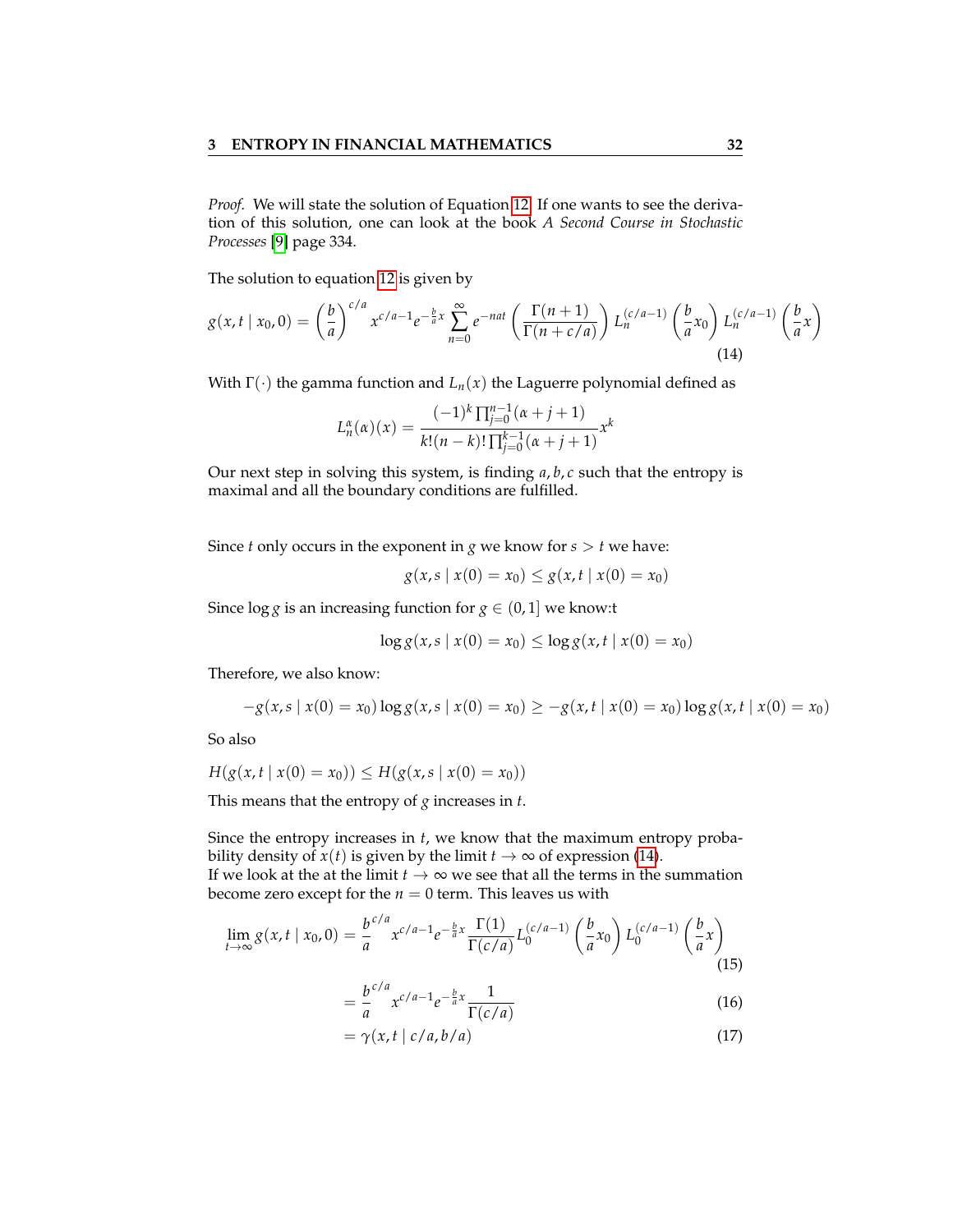*Proof.* We will state the solution of Equation 12. If one wants to see the derivation of this solution, one can look at the book *A Second Course in Stochastic Processes* [9] page 334.

The solution to equation 12 is given by

$$g(x,t \mid x_0, 0) = \left(\frac{b}{a}\right)^{c/a} x^{c/a-1} e^{-\frac{b}{a}x} \sum_{n=0}^{\infty} e^{-nat} \left(\frac{\Gamma(n+1)}{\Gamma(n+c/a)}\right) L_n^{(c/a-1)}\left(\frac{b}{a}x_0\right) L_n^{(c/a-1)}\left(\frac{b}{a}x\right) \tag{14}$$

With $\Gamma(\cdot)$ the gamma function and $L_n(x)$ the Laguerre polynomial defined as

$$L_n^{\alpha}(\alpha)(x) = \frac{(-1)^k \prod_{j=0}^{n-1}(\alpha+j+1)}{k!(n-k)! \prod_{j=0}^{k-1}(\alpha+j+1)} x^k$$

Our next step in solving this system, is finding $a, b, c$ such that the entropy is maximal and all the boundary conditions are fulfilled.

Since $t$ only occurs in the exponent in $g$ we know for $s > t$ we have:

$$g(x, s \mid x(0) = x_0) \leq g(x, t \mid x(0) = x_0)$$

Since $\log g$ is an increasing function for $g \in (0, 1]$ we know:t

$$\log g(x, s \mid x(0) = x_0) \leq \log g(x, t \mid x(0) = x_0)$$

Therefore, we also know:

$$-g(x, s \mid x(0) = x_0) \log g(x, s \mid x(0) = x_0) \geq -g(x, t \mid x(0) = x_0) \log g(x, t \mid x(0) = x_0)$$

So also

$$H(g(x, t \mid x(0) = x_0)) \leq H(g(x, s \mid x(0) = x_0))$$

This means that the entropy of $g$ increases in $t$.

Since the entropy increases in $t$, we know that the maximum entropy probability density of $x(t)$ is given by the limit $t \to \infty$ of expression (14).
If we look at the at the limit $t \to \infty$ we see that all the terms in the summation become zero except for the $n = 0$ term. This leaves us with

$$\lim_{t\to\infty} g(x, t \mid x_0, 0) = \frac{b}{a}^{c/a} x^{c/a-1} e^{-\frac{b}{a}x} \frac{\Gamma(1)}{\Gamma(c/a)} L_0^{(c/a-1)}\left(\frac{b}{a}x_0\right) L_0^{(c/a-1)}\left(\frac{b}{a}x\right) \tag{15}$$

$$= \frac{b}{a}^{c/a} x^{c/a-1} e^{-\frac{b}{a}x} \frac{1}{\Gamma(c/a)} \tag{16}$$

$$= \gamma(x, t \mid c/a, b/a) \tag{17}$$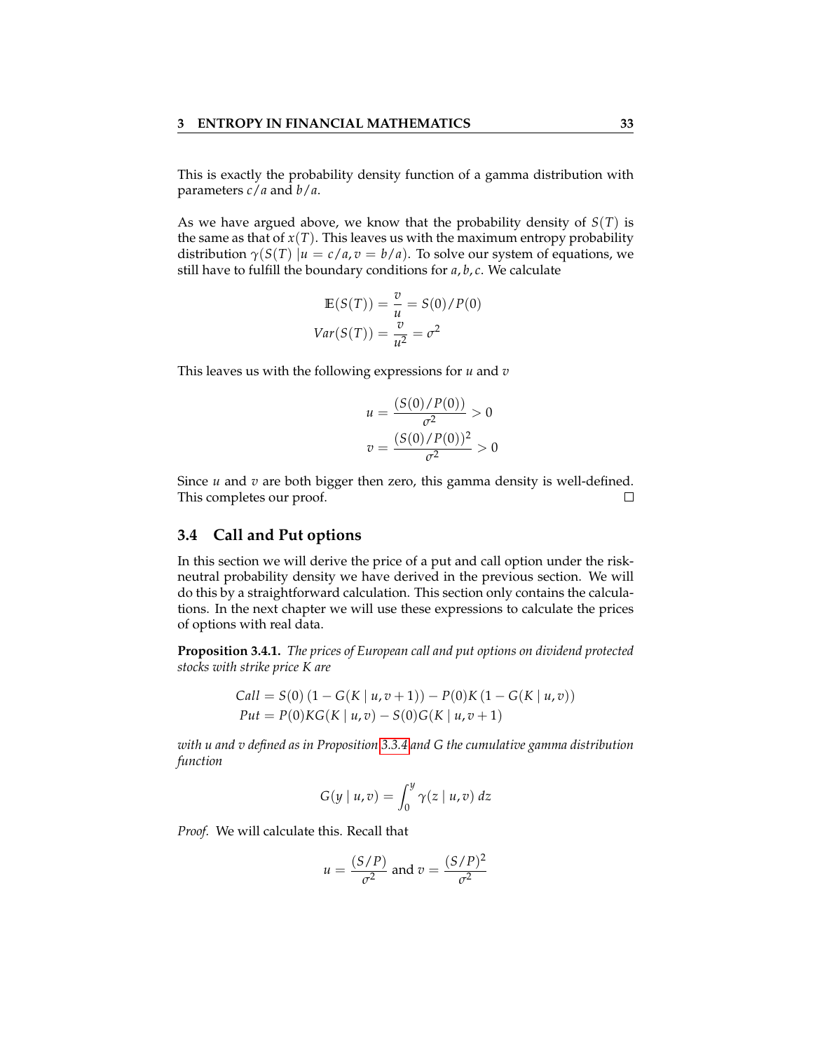This is exactly the probability density function of a gamma distribution with parameters $c/a$ and $b/a$.

As we have argued above, we know that the probability density of $S(T)$ is the same as that of $x(T)$. This leaves us with the maximum entropy probability distribution $\gamma(S(T) \mid u = c/a, v = b/a)$. To solve our system of equations, we still have to fulfill the boundary conditions for $a, b, c$. We calculate

$$
\begin{aligned}
\mathbb{E}(S(T)) &= \frac{v}{u} = S(0)/P(0) \\
Var(S(T)) &= \frac{v}{u^2} = \sigma^2
\end{aligned}
$$

This leaves us with the following expressions for $u$ and $v$

$$
\begin{aligned}
u &= \frac{(S(0)/P(0))}{\sigma^2} > 0 \\
v &= \frac{(S(0)/P(0))^2}{\sigma^2} > 0
\end{aligned}
$$

Since $u$ and $v$ are both bigger then zero, this gamma density is well-defined. This completes our proof. □

## 3.4 Call and Put options

In this section we will derive the price of a put and call option under the risk-neutral probability density we have derived in the previous section. We will do this by a straightforward calculation. This section only contains the calculations. In the next chapter we will use these expressions to calculate the prices of options with real data.

**Proposition 3.4.1.** *The prices of European call and put options on dividend protected stocks with strike price $K$ are*

$$
\begin{aligned}
Call &= S(0)\left(1 - G(K \mid u, v+1)\right) - P(0)K\left(1 - G(K \mid u, v)\right) \\
Put &= P(0)KG(K \mid u, v) - S(0)G(K \mid u, v+1)
\end{aligned}
$$

*with $u$ and $v$ defined as in Proposition 3.3.4 and $G$ the cumulative gamma distribution function*

$$
G(y \mid u, v) = \int_0^y \gamma(z \mid u, v)\, dz
$$

*Proof.* We will calculate this. Recall that

$$
u = \frac{(S/P)}{\sigma^2} \text{ and } v = \frac{(S/P)^2}{\sigma^2}
$$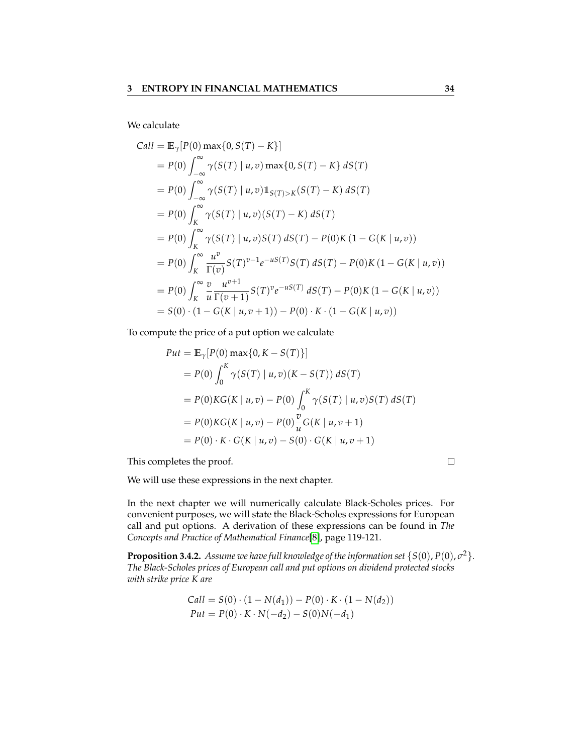We calculate

$$
\begin{aligned}
Call &= \mathbb{E}_{\gamma}[P(0)\max\{0, S(T)-K\}] \\
&= P(0)\int_{-\infty}^{\infty} \gamma(S(T) \mid u, v)\max\{0, S(T)-K\}\, dS(T) \\
&= P(0)\int_{-\infty}^{\infty} \gamma(S(T) \mid u, v)\mathbb{1}_{S(T)>K}(S(T)-K)\, dS(T) \\
&= P(0)\int_{K}^{\infty} \gamma(S(T) \mid u, v)(S(T)-K)\, dS(T) \\
&= P(0)\int_{K}^{\infty} \gamma(S(T) \mid u, v)S(T)\, dS(T) - P(0)K\left(1 - G(K \mid u, v)\right) \\
&= P(0)\int_{K}^{\infty} \frac{u^{v}}{\Gamma(v)} S(T)^{v-1} e^{-uS(T)} S(T)\, dS(T) - P(0)K\left(1 - G(K \mid u, v)\right) \\
&= P(0)\int_{K}^{\infty} \frac{v}{u}\frac{u^{v+1}}{\Gamma(v+1)} S(T)^{v} e^{-uS(T)}\, dS(T) - P(0)K\left(1 - G(K \mid u, v)\right) \\
&= S(0)\cdot\left(1 - G(K \mid u, v+1)\right) - P(0)\cdot K\cdot\left(1 - G(K \mid u, v)\right)
\end{aligned}
$$

To compute the price of a put option we calculate

$$
\begin{aligned}
Put &= \mathbb{E}_{\gamma}[P(0)\max\{0, K - S(T)\}] \\
&= P(0)\int_{0}^{K} \gamma(S(T) \mid u, v)(K - S(T))\, dS(T) \\
&= P(0)KG(K \mid u, v) - P(0)\int_{0}^{K} \gamma(S(T) \mid u, v)S(T)\, dS(T) \\
&= P(0)KG(K \mid u, v) - P(0)\frac{v}{u}G(K \mid u, v+1) \\
&= P(0)\cdot K\cdot G(K \mid u, v) - S(0)\cdot G(K \mid u, v+1)
\end{aligned}
$$

This completes the proof. □

We will use these expressions in the next chapter.

In the next chapter we will numerically calculate Black-Scholes prices. For convenient purposes, we will state the Black-Scholes expressions for European call and put options. A derivation of these expressions can be found in *The Concepts and Practice of Mathematical Finance*[8], page 119-121.

**Proposition 3.4.2.** *Assume we have full knowledge of the information set* $\{S(0), P(0), \sigma^2\}$*. The Black-Scholes prices of European call and put options on dividend protected stocks with strike price K are*

$$
\begin{aligned}
Call &= S(0)\cdot(1 - N(d_1)) - P(0)\cdot K\cdot(1 - N(d_2)) \\
Put &= P(0)\cdot K\cdot N(-d_2) - S(0)N(-d_1)
\end{aligned}
$$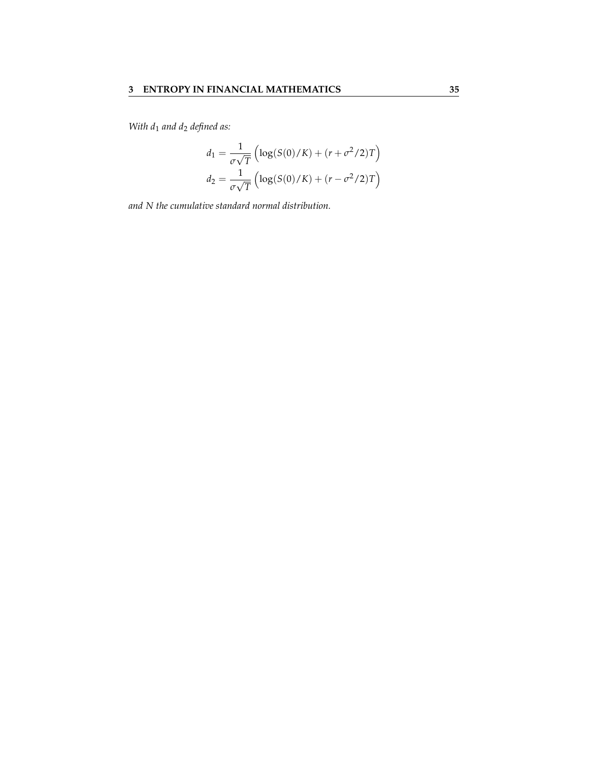*With $d_1$ and $d_2$ defined as:*

$$d_1 = \frac{1}{\sigma\sqrt{T}}\left(\log(S(0)/K) + (r + \sigma^2/2)T\right)$$
$$d_2 = \frac{1}{\sigma\sqrt{T}}\left(\log(S(0)/K) + (r - \sigma^2/2)T\right)$$

*and $N$ the cumulative standard normal distribution.*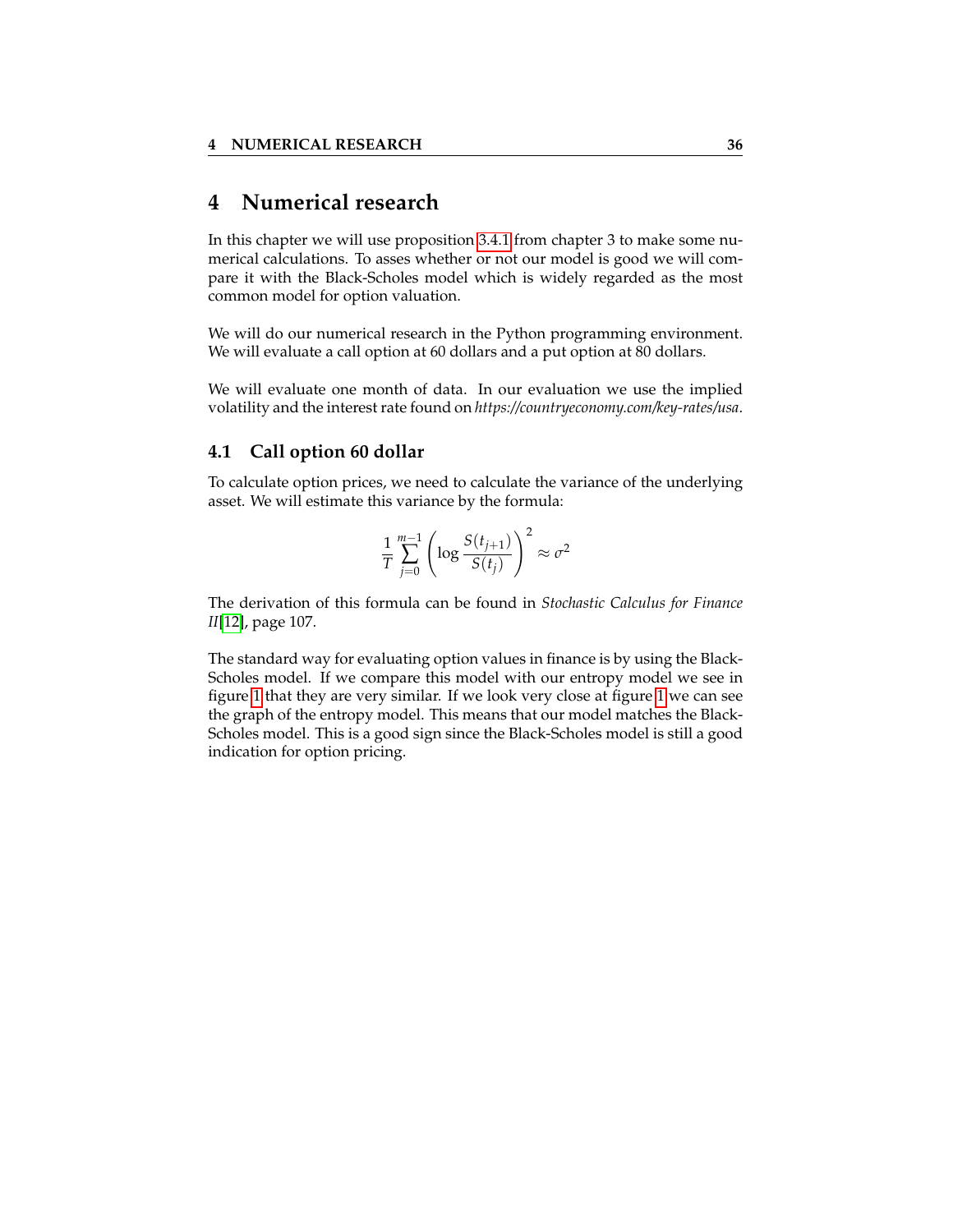# 4 Numerical research

In this chapter we will use proposition 3.4.1 from chapter 3 to make some numerical calculations. To asses whether or not our model is good we will compare it with the Black-Scholes model which is widely regarded as the most common model for option valuation.

We will do our numerical research in the Python programming environment. We will evaluate a call option at 60 dollars and a put option at 80 dollars.

We will evaluate one month of data. In our evaluation we use the implied volatility and the interest rate found on *https://countryeconomy.com/key-rates/usa*.

## 4.1 Call option 60 dollar

To calculate option prices, we need to calculate the variance of the underlying asset. We will estimate this variance by the formula:

$$\frac{1}{T}\sum_{j=0}^{m-1}\left(\log\frac{S(t_{j+1})}{S(t_j)}\right)^2 \approx \sigma^2$$

The derivation of this formula can be found in *Stochastic Calculus for Finance II*[12], page 107.

The standard way for evaluating option values in finance is by using the Black-Scholes model. If we compare this model with our entropy model we see in figure 1 that they are very similar. If we look very close at figure 1 we can see the graph of the entropy model. This means that our model matches the Black-Scholes model. This is a good sign since the Black-Scholes model is still a good indication for option pricing.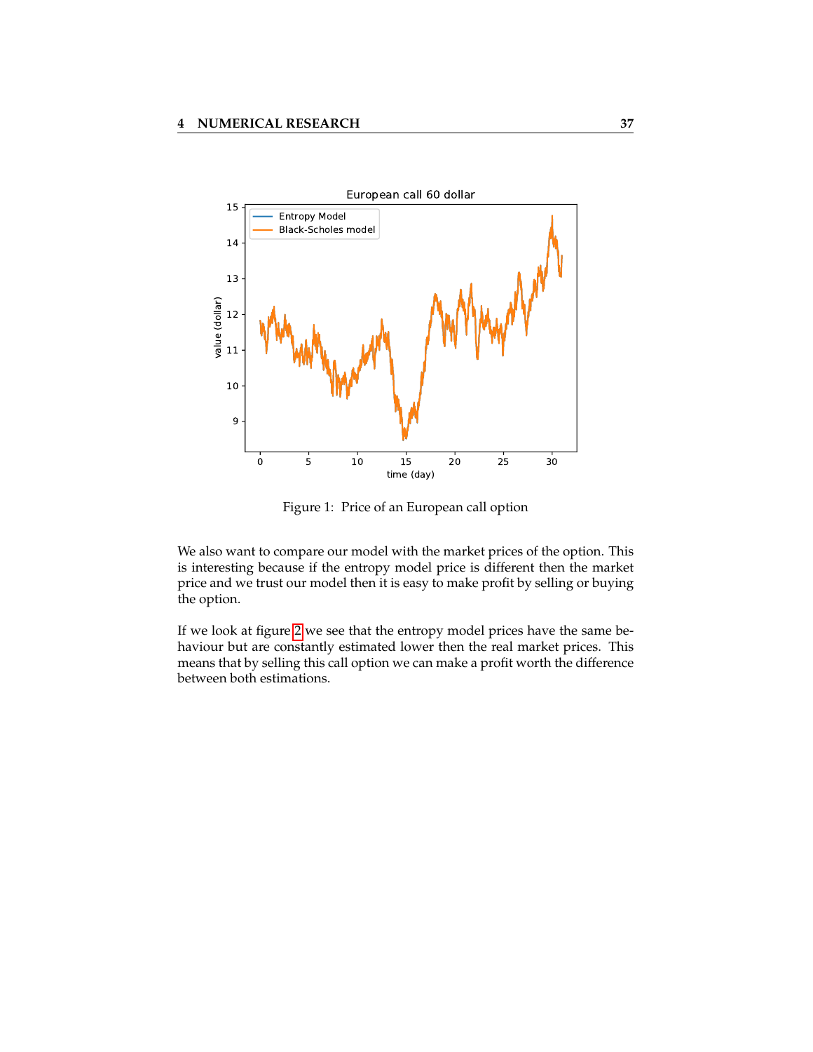Figure 1: Price of an European call option

We also want to compare our model with the market prices of the option. This is interesting because if the entropy model price is different then the market price and we trust our model then it is easy to make profit by selling or buying the option.

If we look at figure 2 we see that the entropy model prices have the same behaviour but are constantly estimated lower then the real market prices. This means that by selling this call option we can make a profit worth the difference between both estimations.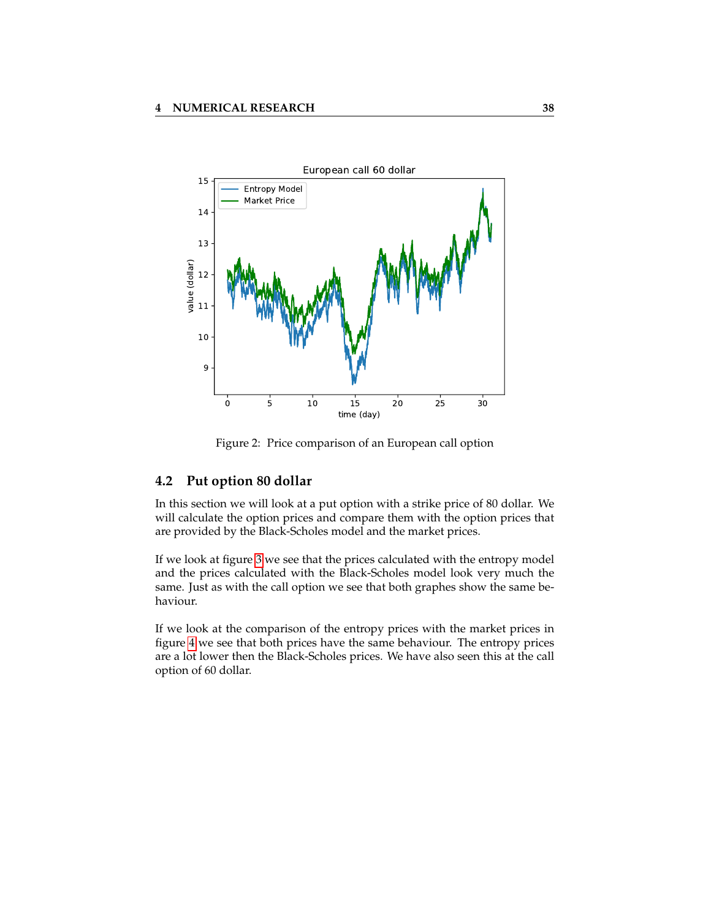Figure 2: Price comparison of an European call option

## 4.2 Put option 80 dollar

In this section we will look at a put option with a strike price of 80 dollar. We will calculate the option prices and compare them with the option prices that are provided by the Black-Scholes model and the market prices.

If we look at figure 3 we see that the prices calculated with the entropy model and the prices calculated with the Black-Scholes model look very much the same. Just as with the call option we see that both graphes show the same behaviour.

If we look at the comparison of the entropy prices with the market prices in figure 4 we see that both prices have the same behaviour. The entropy prices are a lot lower then the Black-Scholes prices. We have also seen this at the call option of 60 dollar.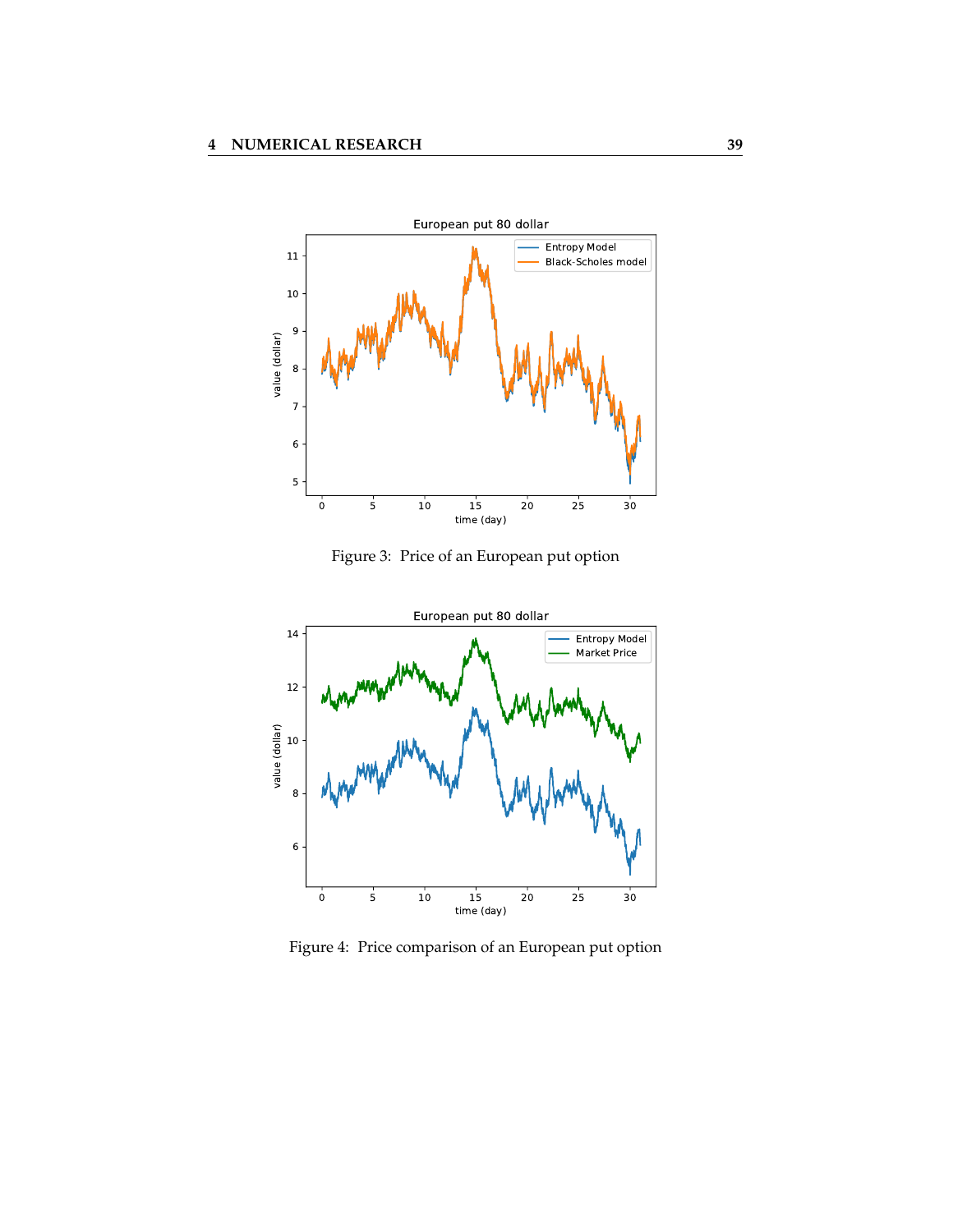Figure 3: Price of an European put option

Figure 4: Price comparison of an European put option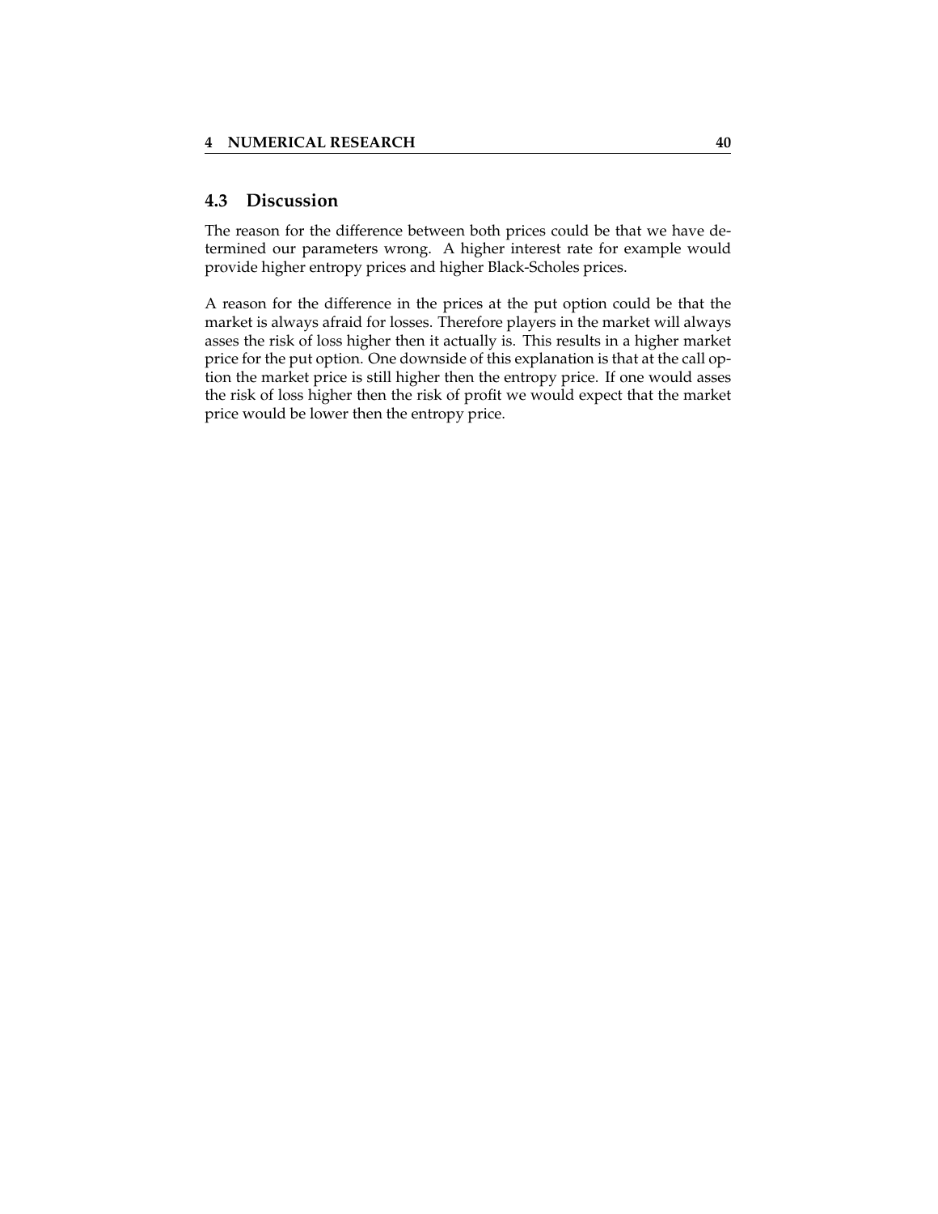## 4.3 Discussion

The reason for the difference between both prices could be that we have determined our parameters wrong. A higher interest rate for example would provide higher entropy prices and higher Black-Scholes prices.

A reason for the difference in the prices at the put option could be that the market is always afraid for losses. Therefore players in the market will always asses the risk of loss higher then it actually is. This results in a higher market price for the put option. One downside of this explanation is that at the call option the market price is still higher then the entropy price. If one would asses the risk of loss higher then the risk of profit we would expect that the market price would be lower then the entropy price.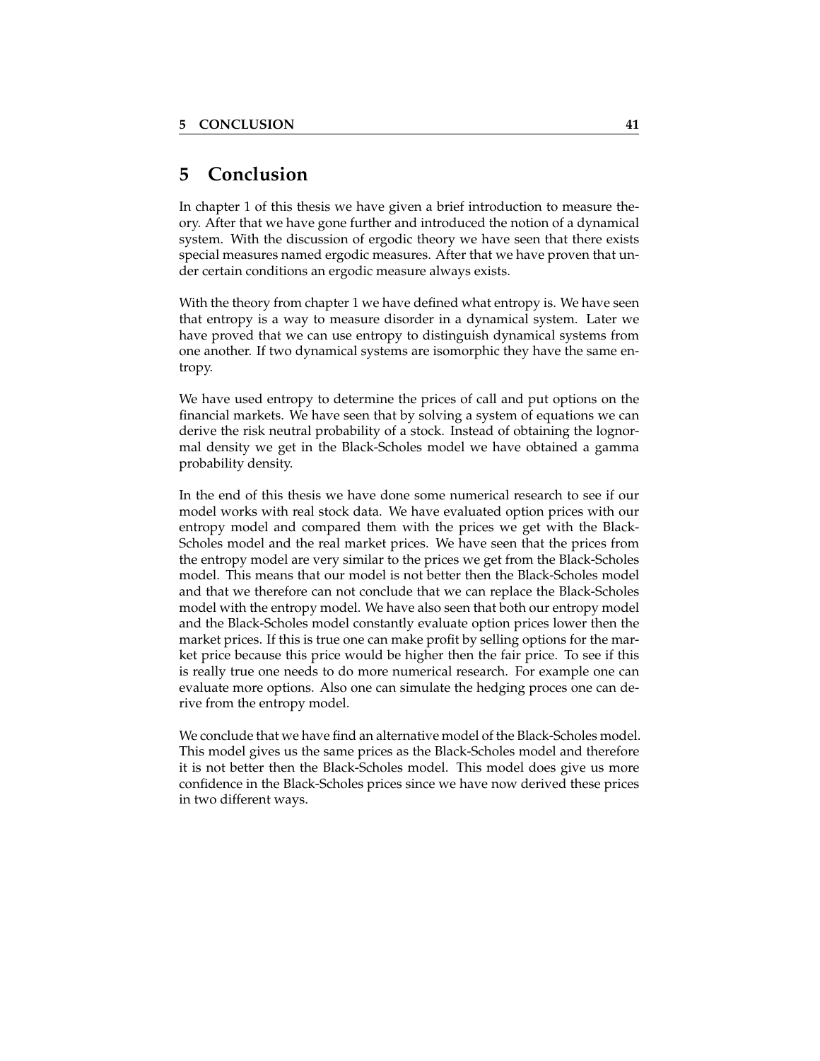# 5 Conclusion

In chapter 1 of this thesis we have given a brief introduction to measure theory. After that we have gone further and introduced the notion of a dynamical system. With the discussion of ergodic theory we have seen that there exists special measures named ergodic measures. After that we have proven that under certain conditions an ergodic measure always exists.

With the theory from chapter 1 we have defined what entropy is. We have seen that entropy is a way to measure disorder in a dynamical system. Later we have proved that we can use entropy to distinguish dynamical systems from one another. If two dynamical systems are isomorphic they have the same entropy.

We have used entropy to determine the prices of call and put options on the financial markets. We have seen that by solving a system of equations we can derive the risk neutral probability of a stock. Instead of obtaining the lognormal density we get in the Black-Scholes model we have obtained a gamma probability density.

In the end of this thesis we have done some numerical research to see if our model works with real stock data. We have evaluated option prices with our entropy model and compared them with the prices we get with the Black-Scholes model and the real market prices. We have seen that the prices from the entropy model are very similar to the prices we get from the Black-Scholes model. This means that our model is not better then the Black-Scholes model and that we therefore can not conclude that we can replace the Black-Scholes model with the entropy model. We have also seen that both our entropy model and the Black-Scholes model constantly evaluate option prices lower then the market prices. If this is true one can make profit by selling options for the market price because this price would be higher then the fair price. To see if this is really true one needs to do more numerical research. For example one can evaluate more options. Also one can simulate the hedging proces one can derive from the entropy model.

We conclude that we have find an alternative model of the Black-Scholes model. This model gives us the same prices as the Black-Scholes model and therefore it is not better then the Black-Scholes model. This model does give us more confidence in the Black-Scholes prices since we have now derived these prices in two different ways.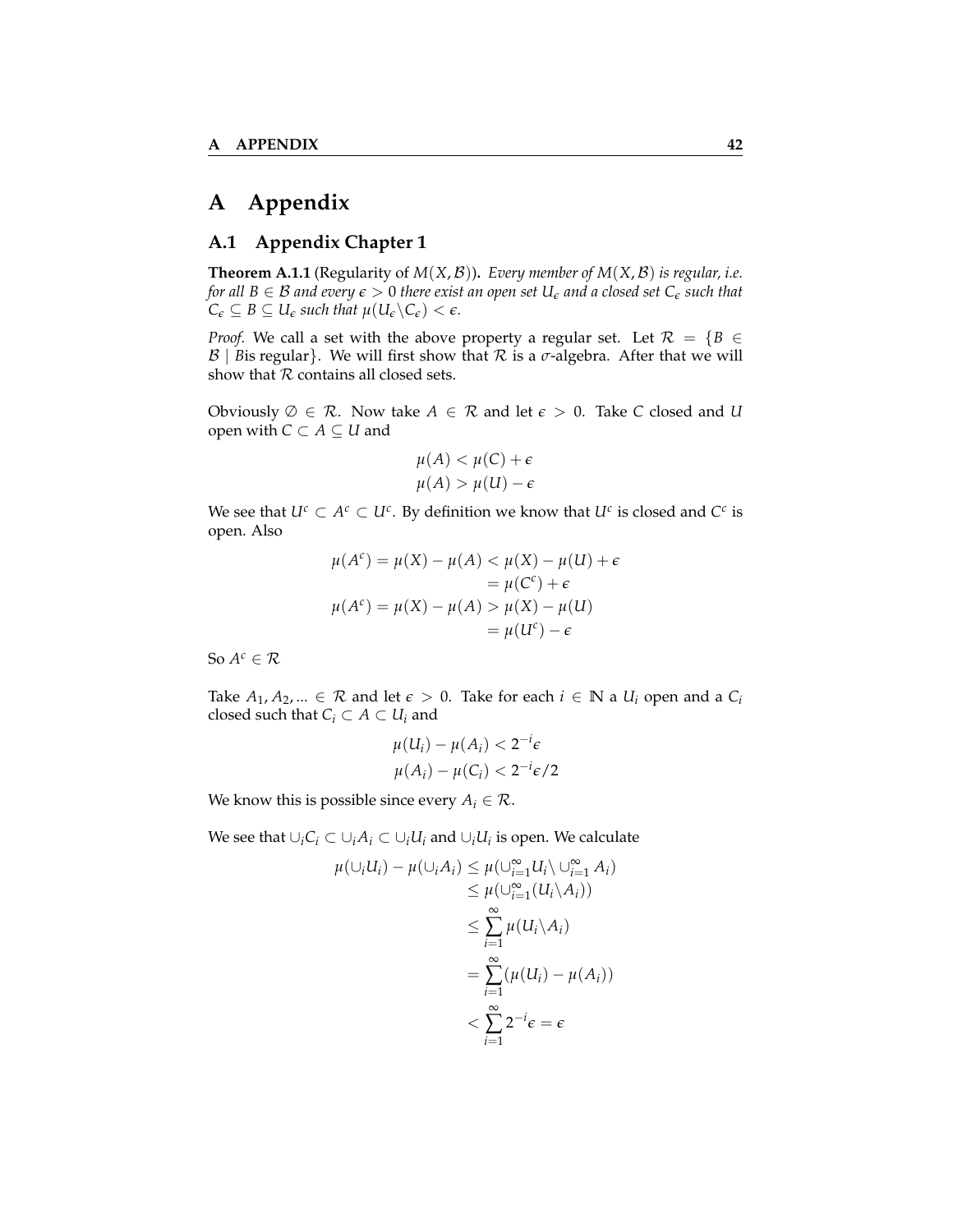# A Appendix

## A.1 Appendix Chapter 1

**Theorem A.1.1** (Regularity of $M(X, \mathcal{B})$)**.** *Every member of $M(X, \mathcal{B})$ is regular, i.e. for all $B \in \mathcal{B}$ and every $\epsilon > 0$ there exist an open set $U_\epsilon$ and a closed set $C_\epsilon$ such that $C_\epsilon \subseteq B \subseteq U_\epsilon$ such that $\mu(U_\epsilon \backslash C_\epsilon) < \epsilon$.*

*Proof.* We call a set with the above property a regular set. Let $\mathcal{R} = \{B \in \mathcal{B} \mid B \text{is regular}\}$. We will first show that $\mathcal{R}$ is a $\sigma$-algebra. After that we will show that $\mathcal{R}$ contains all closed sets.

Obviously $\emptyset \in \mathcal{R}$. Now take $A \in \mathcal{R}$ and let $\epsilon > 0$. Take $C$ closed and $U$ open with $C \subset A \subseteq U$ and

$$\mu(A) < \mu(C) + \epsilon$$
$$\mu(A) > \mu(U) - \epsilon$$

We see that $U^c \subset A^c \subset U^c$. By definition we know that $U^c$ is closed and $C^c$ is open. Also

$$\begin{aligned}
\mu(A^c) = \mu(X) - \mu(A) &< \mu(X) - \mu(U) + \epsilon \\
&= \mu(C^c) + \epsilon \\
\mu(A^c) = \mu(X) - \mu(A) &> \mu(X) - \mu(U) \\
&= \mu(U^c) - \epsilon
\end{aligned}$$

So $A^c \in \mathcal{R}$

Take $A_1, A_2, ... \in \mathcal{R}$ and let $\epsilon > 0$. Take for each $i \in \mathbb{N}$ a $U_i$ open and a $C_i$ closed such that $C_i \subset A \subset U_i$ and

$$\mu(U_i) - \mu(A_i) < 2^{-i}\epsilon$$
$$\mu(A_i) - \mu(C_i) < 2^{-i}\epsilon/2$$

We know this is possible since every $A_i \in \mathcal{R}$.

We see that $\cup_i C_i \subset \cup_i A_i \subset \cup_i U_i$ and $\cup_i U_i$ is open. We calculate

$$\begin{aligned}
\mu(\cup_i U_i) - \mu(\cup_i A_i) &\leq \mu(\cup_{i=1}^{\infty} U_i \backslash \cup_{i=1}^{\infty} A_i) \\
&\leq \mu(\cup_{i=1}^{\infty}(U_i \backslash A_i)) \\
&\leq \sum_{i=1}^{\infty} \mu(U_i \backslash A_i) \\
&= \sum_{i=1}^{\infty} (\mu(U_i) - \mu(A_i)) \\
&< \sum_{i=1}^{\infty} 2^{-i}\epsilon = \epsilon
\end{aligned}$$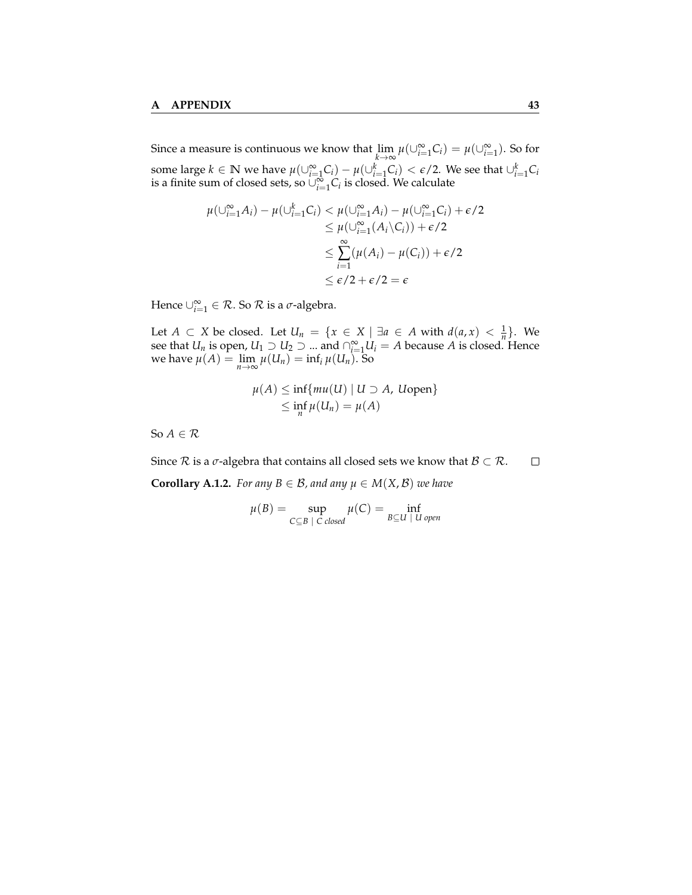Since a measure is continuous we know that $\lim_{k\to\infty} \mu(\cup_{i=1}^{\infty} C_i) = \mu(\cup_{i=1}^{\infty})$. So for some large $k \in \mathbb{N}$ we have $\mu(\cup_{i=1}^{\infty} C_i) - \mu(\cup_{i=1}^{k} C_i) < \epsilon/2$. We see that $\cup_{i=1}^{k} C_i$ is a finite sum of closed sets, so $\cup_{i=1}^{\infty} C_i$ is closed. We calculate

$$
\begin{aligned}
\mu(\cup_{i=1}^{\infty} A_i) - \mu(\cup_{i=1}^{k} C_i) &< \mu(\cup_{i=1}^{\infty} A_i) - \mu(\cup_{i=1}^{\infty} C_i) + \epsilon/2 \\
&\leq \mu(\cup_{i=1}^{\infty} (A_i \backslash C_i)) + \epsilon/2 \\
&\leq \sum_{i=1}^{\infty} (\mu(A_i) - \mu(C_i)) + \epsilon/2 \\
&\leq \epsilon/2 + \epsilon/2 = \epsilon
\end{aligned}
$$

Hence $\cup_{i=1}^{\infty} \in \mathcal{R}$. So $\mathcal{R}$ is a $\sigma$-algebra.

Let $A \subset X$ be closed. Let $U_n = \{x \in X \mid \exists a \in A \text{ with } d(a,x) < \frac{1}{n}\}$. We see that $U_n$ is open, $U_1 \supset U_2 \supset ...$ and $\cap_{i=1}^{\infty} U_i = A$ because $A$ is closed. Hence we have $\mu(A) = \lim_{n\to\infty} \mu(U_n) = \inf_i \mu(U_n)$. So

$$
\begin{aligned}
\mu(A) &\leq \inf\{mu(U) \mid U \supset A,\ U \text{open}\} \\
&\leq \inf_n \mu(U_n) = \mu(A)
\end{aligned}
$$

So $A \in \mathcal{R}$

Since $\mathcal{R}$ is a $\sigma$-algebra that contains all closed sets we know that $\mathcal{B} \subset \mathcal{R}$. $\square$

**Corollary A.1.2.** *For any $B \in \mathcal{B}$, and any $\mu \in M(X, \mathcal{B})$ we have*

$$
\mu(B) = \sup_{C \subseteq B \ \mid \ C \text{ closed}} \mu(C) = \inf_{B \subseteq U \ \mid \ U \text{ open}}
$$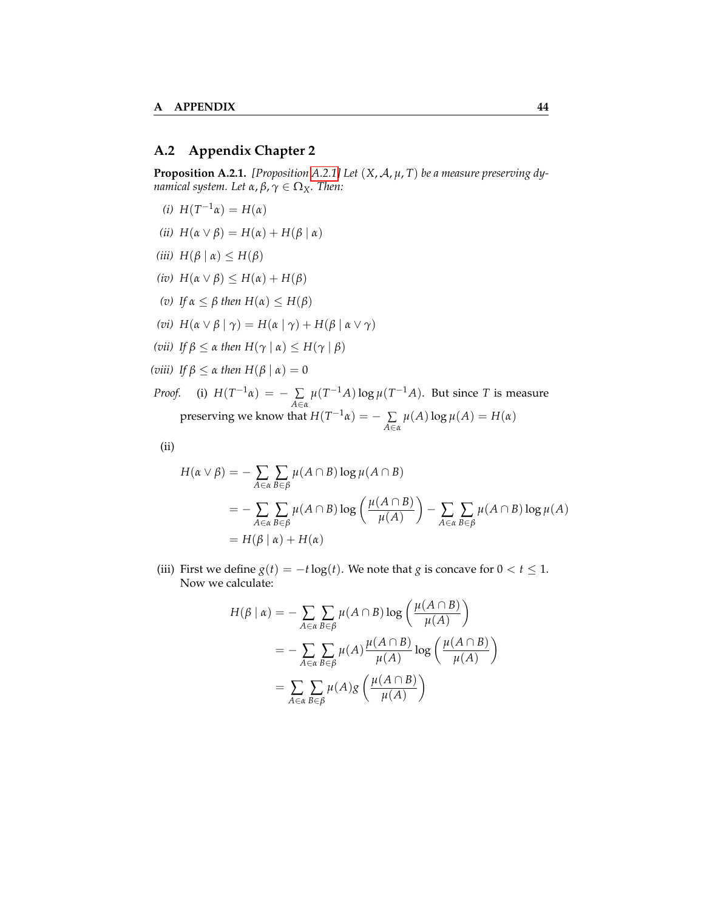## A.2 Appendix Chapter 2

**Proposition A.2.1.** *[Proposition A.2.1] Let $(X, \mathcal{A}, \mu, T)$ be a measure preserving dynamical system. Let $\alpha, \beta, \gamma \in \Omega_X$. Then:*

*(i)* $H(T^{-1}\alpha) = H(\alpha)$

*(ii)* $H(\alpha \vee \beta) = H(\alpha) + H(\beta \mid \alpha)$

*(iii)* $H(\beta \mid \alpha) \leq H(\beta)$

*(iv)* $H(\alpha \vee \beta) \leq H(\alpha) + H(\beta)$

*(v) If* $\alpha \leq \beta$ *then* $H(\alpha) \leq H(\beta)$

*(vi)* $H(\alpha \vee \beta \mid \gamma) = H(\alpha \mid \gamma) + H(\beta \mid \alpha \vee \gamma)$

*(vii) If* $\beta \leq \alpha$ *then* $H(\gamma \mid \alpha) \leq H(\gamma \mid \beta)$

*(viii) If* $\beta \leq \alpha$ *then* $H(\beta \mid \alpha) = 0$

*Proof.* (i) $H(T^{-1}\alpha) = -\sum_{A \in \alpha} \mu(T^{-1}A) \log \mu(T^{-1}A)$. But since $T$ is measure preserving we know that $H(T^{-1}\alpha) = -\sum_{A \in \alpha} \mu(A) \log \mu(A) = H(\alpha)$

(ii)

$$
\begin{aligned}
H(\alpha \vee \beta) &= -\sum_{A \in \alpha} \sum_{B \in \beta} \mu(A \cap B) \log \mu(A \cap B) \\
&= -\sum_{A \in \alpha} \sum_{B \in \beta} \mu(A \cap B) \log \left( \frac{\mu(A \cap B)}{\mu(A)} \right) - \sum_{A \in \alpha} \sum_{B \in \beta} \mu(A \cap B) \log \mu(A) \\
&= H(\beta \mid \alpha) + H(\alpha)
\end{aligned}
$$

(iii) First we define $g(t) = -t \log(t)$. We note that $g$ is concave for $0 < t \leq 1$. Now we calculate:

$$
\begin{aligned}
H(\beta \mid \alpha) &= -\sum_{A \in \alpha} \sum_{B \in \beta} \mu(A \cap B) \log \left( \frac{\mu(A \cap B)}{\mu(A)} \right) \\
&= -\sum_{A \in \alpha} \sum_{B \in \beta} \mu(A) \frac{\mu(A \cap B)}{\mu(A)} \log \left( \frac{\mu(A \cap B)}{\mu(A)} \right) \\
&= \sum_{A \in \alpha} \sum_{B \in \beta} \mu(A) g \left( \frac{\mu(A \cap B)}{\mu(A)} \right)
\end{aligned}
$$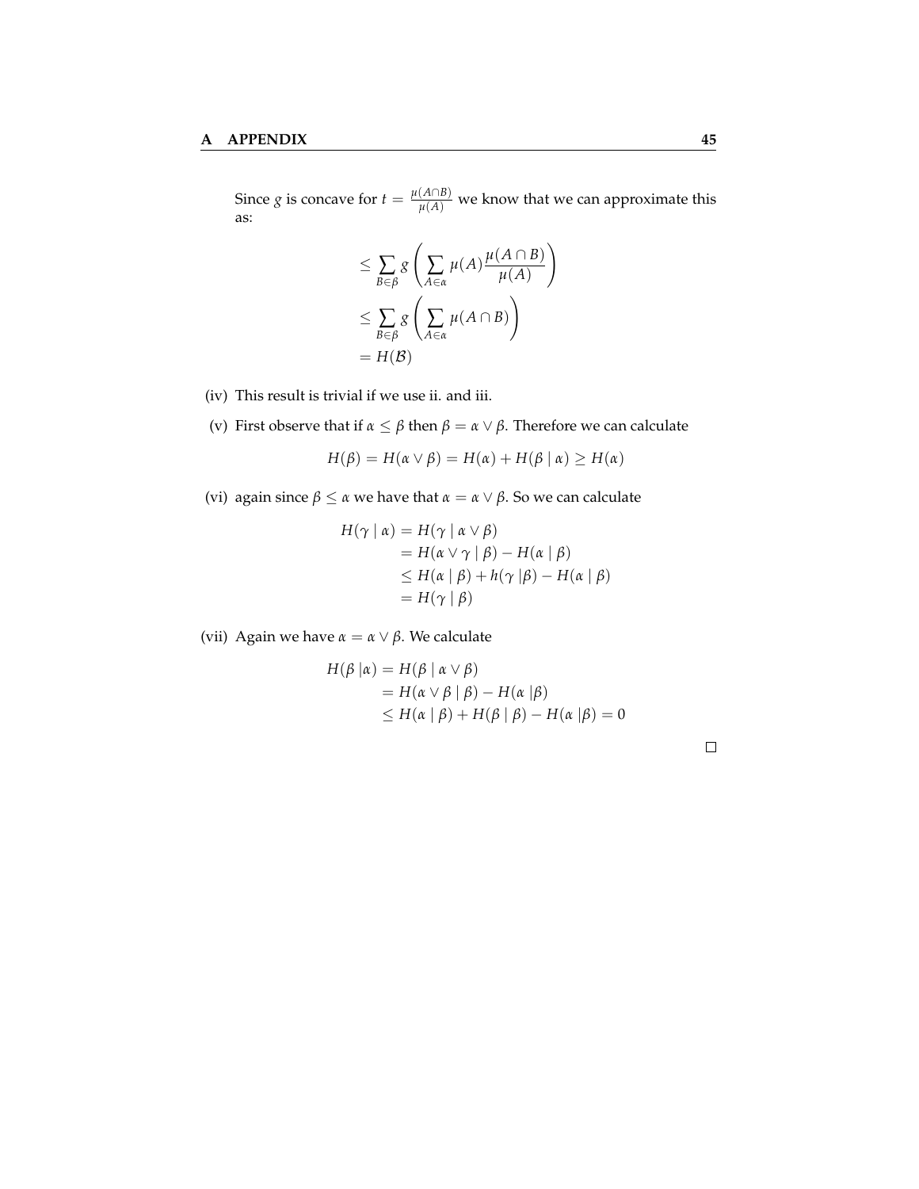Since $g$ is concave for $t = \frac{\mu(A \cap B)}{\mu(A)}$ we know that we can approximate this as:

$$
\begin{aligned}
&\leq \sum_{B \in \beta} g\left(\sum_{A \in \alpha} \mu(A) \frac{\mu(A \cap B)}{\mu(A)}\right) \\
&\leq \sum_{B \in \beta} g\left(\sum_{A \in \alpha} \mu(A \cap B)\right) \\
&= H(\mathcal{B})
\end{aligned}
$$

(iv) This result is trivial if we use ii. and iii.

(v) First observe that if $\alpha \leq \beta$ then $\beta = \alpha \vee \beta$. Therefore we can calculate

$$
H(\beta) = H(\alpha \vee \beta) = H(\alpha) + H(\beta \mid \alpha) \geq H(\alpha)
$$

(vi) again since $\beta \leq \alpha$ we have that $\alpha = \alpha \vee \beta$. So we can calculate

$$
\begin{aligned}
H(\gamma \mid \alpha) &= H(\gamma \mid \alpha \vee \beta) \\
&= H(\alpha \vee \gamma \mid \beta) - H(\alpha \mid \beta) \\
&\leq H(\alpha \mid \beta) + h(\gamma \mid \beta) - H(\alpha \mid \beta) \\
&= H(\gamma \mid \beta)
\end{aligned}
$$

(vii) Again we have $\alpha = \alpha \vee \beta$. We calculate

$$
\begin{aligned}
H(\beta \mid \alpha) &= H(\beta \mid \alpha \vee \beta) \\
&= H(\alpha \vee \beta \mid \beta) - H(\alpha \mid \beta) \\
&\leq H(\alpha \mid \beta) + H(\beta \mid \beta) - H(\alpha \mid \beta) = 0
\end{aligned}
$$

□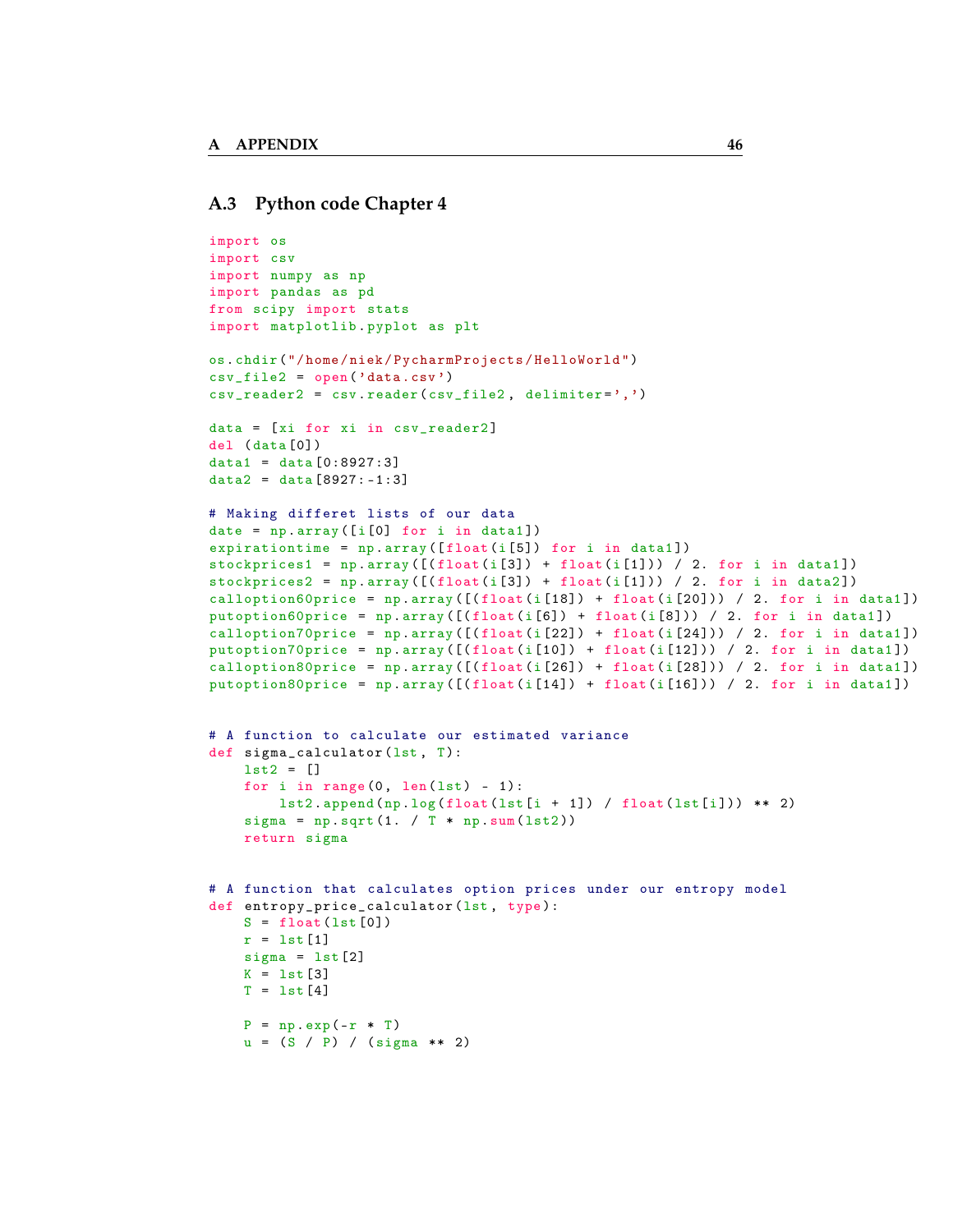## A.3 Python code Chapter 4

```
import os
import csv
import numpy as np
import pandas as pd
from scipy import stats
import matplotlib.pyplot as plt

os.chdir("/home/niek/PycharmProjects/HelloWorld")
csv_file2 = open('data.csv')
csv_reader2 = csv.reader(csv_file2, delimiter=',')

data = [xi for xi in csv_reader2]
del (data[0])
data1 = data[0:8927:3]
data2 = data[8927:-1:3]

# Making differet lists of our data
date = np.array([i[0] for i in data1])
expirationtime = np.array([float(i[5]) for i in data1])
stockprices1 = np.array([(float(i[3]) + float(i[1])) / 2. for i in data1])
stockprices2 = np.array([(float(i[3]) + float(i[1])) / 2. for i in data2])
calloption60price = np.array([(float(i[18]) + float(i[20])) / 2. for i in data1])
putoption60price = np.array([(float(i[6]) + float(i[8])) / 2. for i in data1])
calloption70price = np.array([(float(i[22]) + float(i[24])) / 2. for i in data1])
putoption70price = np.array([(float(i[10]) + float(i[12])) / 2. for i in data1])
calloption80price = np.array([(float(i[26]) + float(i[28])) / 2. for i in data1])
putoption80price = np.array([(float(i[14]) + float(i[16])) / 2. for i in data1])


# A function to calculate our estimated variance
def sigma_calculator(lst, T):
    lst2 = []
    for i in range(0, len(lst) - 1):
        lst2.append(np.log(float(lst[i + 1]) / float(lst[i])) ** 2)
    sigma = np.sqrt(1. / T * np.sum(lst2))
    return sigma


# A function that calculates option prices under our entropy model
def entropy_price_calculator(lst, type):
    S = float(lst[0])
    r = lst[1]
    sigma = lst[2]
    K = lst[3]
    T = lst[4]

    P = np.exp(-r * T)
    u = (S / P) / (sigma ** 2)
```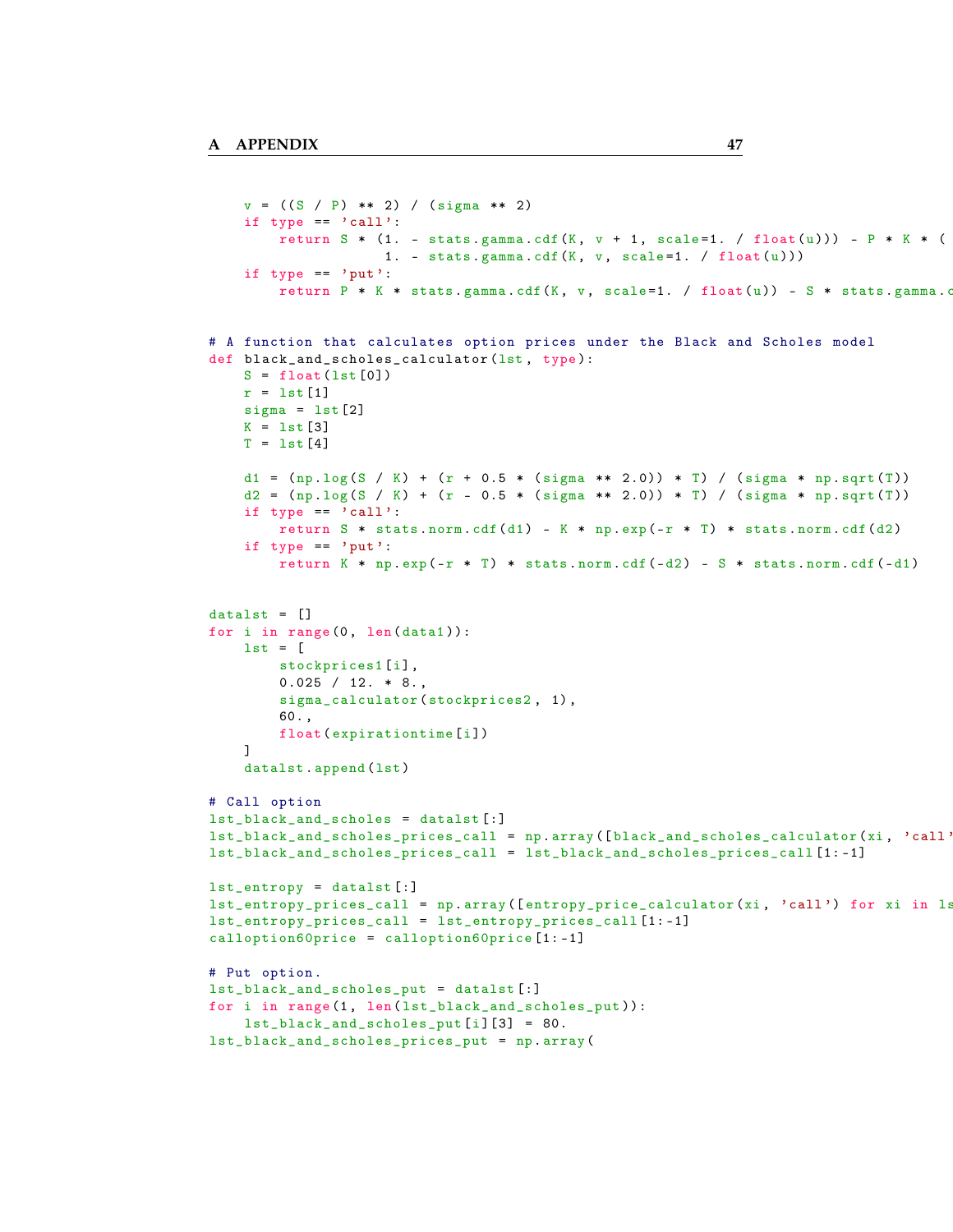```
    v = ((S / P) ** 2) / (sigma ** 2)
    if type == 'call':
        return S * (1. - stats.gamma.cdf(K, v + 1, scale=1. / float(u))) - P * K * (
                    1. - stats.gamma.cdf(K, v, scale=1. / float(u)))
    if type == 'put':
        return P * K * stats.gamma.cdf(K, v, scale=1. / float(u)) - S * stats.gamma.c


# A function that calculates option prices under the Black and Scholes model
def black_and_scholes_calculator(lst, type):
    S = float(lst[0])
    r = lst[1]
    sigma = lst[2]
    K = lst[3]
    T = lst[4]

    d1 = (np.log(S / K) + (r + 0.5 * (sigma ** 2.0)) * T) / (sigma * np.sqrt(T))
    d2 = (np.log(S / K) + (r - 0.5 * (sigma ** 2.0)) * T) / (sigma * np.sqrt(T))
    if type == 'call':
        return S * stats.norm.cdf(d1) - K * np.exp(-r * T) * stats.norm.cdf(d2)
    if type == 'put':
        return K * np.exp(-r * T) * stats.norm.cdf(-d2) - S * stats.norm.cdf(-d1)


datalst = []
for i in range(0, len(data1)):
    lst = [
        stockprices1[i],
        0.025 / 12. * 8.,
        sigma_calculator(stockprices2, 1),
        60.,
        float(expirationtime[i])
    ]
    datalst.append(lst)

# Call option
lst_black_and_scholes = datalst[:]
lst_black_and_scholes_prices_call = np.array([black_and_scholes_calculator(xi, 'call'
lst_black_and_scholes_prices_call = lst_black_and_scholes_prices_call[1:-1]

lst_entropy = datalst[:]
lst_entropy_prices_call = np.array([entropy_price_calculator(xi, 'call') for xi in ls
lst_entropy_prices_call = lst_entropy_prices_call[1:-1]
calloption60price = calloption60price[1:-1]

# Put option.
lst_black_and_scholes_put = datalst[:]
for i in range(1, len(lst_black_and_scholes_put)):
    lst_black_and_scholes_put[i][3] = 80.
lst_black_and_scholes_prices_put = np.array(
```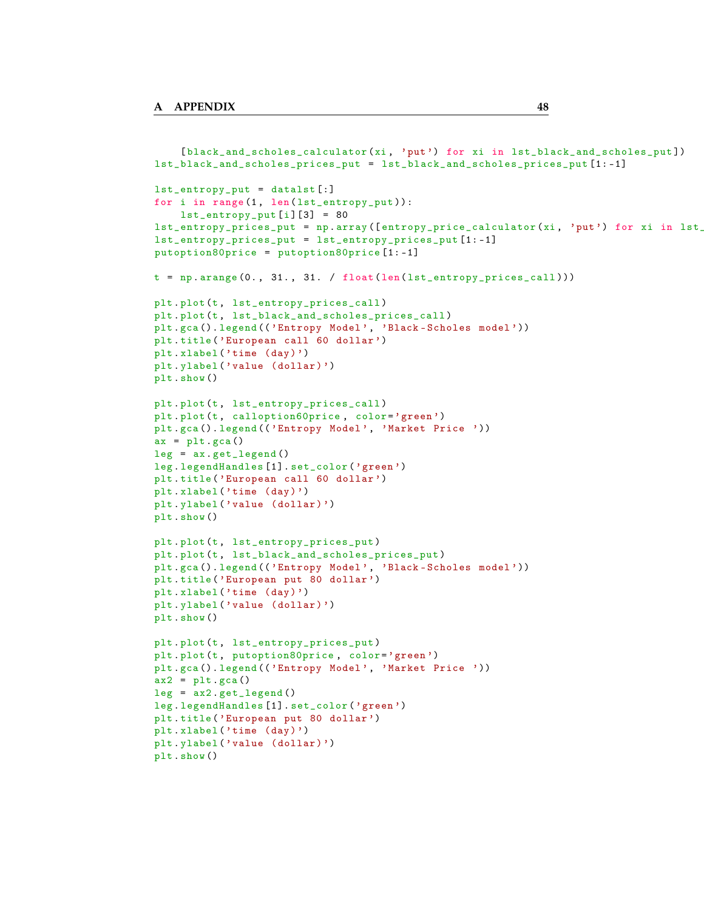```
    [black_and_scholes_calculator(xi, 'put') for xi in lst_black_and_scholes_put])
lst_black_and_scholes_prices_put = lst_black_and_scholes_prices_put[1:-1]

lst_entropy_put = datalst[:]
for i in range(1, len(lst_entropy_put)):
    lst_entropy_put[i][3] = 80
lst_entropy_prices_put = np.array([entropy_price_calculator(xi, 'put') for xi in lst_
lst_entropy_prices_put = lst_entropy_prices_put[1:-1]
putoption80price = putoption80price[1:-1]

t = np.arange(0., 31., 31. / float(len(lst_entropy_prices_call)))

plt.plot(t, lst_entropy_prices_call)
plt.plot(t, lst_black_and_scholes_prices_call)
plt.gca().legend(('Entropy Model', 'Black-Scholes model'))
plt.title('European call 60 dollar')
plt.xlabel('time (day)')
plt.ylabel('value (dollar)')
plt.show()

plt.plot(t, lst_entropy_prices_call)
plt.plot(t, calloption60price, color='green')
plt.gca().legend(('Entropy Model', 'Market Price '))
ax = plt.gca()
leg = ax.get_legend()
leg.legendHandles[1].set_color('green')
plt.title('European call 60 dollar')
plt.xlabel('time (day)')
plt.ylabel('value (dollar)')
plt.show()

plt.plot(t, lst_entropy_prices_put)
plt.plot(t, lst_black_and_scholes_prices_put)
plt.gca().legend(('Entropy Model', 'Black-Scholes model'))
plt.title('European put 80 dollar')
plt.xlabel('time (day)')
plt.ylabel('value (dollar)')
plt.show()

plt.plot(t, lst_entropy_prices_put)
plt.plot(t, putoption80price, color='green')
plt.gca().legend(('Entropy Model', 'Market Price '))
ax2 = plt.gca()
leg = ax2.get_legend()
leg.legendHandles[1].set_color('green')
plt.title('European put 80 dollar')
plt.xlabel('time (day)')
plt.ylabel('value (dollar)')
plt.show()
```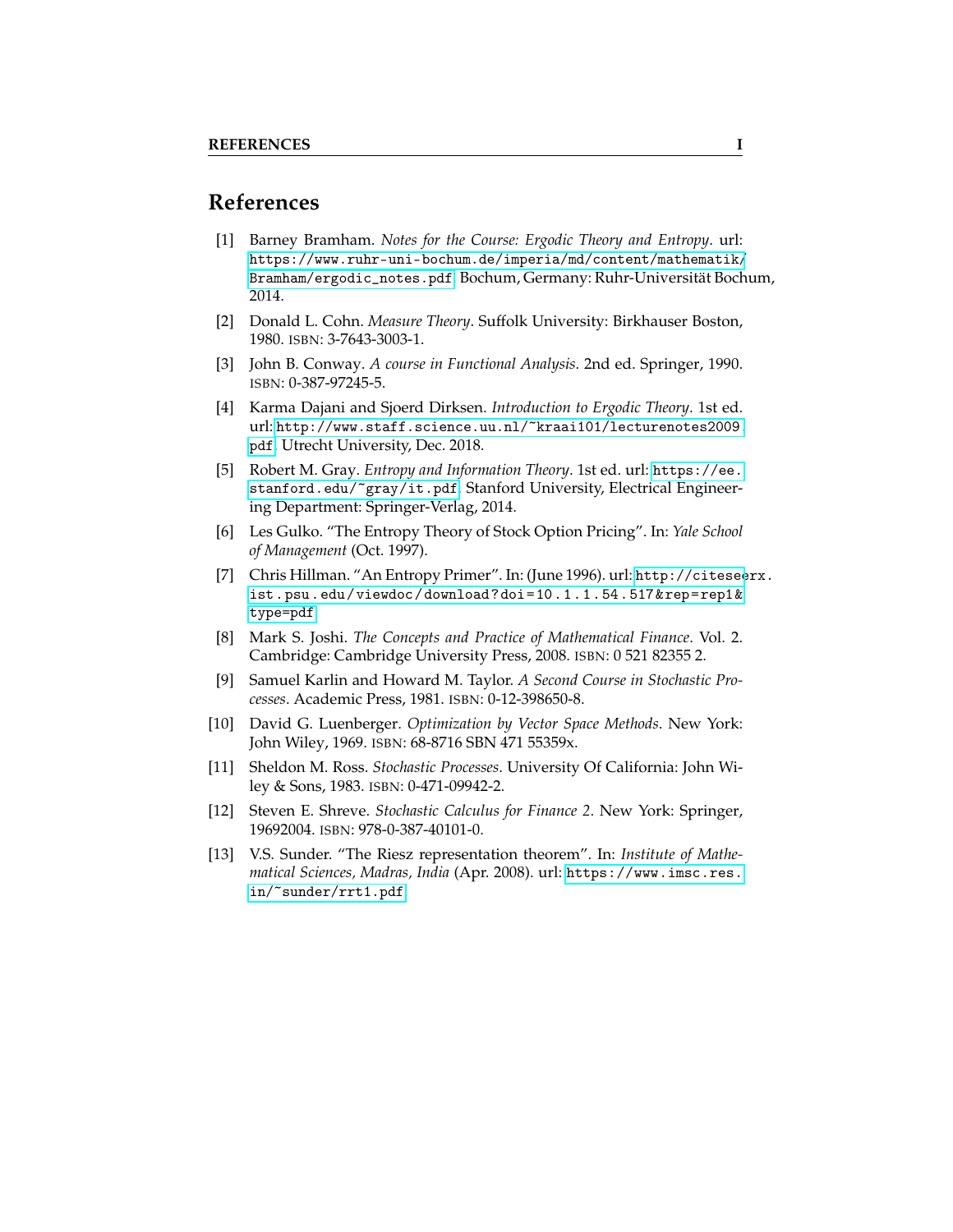# References

[1] Barney Bramham. *Notes for the Course: Ergodic Theory and Entropy*. url: https://www.ruhr-uni-bochum.de/imperia/md/content/mathematik/Bramham/ergodic_notes.pdf. Bochum, Germany: Ruhr-Universität Bochum, 2014.

[2] Donald L. Cohn. *Measure Theory*. Suffolk University: Birkhauser Boston, 1980. ISBN: 3-7643-3003-1.

[3] John B. Conway. *A course in Functional Analysis*. 2nd ed. Springer, 1990. ISBN: 0-387-97245-5.

[4] Karma Dajani and Sjoerd Dirksen. *Introduction to Ergodic Theory*. 1st ed. url: http://www.staff.science.uu.nl/~kraai101/lecturenotes2009.pdf. Utrecht University, Dec. 2018.

[5] Robert M. Gray. *Entropy and Information Theory*. 1st ed. url: https://ee.stanford.edu/~gray/it.pdf. Stanford University, Electrical Engineering Department: Springer-Verlag, 2014.

[6] Les Gulko. "The Entropy Theory of Stock Option Pricing". In: *Yale School of Management* (Oct. 1997).

[7] Chris Hillman. "An Entropy Primer". In: (June 1996). url: http://citeseerx.ist.psu.edu/viewdoc/download?doi=10.1.1.54.517&rep=rep1&type=pdf.

[8] Mark S. Joshi. *The Concepts and Practice of Mathematical Finance*. Vol. 2. Cambridge: Cambridge University Press, 2008. ISBN: 0 521 82355 2.

[9] Samuel Karlin and Howard M. Taylor. *A Second Course in Stochastic Processes*. Academic Press, 1981. ISBN: 0-12-398650-8.

[10] David G. Luenberger. *Optimization by Vector Space Methods*. New York: John Wiley, 1969. ISBN: 68-8716 SBN 471 55359x.

[11] Sheldon M. Ross. *Stochastic Processes*. University Of California: John Wiley & Sons, 1983. ISBN: 0-471-09942-2.

[12] Steven E. Shreve. *Stochastic Calculus for Finance 2*. New York: Springer, 19692004. ISBN: 978-0-387-40101-0.

[13] V.S. Sunder. "The Riesz representation theorem". In: *Institute of Mathematical Sciences, Madras, India* (Apr. 2008). url: https://www.imsc.res.in/~sunder/rrt1.pdf.